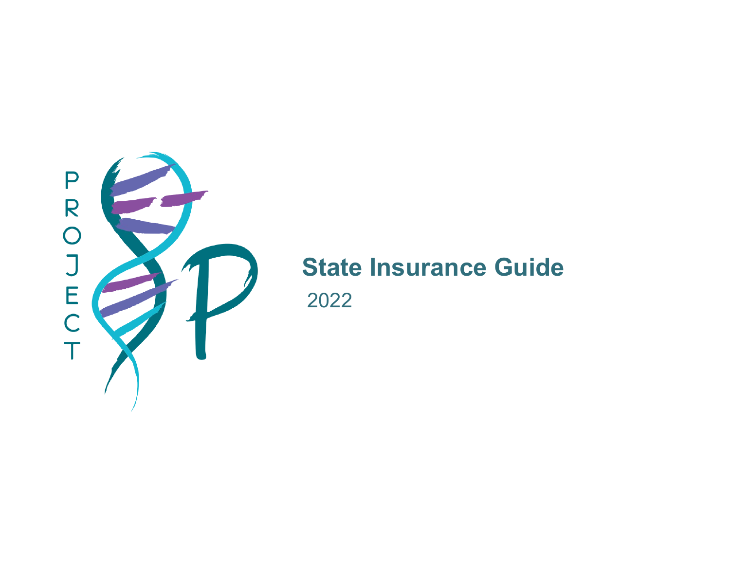PROJECT

# State Insurance Guide

2022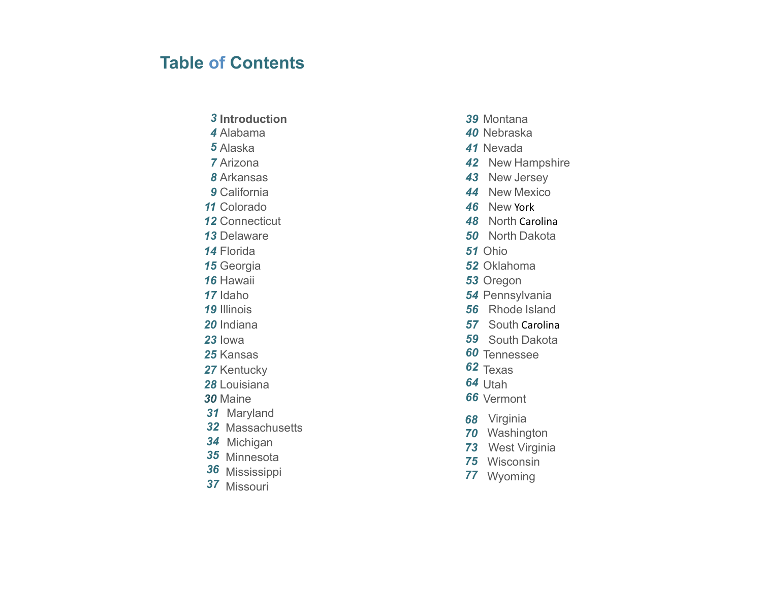# Table of Contents

3 **Introduction**
4 Alabama
5 Alaska
7 Arizona
8 Arkansas
9 California
11 Colorado
12 Connecticut
13 Delaware
14 Florida
15 Georgia
16 Hawaii
17 Idaho
19 Illinois
20 Indiana
23 Iowa
25 Kansas
27 Kentucky
28 Louisiana
30 Maine
31 Maryland
32 Massachusetts
34 Michigan
35 Minnesota
36 Mississippi
37 Missouri
39 Montana
40 Nebraska
41 Nevada
42 New Hampshire
43 New Jersey
44 New Mexico
46 New York
48 North Carolina
50 North Dakota
51 Ohio
52 Oklahoma
53 Oregon
54 Pennsylvania
56 Rhode Island
57 South Carolina
59 South Dakota
60 Tennessee
62 Texas
64 Utah
66 Vermont
68 Virginia
70 Washington
73 West Virginia
75 Wisconsin
77 Wyoming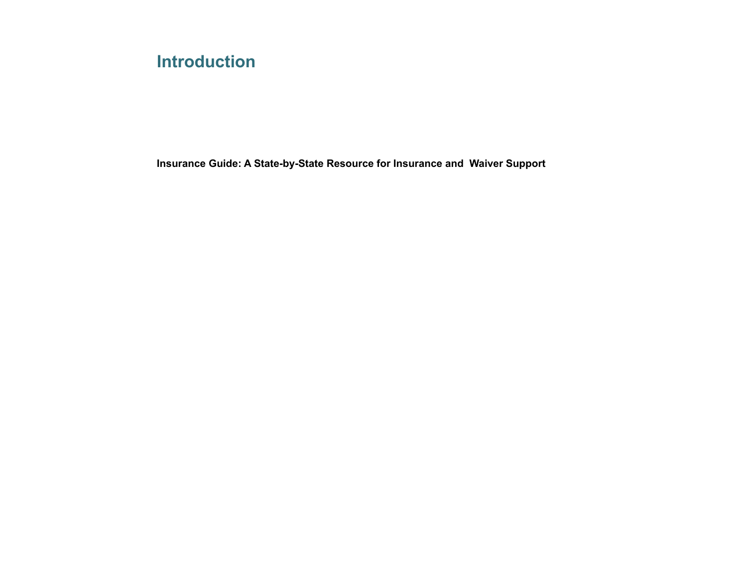# Introduction

**Insurance Guide: A State-by-State Resource for Insurance and  Waiver Support**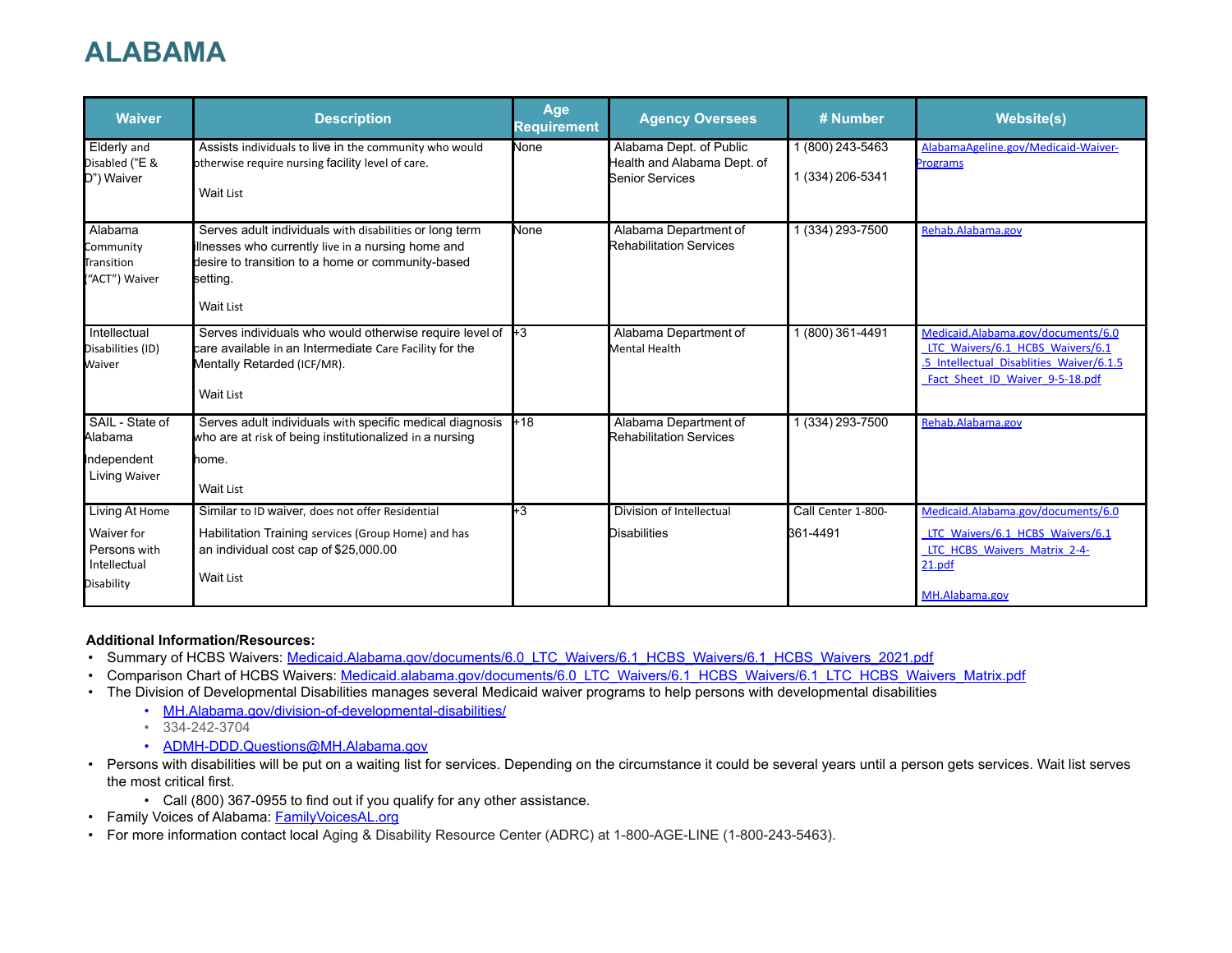# ALABAMA

| Waiver | Description | Age Requirement | Agency Oversees | # Number | Website(s) |
|---|---|---|---|---|---|
| Elderly and Disabled ("E & D") Waiver | Assists individuals to live in the community who would otherwise require nursing facility level of care.<br><br>Wait List | None | Alabama Dept. of Public Health and Alabama Dept. of Senior Services | 1 (800) 243-5463<br><br>1 (334) 206-5341 | AlabamaAgeline.gov/Medicaid-Waiver-Programs |
| Alabama Community Transition ("ACT") Waiver | Serves adult individuals with disabilities or long term illnesses who currently live in a nursing home and desire to transition to a home or community-based setting.<br><br>Wait List | None | Alabama Department of Rehabilitation Services | 1 (334) 293-7500 | Rehab.Alabama.gov |
| Intellectual Disabilities (ID) Waiver | Serves individuals who would otherwise require level of care available in an Intermediate Care Facility for the Mentally Retarded (ICF/MR).<br><br>Wait List | +3 | Alabama Department of Mental Health | 1 (800) 361-4491 | Medicaid.Alabama.gov/documents/6.0_LTC_Waivers/6.1_HCBS_Waivers/6.1.5_Intellectual_Disablities_Waiver/6.1.5_Fact_Sheet_ID_Waiver_9-5-18.pdf |
| SAIL - State of Alabama Independent Living Waiver | Serves adult individuals with specific medical diagnosis who are at risk of being institutionalized in a nursing home.<br><br>Wait List | +18 | Alabama Department of Rehabilitation Services | 1 (334) 293-7500 | Rehab.Alabama.gov |
| Living At Home Waiver for Persons with Intellectual Disability | Similar to ID waiver, does not offer Residential Habilitation Training services (Group Home) and has an individual cost cap of $25,000.00<br><br>Wait List | +3 | Division of Intellectual Disabilities | Call Center 1-800-361-4491 | Medicaid.Alabama.gov/documents/6.0_LTC_Waivers/6.1_HCBS_Waivers/6.1_LTC_HCBS_Waivers_Matrix_2-4-21.pdf<br><br>MH.Alabama.gov |

**Additional Information/Resources:**

- Summary of HCBS Waivers: Medicaid.Alabama.gov/documents/6.0_LTC_Waivers/6.1_HCBS_Waivers/6.1_HCBS_Waivers_2021.pdf
- Comparison Chart of HCBS Waivers: Medicaid.alabama.gov/documents/6.0_LTC_Waivers/6.1_HCBS_Waivers/6.1_LTC_HCBS_Waivers_Matrix.pdf
- The Division of Developmental Disabilities manages several Medicaid waiver programs to help persons with developmental disabilities
  - MH.Alabama.gov/division-of-developmental-disabilities/
  - 334-242-3704
  - ADMH-DDD.Questions@MH.Alabama.gov
- Persons with disabilities will be put on a waiting list for services. Depending on the circumstance it could be several years until a person gets services. Wait list serves the most critical first.
  - Call (800) 367-0955 to find out if you qualify for any other assistance.
- Family Voices of Alabama: FamilyVoicesAL.org
- For more information contact local Aging & Disability Resource Center (ADRC) at 1-800-AGE-LINE (1-800-243-5463).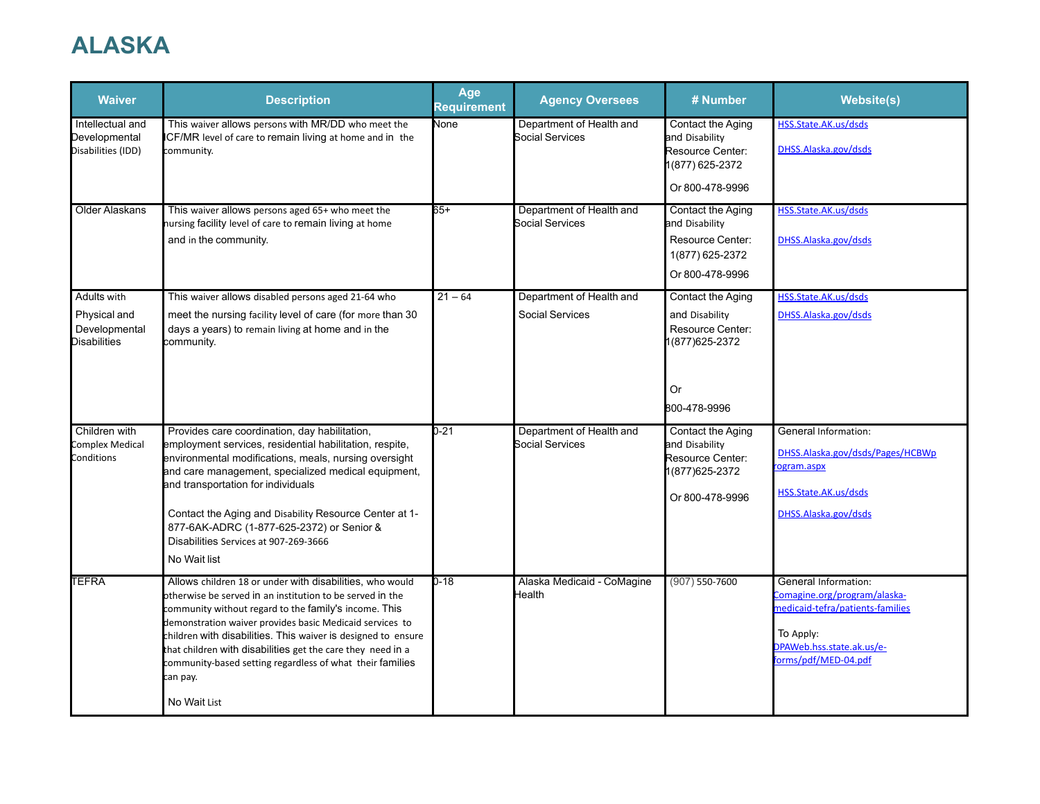# ALASKA

| Waiver | Description | Age Requirement | Agency Oversees | # Number | Website(s) |
|---|---|---|---|---|---|
| Intellectual and Developmental Disabilities (IDD) | This waiver allows persons with MR/DD who meet the ICF/MR level of care to remain living at home and in the community. | None | Department of Health and Social Services | Contact the Aging and Disability Resource Center: 1(877) 625-2372<br><br>Or 800-478-9996 | HSS.State.AK.us/dsds<br><br>DHSS.Alaska.gov/dsds |
| Older Alaskans | This waiver allows persons aged 65+ who meet the nursing facility level of care to remain living at home and in the community. | 65+ | Department of Health and Social Services | Contact the Aging and Disability Resource Center: 1(877) 625-2372<br><br>Or 800-478-9996 | HSS.State.AK.us/dsds<br><br>DHSS.Alaska.gov/dsds |
| Adults with Physical and Developmental Disabilities | This waiver allows disabled persons aged 21-64 who meet the nursing facility level of care (for more than 30 days a years) to remain living at home and in the community. | 21 – 64 | Department of Health and Social Services | Contact the Aging and Disability Resource Center: 1(877)625-2372<br><br>Or<br><br>800-478-9996 | HSS.State.AK.us/dsds<br><br>DHSS.Alaska.gov/dsds |
| Children with Complex Medical Conditions | Provides care coordination, day habilitation, employment services, residential habilitation, respite, environmental modifications, meals, nursing oversight and care management, specialized medical equipment, and transportation for individuals<br><br>Contact the Aging and Disability Resource Center at 1-877-6AK-ADRC (1-877-625-2372) or Senior & Disabilities Services at 907-269-3666<br><br>No Wait list | 0-21 | Department of Health and Social Services | Contact the Aging and Disability Resource Center: 1(877)625-2372<br><br>Or 800-478-9996 | General Information:<br><br>DHSS.Alaska.gov/dsds/Pages/HCBWprogram.aspx<br><br>HSS.State.AK.us/dsds<br><br>DHSS.Alaska.gov/dsds |
| TEFRA | Allows children 18 or under with disabilities, who would otherwise be served in an institution to be served in the community without regard to the family's income. This demonstration waiver provides basic Medicaid services to children with disabilities. This waiver is designed to ensure that children with disabilities get the care they need in a community-based setting regardless of what their families can pay.<br><br>No Wait List | 0-18 | Alaska Medicaid - CoMagine Health | (907) 550-7600 | General Information:<br>Comagine.org/program/alaska-medicaid-tefra/patients-families<br><br>To Apply:<br>DPAWeb.hss.state.ak.us/e-forms/pdf/MED-04.pdf |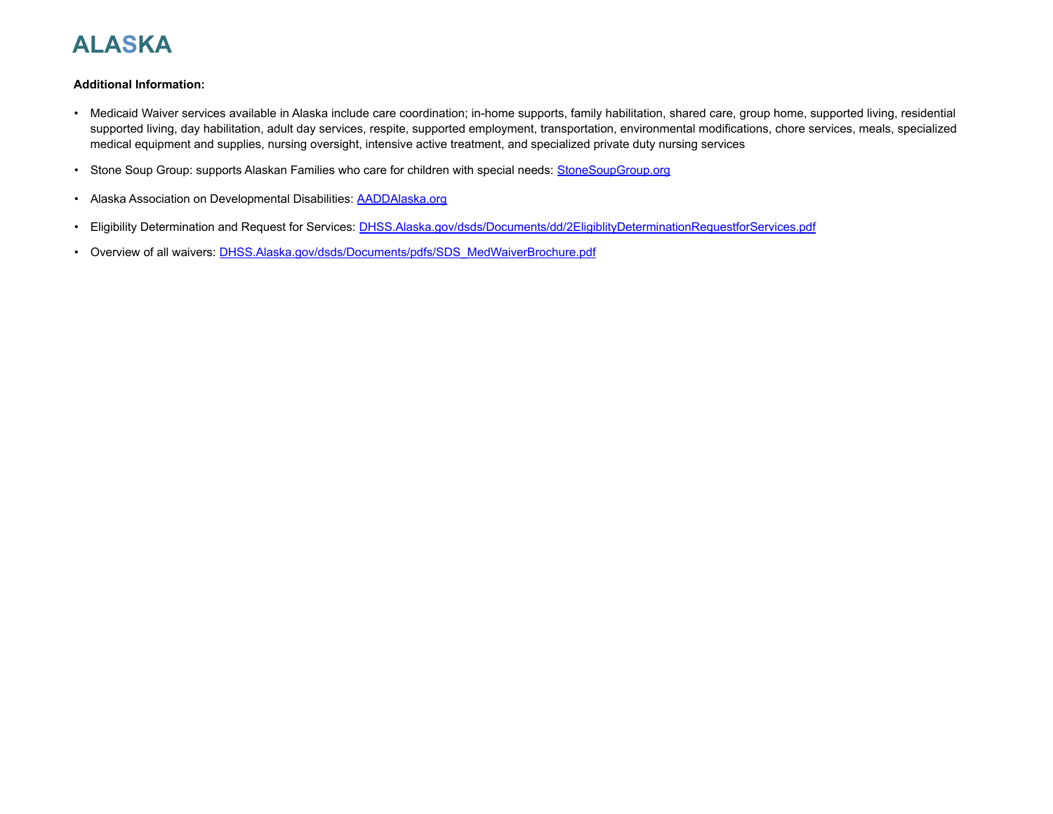# ALASKA

**Additional Information:**

- Medicaid Waiver services available in Alaska include care coordination; in-home supports, family habilitation, shared care, group home, supported living, residential supported living, day habilitation, adult day services, respite, supported employment, transportation, environmental modifications, chore services, meals, specialized medical equipment and supplies, nursing oversight, intensive active treatment, and specialized private duty nursing services
- Stone Soup Group: supports Alaskan Families who care for children with special needs: StoneSoupGroup.org
- Alaska Association on Developmental Disabilities: AADDAlaska.org
- Eligibility Determination and Request for Services: DHSS.Alaska.gov/dsds/Documents/dd/2EligiblityDeterminationRequestforServices.pdf
- Overview of all waivers: DHSS.Alaska.gov/dsds/Documents/pdfs/SDS_MedWaiverBrochure.pdf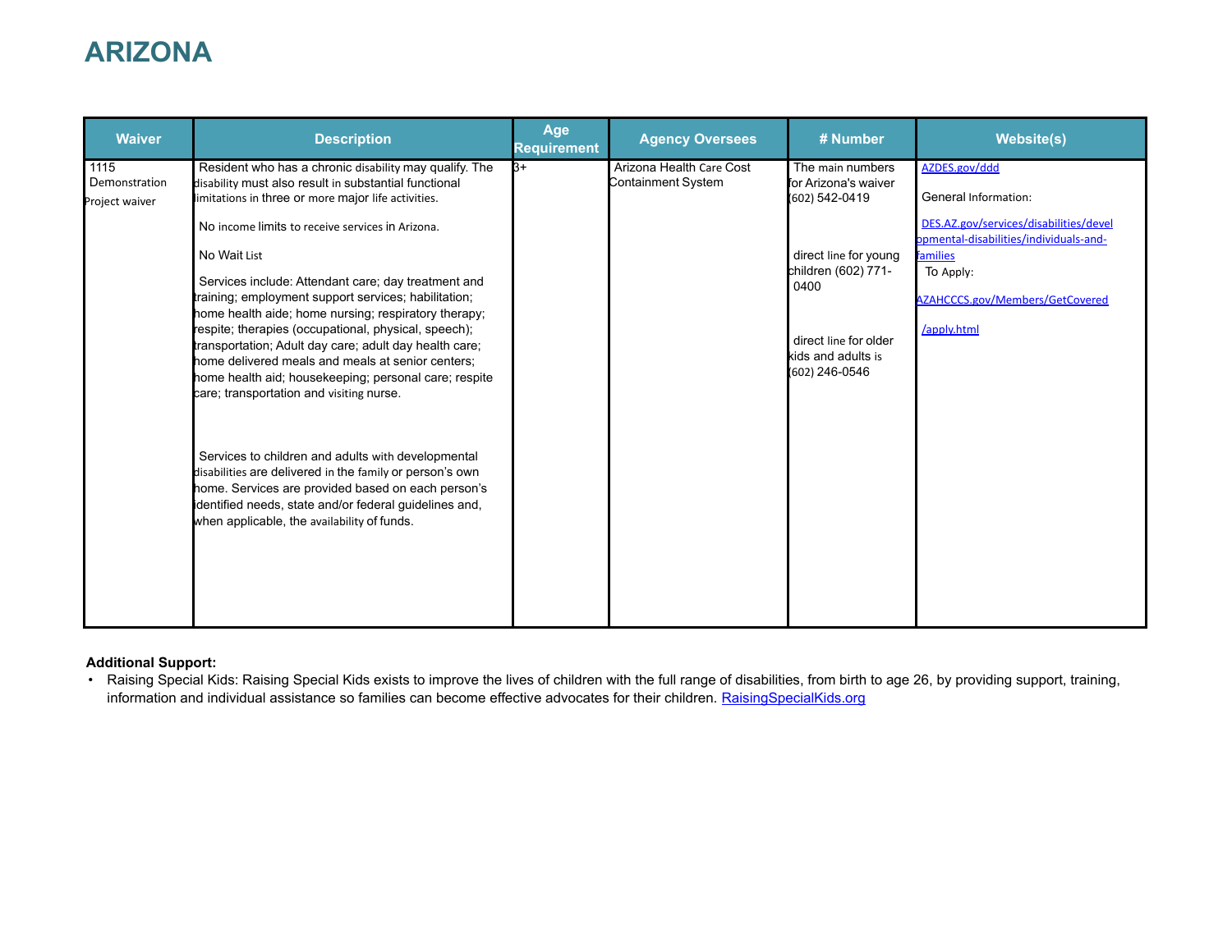# ARIZONA

| Waiver | Description | Age Requirement | Agency Oversees | # Number | Website(s) |
|---|---|---|---|---|---|
| 1115 Demonstration Project waiver | Resident who has a chronic disability may qualify. The disability must also result in substantial functional limitations in three or more major life activities.<br><br>No income limits to receive services in Arizona.<br><br>No Wait List<br><br>Services include: Attendant care; day treatment and training; employment support services; habilitation; home health aide; home nursing; respiratory therapy; respite; therapies (occupational, physical, speech); transportation; Adult day care; adult day health care; home delivered meals and meals at senior centers; home health aid; housekeeping; personal care; respite care; transportation and visiting nurse.<br><br>Services to children and adults with developmental disabilities are delivered in the family or person's own home. Services are provided based on each person's identified needs, state and/or federal guidelines and, when applicable, the availability of funds. | 3+ | Arizona Health Care Cost Containment System | The main numbers for Arizona's waiver (602) 542-0419<br><br>direct line for young children (602) 771-0400<br><br>direct line for older kids and adults is (602) 246-0546 | AZDES.gov/ddd<br><br>General Information:<br><br>DES.AZ.gov/services/disabilities/developmental-disabilities/individuals-and-families<br><br>To Apply:<br><br>AZAHCCCS.gov/Members/GetCovered/apply.html |

**Additional Support:**

- Raising Special Kids: Raising Special Kids exists to improve the lives of children with the full range of disabilities, from birth to age 26, by providing support, training, information and individual assistance so families can become effective advocates for their children. RaisingSpecialKids.org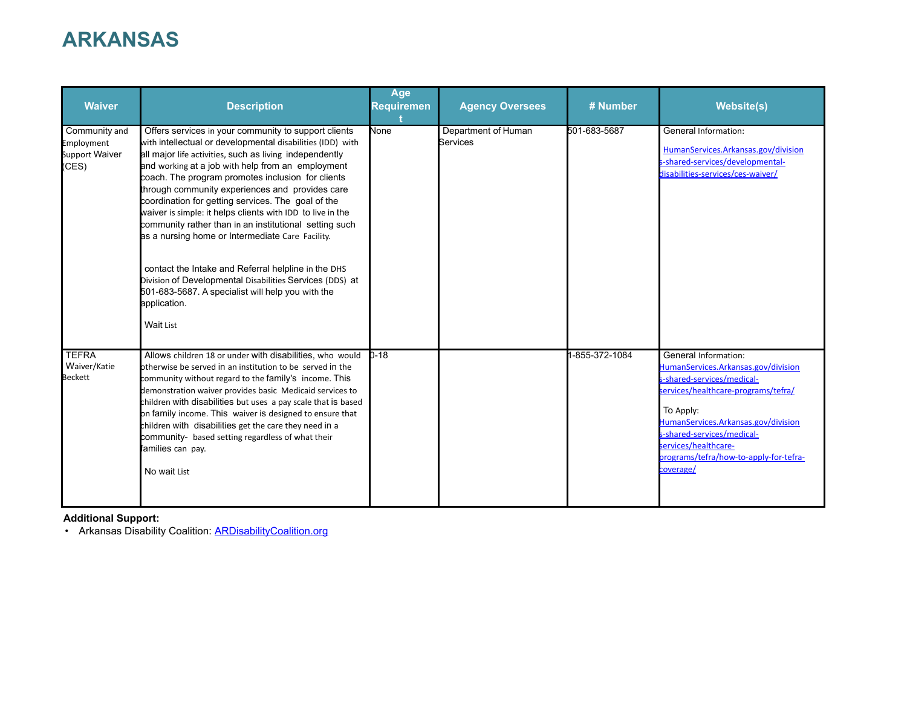# ARKANSAS

| Waiver | Description | Age Requirement | Agency Oversees | # Number | Website(s) |
|---|---|---|---|---|---|
| Community and Employment Support Waiver (CES) | Offers services in your community to support clients with intellectual or developmental disabilities (IDD) with all major life activities, such as living independently and working at a job with help from an employment coach. The program promotes inclusion for clients through community experiences and provides care coordination for getting services. The goal of the waiver is simple: it helps clients with IDD to live in the community rather than in an institutional setting such as a nursing home or Intermediate Care Facility.<br><br>contact the Intake and Referral helpline in the DHS Division of Developmental Disabilities Services (DDS) at 501-683-5687. A specialist will help you with the application.<br><br>Wait List | None | Department of Human Services | 501-683-5687 | General Information:<br>[HumanServices.Arkansas.gov/divisions-shared-services/developmental-disabilities-services/ces-waiver/](HumanServices.Arkansas.gov/divisions-shared-services/developmental-disabilities-services/ces-waiver/) |
| TEFRA Waiver/Katie Beckett | Allows children 18 or under with disabilities, who would otherwise be served in an institution to be served in the community without regard to the family's income. This demonstration waiver provides basic Medicaid services to children with disabilities but uses a pay scale that is based on family income. This waiver is designed to ensure that children with disabilities get the care they need in a community- based setting regardless of what their families can pay.<br><br>No wait List | 0-18 | | 1-855-372-1084 | General Information:<br>[HumanServices.Arkansas.gov/divisions-shared-services/medical-services/healthcare-programs/tefra/](HumanServices.Arkansas.gov/divisions-shared-services/medical-services/healthcare-programs/tefra/)<br><br>To Apply:<br>[HumanServices.Arkansas.gov/divisions-shared-services/medical-services/healthcare-programs/tefra/how-to-apply-for-tefra-coverage/](HumanServices.Arkansas.gov/divisions-shared-services/medical-services/healthcare-programs/tefra/how-to-apply-for-tefra-coverage/) |

**Additional Support:**

- Arkansas Disability Coalition: [ARDisabilityCoalition.org](ARDisabilityCoalition.org)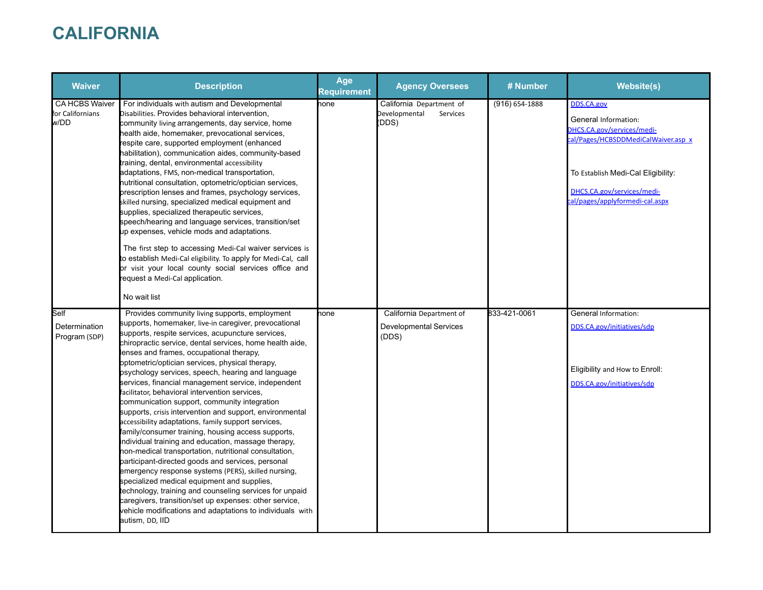# CALIFORNIA

| Waiver | Description | Age Requirement | Agency Oversees | # Number | Website(s) |
|---|---|---|---|---|---|
| CA HCBS Waiver for Californians w/DD | For individuals with autism and Developmental Disabilities. Provides behavioral intervention, community living arrangements, day service, home health aide, homemaker, prevocational services, respite care, supported employment (enhanced habilitation), communication aides, community-based training, dental, environmental accessibility adaptations, FMS, non-medical transportation, nutritional consultation, optometric/optician services, prescription lenses and frames, psychology services, skilled nursing, specialized medical equipment and supplies, specialized therapeutic services, speech/hearing and language services, transition/set up expenses, vehicle mods and adaptations.<br><br>The first step to accessing Medi-Cal waiver services is to establish Medi-Cal eligibility. To apply for Medi-Cal, call or visit your local county social services office and request a Medi-Cal application.<br><br>No wait list | none | California Department of Developmental Services (DDS) | (916) 654-1888 | DDS.CA.gov<br><br>General Information:<br>DHCS.CA.gov/services/medi-cal/Pages/HCBSDDMediCalWaiver.asp x<br><br>To Establish Medi-Cal Eligibility:<br><br>DHCS.CA.gov/services/medi-cal/pages/applyformedi-cal.aspx |
| Self Determination Program (SDP) | Provides community living supports, employment supports, homemaker, live-in caregiver, prevocational supports, respite services, acupuncture services, chiropractic service, dental services, home health aide, lenses and frames, occupational therapy, optometric/optician services, physical therapy, psychology services, speech, hearing and language services, financial management service, independent facilitator, behavioral intervention services, communication support, community integration supports, crisis intervention and support, environmental accessibility adaptations, family support services, family/consumer training, housing access supports, individual training and education, massage therapy, non-medical transportation, nutritional consultation, participant-directed goods and services, personal emergency response systems (PERS), skilled nursing, specialized medical equipment and supplies, technology, training and counseling services for unpaid caregivers, transition/set up expenses: other service, vehicle modifications and adaptations to individuals with autism, DD, IID | none | California Department of Developmental Services (DDS) | 833-421-0061 | General Information:<br>DDS.CA.gov/initiatives/sdp<br><br>Eligibility and How to Enroll:<br>DDS.CA.gov/initiatives/sdp |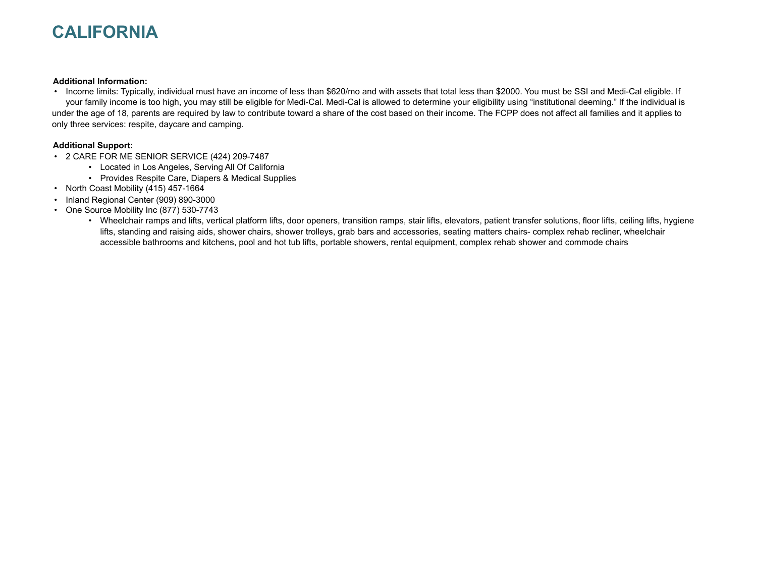# CALIFORNIA

**Additional Information:**

- Income limits: Typically, individual must have an income of less than $620/mo and with assets that total less than $2000. You must be SSI and Medi-Cal eligible. If your family income is too high, you may still be eligible for Medi-Cal. Medi-Cal is allowed to determine your eligibility using "institutional deeming." If the individual is under the age of 18, parents are required by law to contribute toward a share of the cost based on their income. The FCPP does not affect all families and it applies to only three services: respite, daycare and camping.

**Additional Support:**

- 2 CARE FOR ME SENIOR SERVICE (424) 209-7487
    - Located in Los Angeles, Serving All Of California
    - Provides Respite Care, Diapers & Medical Supplies
- North Coast Mobility (415) 457-1664
- Inland Regional Center (909) 890-3000
- One Source Mobility Inc (877) 530-7743
    - Wheelchair ramps and lifts, vertical platform lifts, door openers, transition ramps, stair lifts, elevators, patient transfer solutions, floor lifts, ceiling lifts, hygiene lifts, standing and raising aids, shower chairs, shower trolleys, grab bars and accessories, seating matters chairs- complex rehab recliner, wheelchair accessible bathrooms and kitchens, pool and hot tub lifts, portable showers, rental equipment, complex rehab shower and commode chairs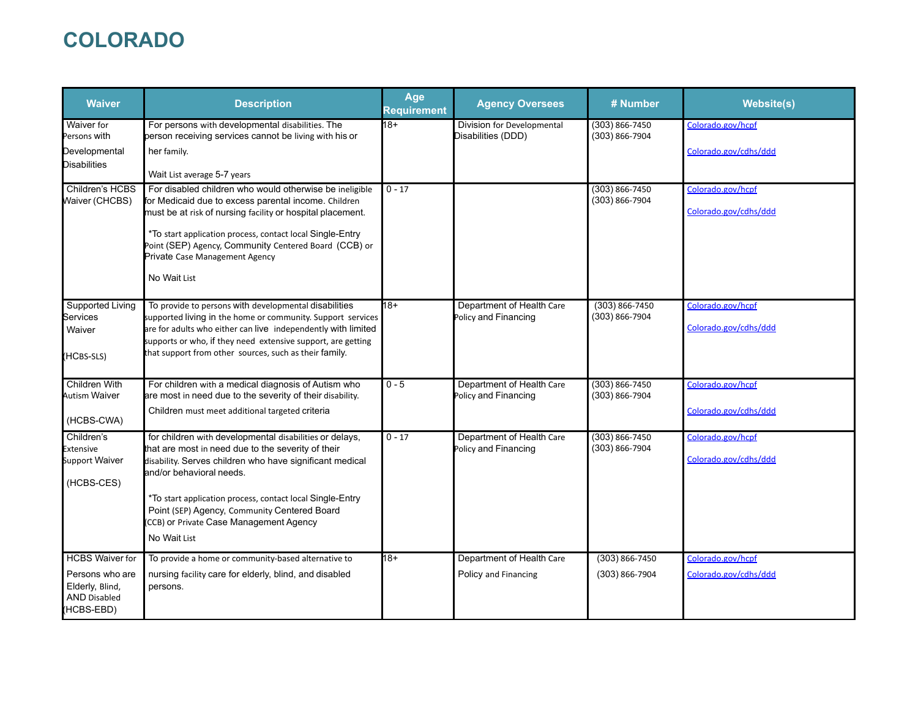# COLORADO

| Waiver | Description | Age Requirement | Agency Oversees | # Number | Website(s) |
|---|---|---|---|---|---|
| Waiver for Persons with Developmental Disabilities | For persons with developmental disabilities. The person receiving services cannot be living with his or her family.<br><br>Wait List average 5-7 years | 18+ | Division for Developmental Disabilities (DDD) | (303) 866-7450<br>(303) 866-7904 | Colorado.gov/hcpf<br><br>Colorado.gov/cdhs/ddd |
| Children's HCBS Waiver (CHCBS) | For disabled children who would otherwise be ineligible for Medicaid due to excess parental income. Children must be at risk of nursing facility or hospital placement.<br><br>*To start application process, contact local Single-Entry Point (SEP) Agency, Community Centered Board (CCB) or Private Case Management Agency<br><br>No Wait List | 0 - 17 | | (303) 866-7450<br>(303) 866-7904 | Colorado.gov/hcpf<br><br>Colorado.gov/cdhs/ddd |
| Supported Living Services Waiver<br><br>(HCBS-SLS) | To provide to persons with developmental disabilities supported living in the home or community. Support services are for adults who either can live independently with limited supports or who, if they need extensive support, are getting that support from other sources, such as their family. | 18+ | Department of Health Care Policy and Financing | (303) 866-7450<br>(303) 866-7904 | Colorado.gov/hcpf<br><br>Colorado.gov/cdhs/ddd |
| Children With Autism Waiver<br><br>(HCBS-CWA) | For children with a medical diagnosis of Autism who are most in need due to the severity of their disability.<br>Children must meet additional targeted criteria | 0 - 5 | Department of Health Care Policy and Financing | (303) 866-7450<br>(303) 866-7904 | Colorado.gov/hcpf<br><br>Colorado.gov/cdhs/ddd |
| Children's Extensive Support Waiver<br><br>(HCBS-CES) | for children with developmental disabilities or delays, that are most in need due to the severity of their disability. Serves children who have significant medical and/or behavioral needs.<br><br>*To start application process, contact local Single-Entry Point (SEP) Agency, Community Centered Board (CCB) or Private Case Management Agency<br>No Wait List | 0 - 17 | Department of Health Care Policy and Financing | (303) 866-7450<br>(303) 866-7904 | Colorado.gov/hcpf<br><br>Colorado.gov/cdhs/ddd |
| HCBS Waiver for Persons who are Elderly, Blind, AND Disabled (HCBS-EBD) | To provide a home or community-based alternative to nursing facility care for elderly, blind, and disabled persons. | 18+ | Department of Health Care Policy and Financing | (303) 866-7450<br>(303) 866-7904 | Colorado.gov/hcpf<br>Colorado.gov/cdhs/ddd |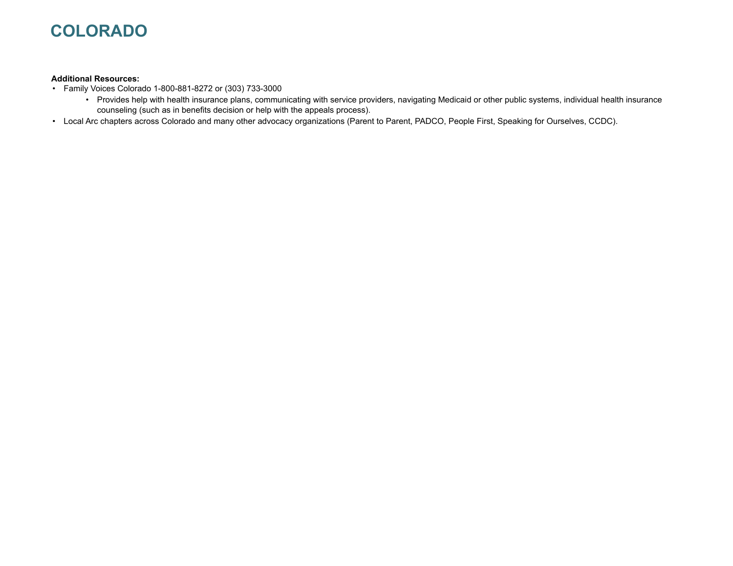# COLORADO

**Additional Resources:**

- Family Voices Colorado 1-800-881-8272 or (303) 733-3000
    - Provides help with health insurance plans, communicating with service providers, navigating Medicaid or other public systems, individual health insurance counseling (such as in benefits decision or help with the appeals process).
- Local Arc chapters across Colorado and many other advocacy organizations (Parent to Parent, PADCO, People First, Speaking for Ourselves, CCDC).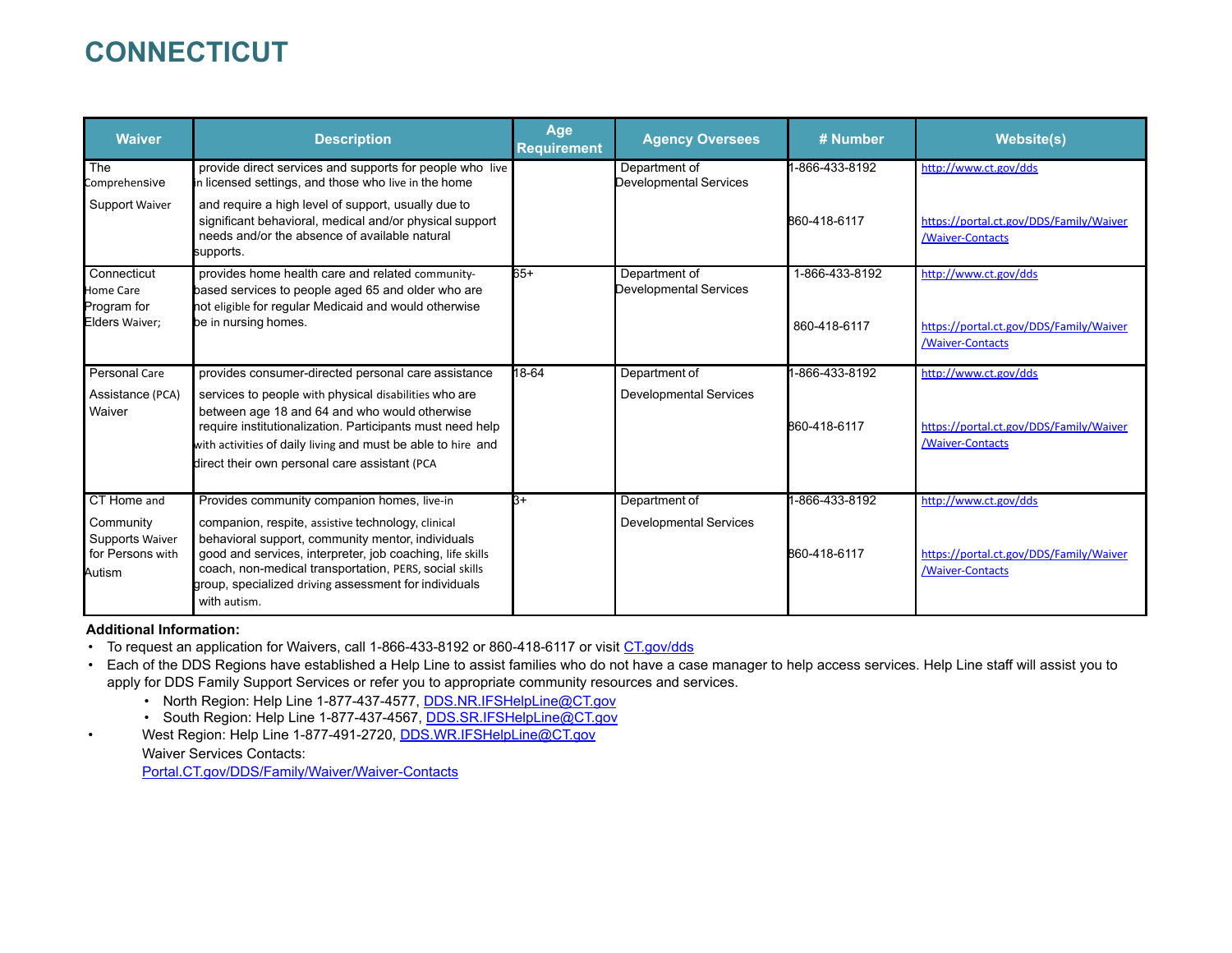# CONNECTICUT

| Waiver | Description | Age Requirement | Agency Oversees | # Number | Website(s) |
|---|---|---|---|---|---|
| The Comprehensive Support Waiver | provide direct services and supports for people who live in licensed settings, and those who live in the home and require a high level of support, usually due to significant behavioral, medical and/or physical support needs and/or the absence of available natural supports. | | Department of Developmental Services | 1-866-433-8192<br><br>860-418-6117 | http://www.ct.gov/dds<br><br>https://portal.ct.gov/DDS/Family/Waiver/Waiver-Contacts |
| Connecticut Home Care Program for Elders Waiver; | provides home health care and related community-based services to people aged 65 and older who are not eligible for regular Medicaid and would otherwise be in nursing homes. | 65+ | Department of Developmental Services | 1-866-433-8192<br><br>860-418-6117 | http://www.ct.gov/dds<br><br>https://portal.ct.gov/DDS/Family/Waiver/Waiver-Contacts |
| Personal Care Assistance (PCA) Waiver | provides consumer-directed personal care assistance services to people with physical disabilities who are between age 18 and 64 and who would otherwise require institutionalization. Participants must need help with activities of daily living and must be able to hire and direct their own personal care assistant (PCA | 18-64 | Department of Developmental Services | 1-866-433-8192<br><br>860-418-6117 | http://www.ct.gov/dds<br><br>https://portal.ct.gov/DDS/Family/Waiver/Waiver-Contacts |
| CT Home and Community Supports Waiver for Persons with Autism | Provides community companion homes, live-in companion, respite, assistive technology, clinical behavioral support, community mentor, individuals good and services, interpreter, job coaching, life skills coach, non-medical transportation, PERS, social skills group, specialized driving assessment for individuals with autism. | 3+ | Department of Developmental Services | 1-866-433-8192<br><br>860-418-6117 | http://www.ct.gov/dds<br><br>https://portal.ct.gov/DDS/Family/Waiver/Waiver-Contacts |

**Additional Information:**

- To request an application for Waivers, call 1-866-433-8192 or 860-418-6117 or visit CT.gov/dds
- Each of the DDS Regions have established a Help Line to assist families who do not have a case manager to help access services. Help Line staff will assist you to apply for DDS Family Support Services or refer you to appropriate community resources and services.
  - North Region: Help Line 1-877-437-4577, DDS.NR.IFSHelpLine@CT.gov
  - South Region: Help Line 1-877-437-4567, DDS.SR.IFSHelpLine@CT.gov
- West Region: Help Line 1-877-491-2720, DDS.WR.IFSHelpLine@CT.gov
  Waiver Services Contacts:
  Portal.CT.gov/DDS/Family/Waiver/Waiver-Contacts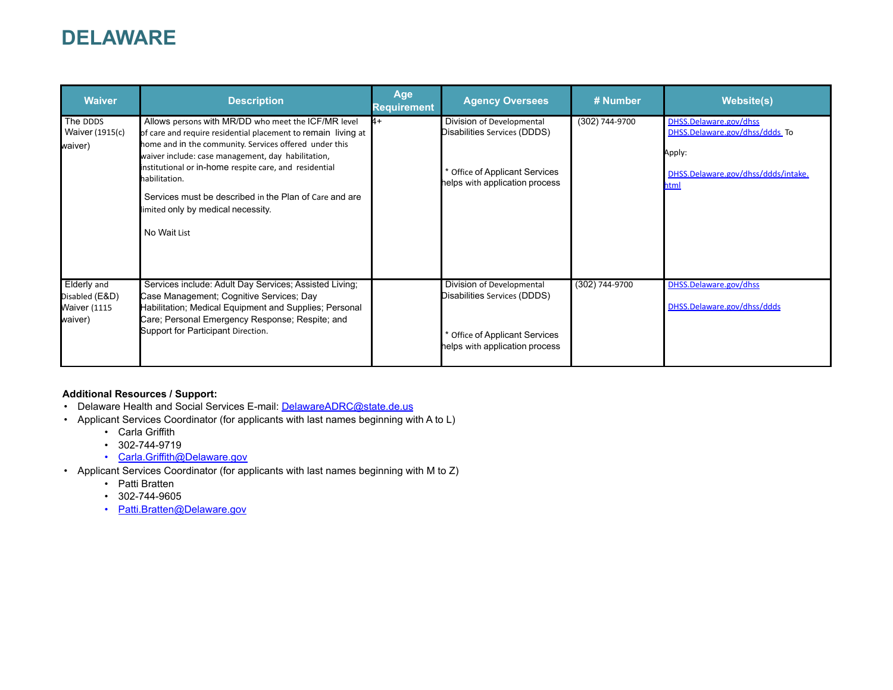# DELAWARE

| Waiver | Description | Age Requirement | Agency Oversees | # Number | Website(s) |
|---|---|---|---|---|---|
| The DDDS Waiver (1915(c) waiver) | Allows persons with MR/DD who meet the ICF/MR level of care and require residential placement to remain living at home and in the community. Services offered under this waiver include: case management, day habilitation, institutional or in-home respite care, and residential habilitation.<br><br>Services must be described in the Plan of Care and are limited only by medical necessity.<br><br>No Wait List | 4+ | Division of Developmental Disabilities Services (DDDS)<br><br>* Office of Applicant Services helps with application process | (302) 744-9700 | DHSS.Delaware.gov/dhss<br>DHSS.Delaware.gov/dhss/ddds To Apply:<br>DHSS.Delaware.gov/dhss/ddds/intake.html |
| Elderly and Disabled (E&D) Waiver (1115 waiver) | Services include: Adult Day Services; Assisted Living; Case Management; Cognitive Services; Day Habilitation; Medical Equipment and Supplies; Personal Care; Personal Emergency Response; Respite; and Support for Participant Direction. | | Division of Developmental Disabilities Services (DDDS)<br><br>* Office of Applicant Services helps with application process | (302) 744-9700 | DHSS.Delaware.gov/dhss<br><br>DHSS.Delaware.gov/dhss/ddds |

**Additional Resources / Support:**

- Delaware Health and Social Services E-mail: DelawareADRC@state.de.us
- Applicant Services Coordinator (for applicants with last names beginning with A to L)
  - Carla Griffith
  - 302-744-9719
  - Carla.Griffith@Delaware.gov
- Applicant Services Coordinator (for applicants with last names beginning with M to Z)
  - Patti Bratten
  - 302-744-9605
  - Patti.Bratten@Delaware.gov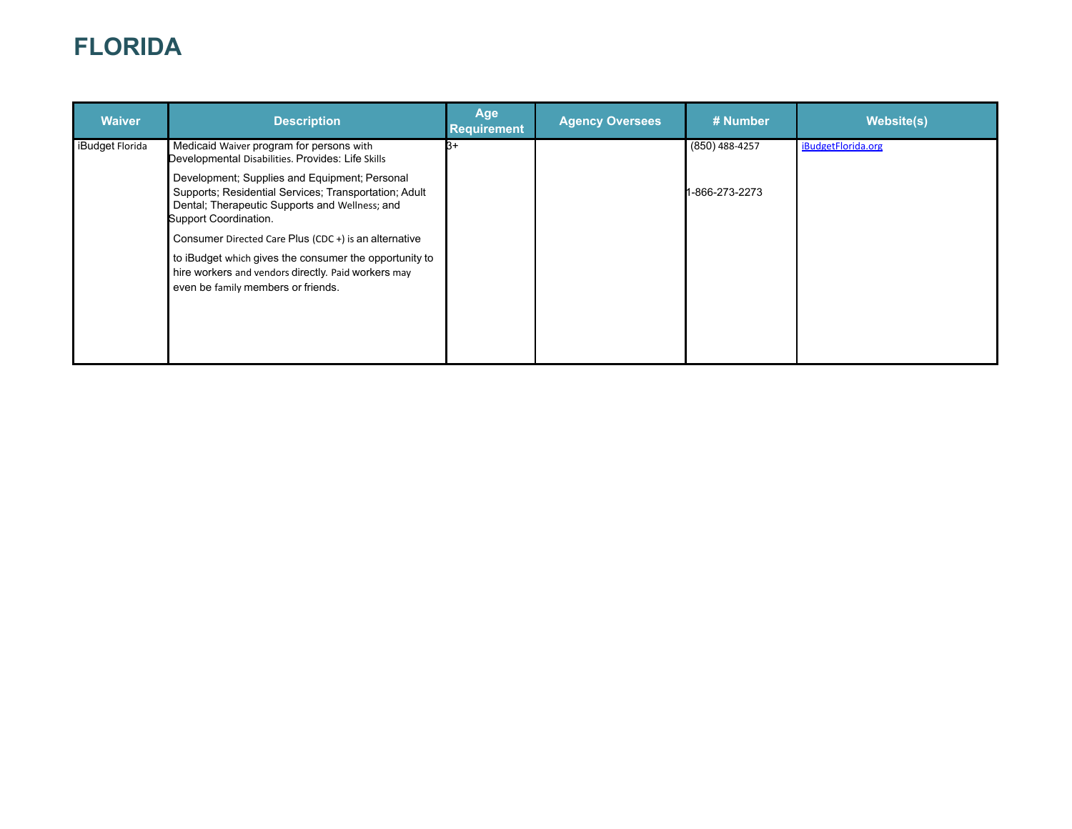# FLORIDA

| Waiver | Description | Age Requirement | Agency Oversees | # Number | Website(s) |
|---|---|---|---|---|---|
| iBudget Florida | Medicaid Waiver program for persons with Developmental Disabilities. Provides: Life Skills Development; Supplies and Equipment; Personal Supports; Residential Services; Transportation; Adult Dental; Therapeutic Supports and Wellness; and Support Coordination.<br><br>Consumer Directed Care Plus (CDC +) is an alternative to iBudget which gives the consumer the opportunity to hire workers and vendors directly. Paid workers may even be family members or friends. | 3+ | | (850) 488-4257<br><br>1-866-273-2273 | iBudgetFlorida.org |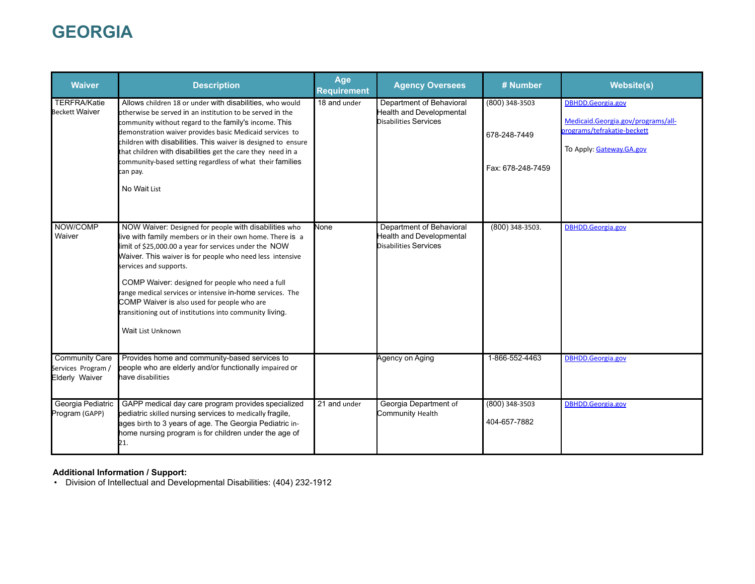# GEORGIA

| Waiver | Description | Age Requirement | Agency Oversees | # Number | Website(s) |
|---|---|---|---|---|---|
| TERFRA/Katie Beckett Waiver | Allows children 18 or under with disabilities, who would otherwise be served in an institution to be served in the community without regard to the family's income. This demonstration waiver provides basic Medicaid services to children with disabilities. This waiver is designed to ensure that children with disabilities get the care they need in a community-based setting regardless of what their families can pay.<br><br>No Wait List | 18 and under | Department of Behavioral Health and Developmental Disabilities Services | (800) 348-3503<br><br>678-248-7449<br><br>Fax: 678-248-7459 | DBHDD.Georgia.gov<br><br>Medicaid.Georgia.gov/programs/all-programs/tefrakatie-beckett<br><br>To Apply: Gateway.GA.gov |
| NOW/COMP Waiver | NOW Waiver: Designed for people with disabilities who live with family members or in their own home. There is a limit of $25,000.00 a year for services under the NOW Waiver. This waiver is for people who need less intensive services and supports.<br><br>COMP Waiver: designed for people who need a full range medical services or intensive in-home services. The COMP Waiver is also used for people who are transitioning out of institutions into community living.<br><br>Wait List Unknown | None | Department of Behavioral Health and Developmental Disabilities Services | (800) 348-3503. | DBHDD.Georgia.gov |
| Community Care Services Program / Elderly Waiver | Provides home and community-based services to people who are elderly and/or functionally impaired or have disabilities | | Agency on Aging | 1-866-552-4463 | DBHDD.Georgia.gov |
| Georgia Pediatric Program (GAPP) | GAPP medical day care program provides specialized pediatric skilled nursing services to medically fragile, ages birth to 3 years of age. The Georgia Pediatric in-home nursing program is for children under the age of 21. | 21 and under | Georgia Department of Community Health | (800) 348-3503<br><br>404-657-7882 | DBHDD.Georgia.gov |

**Additional Information / Support:**

- Division of Intellectual and Developmental Disabilities: (404) 232-1912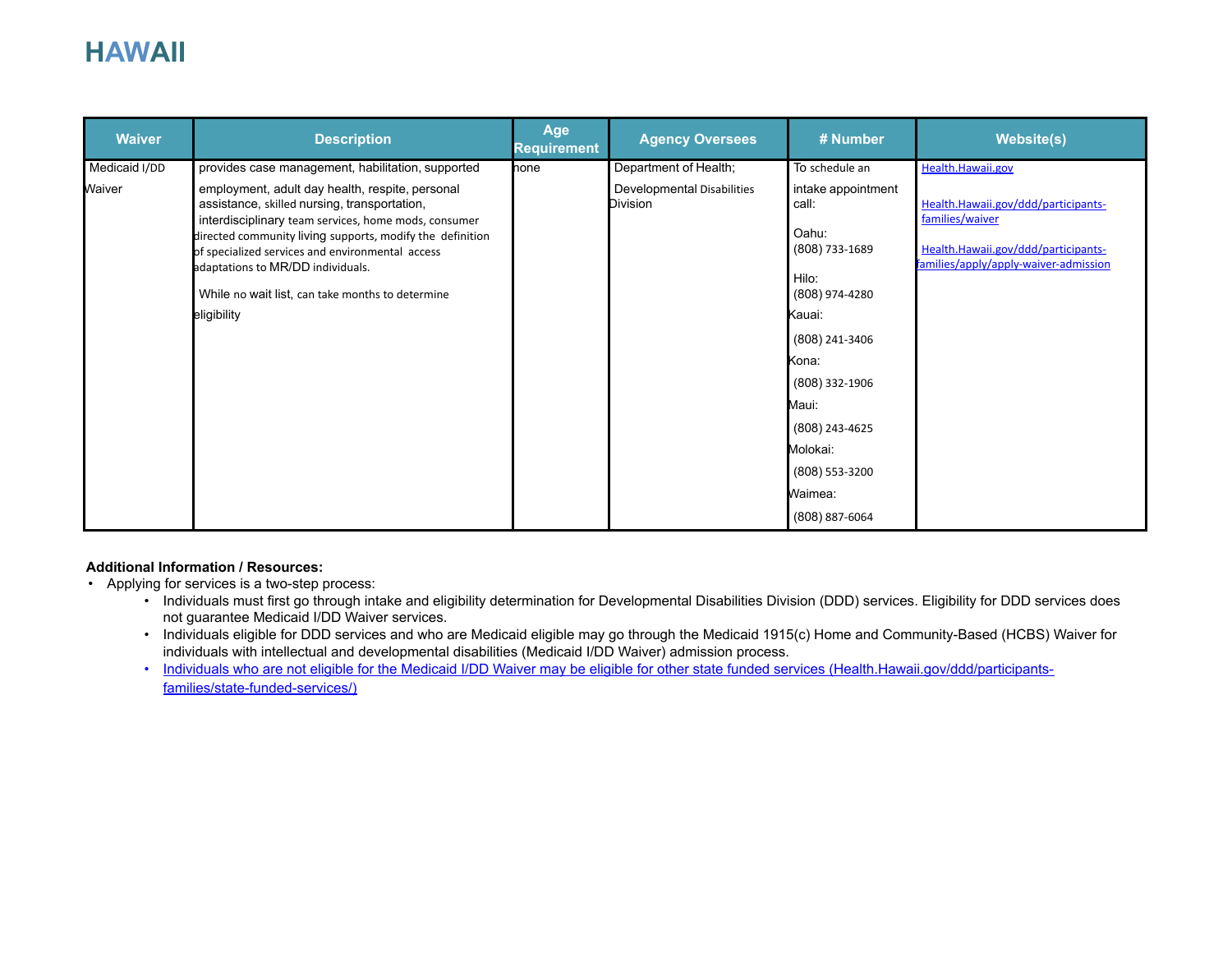# HAWAII

| Waiver | Description | Age Requirement | Agency Oversees | # Number | Website(s) |
|---|---|---|---|---|---|
| Medicaid I/DD Waiver | provides case management, habilitation, supported employment, adult day health, respite, personal assistance, skilled nursing, transportation, interdisciplinary team services, home mods, consumer directed community living supports, modify the definition of specialized services and environmental access adaptations to MR/DD individuals.<br><br>While no wait list, can take months to determine eligibility | none | Department of Health; Developmental Disabilities Division | To schedule an intake appointment call:<br><br>Oahu: (808) 733-1689<br><br>Hilo: (808) 974-4280<br><br>Kauai: (808) 241-3406<br><br>Kona: (808) 332-1906<br><br>Maui: (808) 243-4625<br><br>Molokai: (808) 553-3200<br><br>Waimea: (808) 887-6064 | Health.Hawaii.gov<br><br>Health.Hawaii.gov/ddd/participants-families/waiver<br><br>Health.Hawaii.gov/ddd/participants-families/apply/apply-waiver-admission |

**Additional Information / Resources:**

- Applying for services is a two-step process:
  - Individuals must first go through intake and eligibility determination for Developmental Disabilities Division (DDD) services. Eligibility for DDD services does not guarantee Medicaid I/DD Waiver services.
  - Individuals eligible for DDD services and who are Medicaid eligible may go through the Medicaid 1915(c) Home and Community-Based (HCBS) Waiver for individuals with intellectual and developmental disabilities (Medicaid I/DD Waiver) admission process.
  - Individuals who are not eligible for the Medicaid I/DD Waiver may be eligible for other state funded services (Health.Hawaii.gov/ddd/participants-families/state-funded-services/)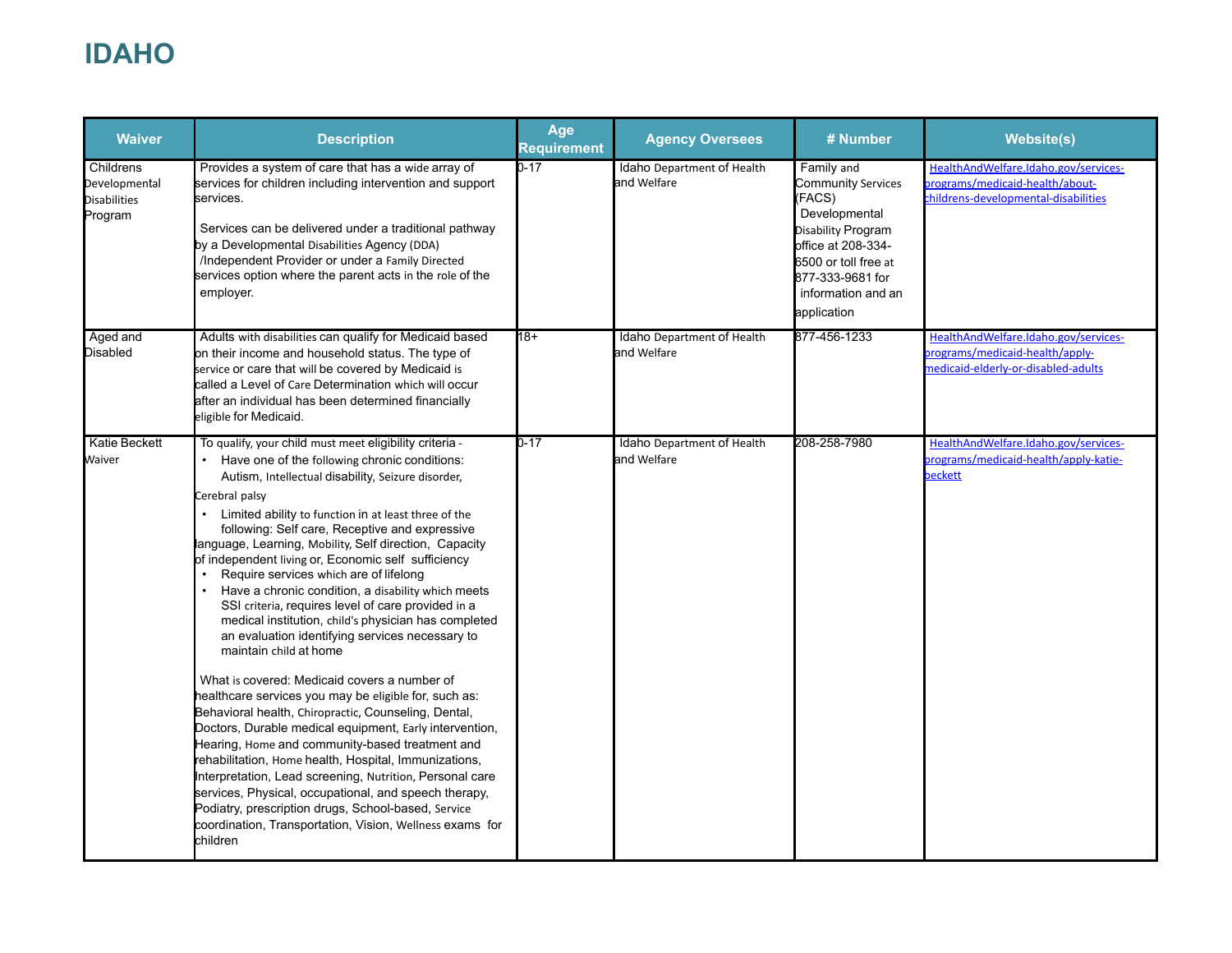# IDAHO

| Waiver | Description | Age Requirement | Agency Oversees | # Number | Website(s) |
|---|---|---|---|---|---|
| Childrens Developmental Disabilities Program | Provides a system of care that has a wide array of services for children including intervention and support services.<br><br>Services can be delivered under a traditional pathway by a Developmental Disabilities Agency (DDA) /Independent Provider or under a Family Directed services option where the parent acts in the role of the employer. | 0-17 | Idaho Department of Health and Welfare | Family and Community Services (FACS) Developmental Disability Program office at 208-334-6500 or toll free at 877-333-9681 for information and an application | HealthAndWelfare.Idaho.gov/services-programs/medicaid-health/about-childrens-developmental-disabilities |
| Aged and Disabled | Adults with disabilities can qualify for Medicaid based on their income and household status. The type of service or care that will be covered by Medicaid is called a Level of Care Determination which will occur after an individual has been determined financially eligible for Medicaid. | 18+ | Idaho Department of Health and Welfare | 877-456-1233 | HealthAndWelfare.Idaho.gov/services-programs/medicaid-health/apply-medicaid-elderly-or-disabled-adults |
| Katie Beckett Waiver | To qualify, your child must meet eligibility criteria -<br>• Have one of the following chronic conditions: Autism, Intellectual disability, Seizure disorder, Cerebral palsy<br>• Limited ability to function in at least three of the following: Self care, Receptive and expressive language, Learning, Mobility, Self direction, Capacity of independent living or, Economic self sufficiency<br>• Require services which are of lifelong<br>• Have a chronic condition, a disability which meets SSI criteria, requires level of care provided in a medical institution, child's physician has completed an evaluation identifying services necessary to maintain child at home<br><br>What is covered: Medicaid covers a number of healthcare services you may be eligible for, such as: Behavioral health, Chiropractic, Counseling, Dental, Doctors, Durable medical equipment, Early intervention, Hearing, Home and community-based treatment and rehabilitation, Home health, Hospital, Immunizations, Interpretation, Lead screening, Nutrition, Personal care services, Physical, occupational, and speech therapy, Podiatry, prescription drugs, School-based, Service coordination, Transportation, Vision, Wellness exams for children | 0-17 | Idaho Department of Health and Welfare | 208-258-7980 | HealthAndWelfare.Idaho.gov/services-programs/medicaid-health/apply-katie-beckett |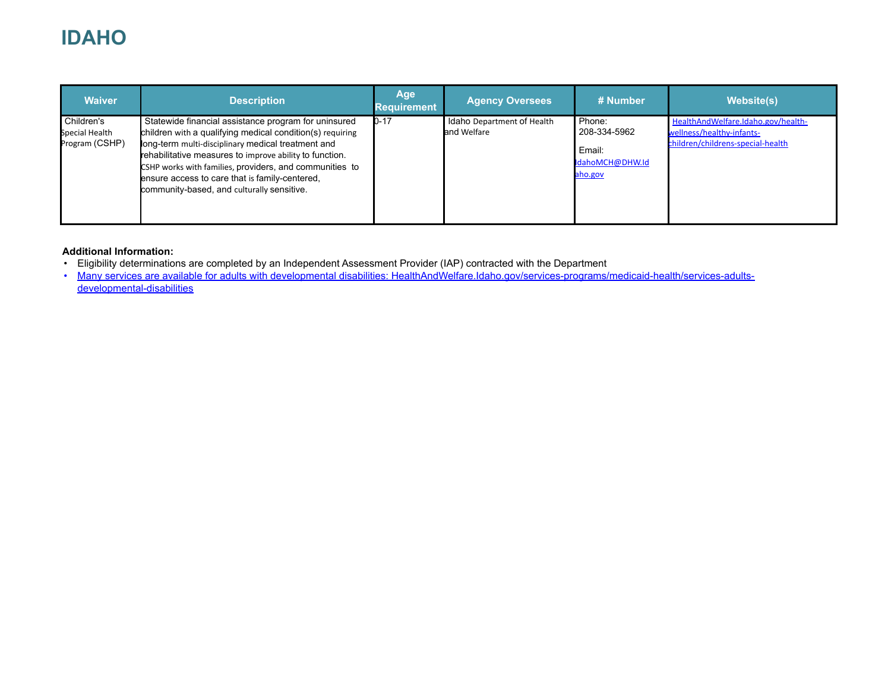# IDAHO

| Waiver | Description | Age Requirement | Agency Oversees | # Number | Website(s) |
|---|---|---|---|---|---|
| Children's Special Health Program (CSHP) | Statewide financial assistance program for uninsured children with a qualifying medical condition(s) requiring long-term multi-disciplinary medical treatment and rehabilitative measures to improve ability to function. CSHP works with families, providers, and communities to ensure access to care that is family-centered, community-based, and culturally sensitive. | 0-17 | Idaho Department of Health and Welfare | Phone: 208-334-5962<br>Email: IdahoMCH@DHW.Idaho.gov | HealthAndWelfare.Idaho.gov/health-wellness/healthy-infants-children/childrens-special-health |

**Additional Information:**

- Eligibility determinations are completed by an Independent Assessment Provider (IAP) contracted with the Department
- Many services are available for adults with developmental disabilities: HealthAndWelfare.Idaho.gov/services-programs/medicaid-health/services-adults-developmental-disabilities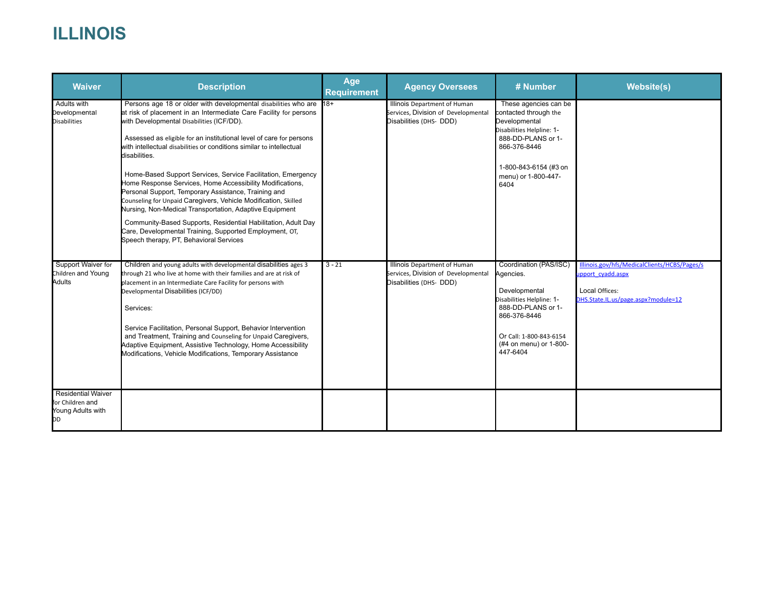# ILLINOIS

| Waiver | Description | Age Requirement | Agency Oversees | # Number | Website(s) |
|---|---|---|---|---|---|
| Adults with Developmental Disabilities | Persons age 18 or older with developmental disabilities who are at risk of placement in an Intermediate Care Facility for persons with Developmental Disabilities (ICF/DD).<br><br>Assessed as eligible for an institutional level of care for persons with intellectual disabilities or conditions similar to intellectual disabilities.<br><br>Home-Based Support Services, Service Facilitation, Emergency Home Response Services, Home Accessibility Modifications, Personal Support, Temporary Assistance, Training and Counseling for Unpaid Caregivers, Vehicle Modification, Skilled Nursing, Non-Medical Transportation, Adaptive Equipment<br><br>Community-Based Supports, Residential Habilitation, Adult Day Care, Developmental Training, Supported Employment, OT, Speech therapy, PT, Behavioral Services | 18+ | Illinois Department of Human Services, Division of Developmental Disabilities (DHS- DDD) | These agencies can be contacted through the Developmental Disabilities Helpline: 1-888-DD-PLANS or 1-866-376-8446<br><br>1-800-843-6154 (#3 on menu) or 1-800-447-6404 | |
| Support Waiver for Children and Young Adults | Children and young adults with developmental disabilities ages 3 through 21 who live at home with their families and are at risk of placement in an Intermediate Care Facility for persons with Developmental Disabilities (ICF/DD)<br><br>Services:<br><br>Service Facilitation, Personal Support, Behavior Intervention and Treatment, Training and Counseling for Unpaid Caregivers, Adaptive Equipment, Assistive Technology, Home Accessibility Modifications, Vehicle Modifications, Temporary Assistance | 3 - 21 | Illinois Department of Human Services, Division of Developmental Disabilities (DHS- DDD) | Coordination (PAS/ISC) Agencies.<br><br>Developmental Disabilities Helpline: 1-888-DD-PLANS or 1-866-376-8446<br><br>Or Call: 1-800-843-6154 (#4 on menu) or 1-800-447-6404 | Illinois.gov/hfs/MedicalClients/HCBS/Pages/support_cyadd.aspx<br><br>Local Offices: DHS.State.IL.us/page.aspx?module=12 |
| Residential Waiver for Children and Young Adults with DD | | | | | |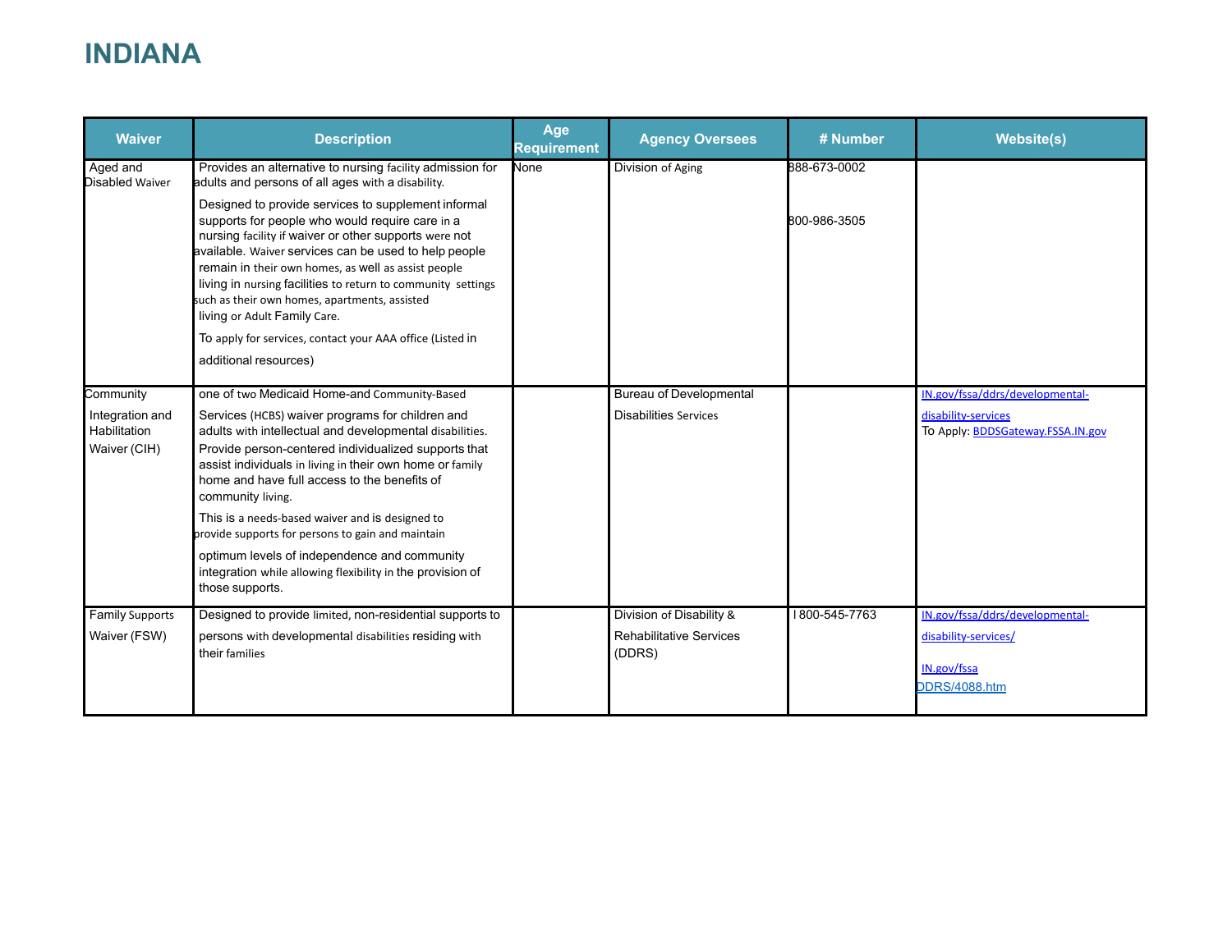# INDIANA

| Waiver | Description | Age Requirement | Agency Oversees | # Number | Website(s) |
| --- | --- | --- | --- | --- | --- |
| Aged and Disabled Waiver | Provides an alternative to nursing facility admission for adults and persons of all ages with a disability.<br><br>Designed to provide services to supplement informal supports for people who would require care in a nursing facility if waiver or other supports were not available. Waiver services can be used to help people remain in their own homes, as well as assist people living in nursing facilities to return to community settings such as their own homes, apartments, assisted living or Adult Family Care.<br><br>To apply for services, contact your AAA office (Listed in additional resources) | None | Division of Aging | 888-673-0002<br><br>800-986-3505 | |
| Community Integration and Habilitation Waiver (CIH) | one of two Medicaid Home-and Community-Based Services (HCBS) waiver programs for children and adults with intellectual and developmental disabilities. Provide person-centered individualized supports that assist individuals in living in their own home or family home and have full access to the benefits of community living.<br><br>This is a needs-based waiver and is designed to provide supports for persons to gain and maintain optimum levels of independence and community integration while allowing flexibility in the provision of those supports. | | Bureau of Developmental Disabilities Services | | IN.gov/fssa/ddrs/developmental-disability-services<br>To Apply: BDDSGateway.FSSA.IN.gov |
| Family Supports Waiver (FSW) | Designed to provide limited, non-residential supports to persons with developmental disabilities residing with their families | | Division of Disability & Rehabilitative Services (DDRS) | I 800-545-7763 | IN.gov/fssa/ddrs/developmental-disability-services/<br><br>IN.gov/fssa DDRS/4088.htm |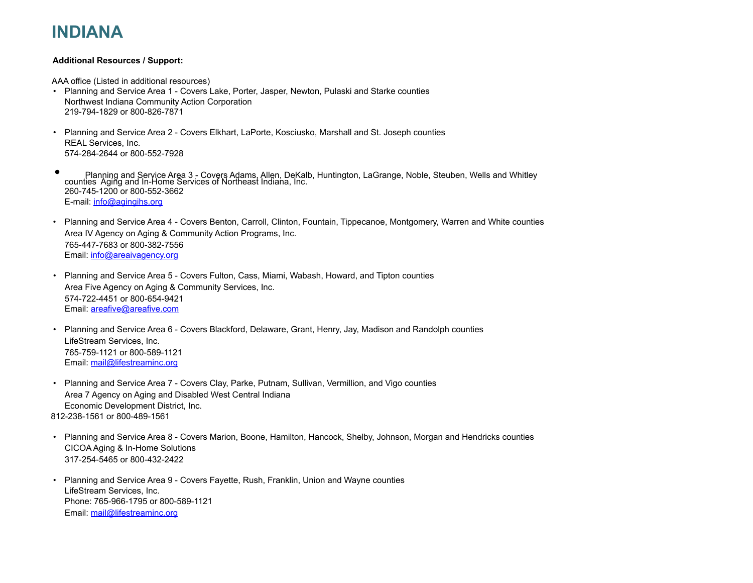# INDIANA

**Additional Resources / Support:**

AAA office (Listed in additional resources)

- Planning and Service Area 1 - Covers Lake, Porter, Jasper, Newton, Pulaski and Starke counties
  Northwest Indiana Community Action Corporation
  219-794-1829 or 800-826-7871

- Planning and Service Area 2 - Covers Elkhart, LaPorte, Kosciusko, Marshall and St. Joseph counties
  REAL Services, Inc.
  574-284-2644 or 800-552-7928

- Planning and Service Area 3 - Covers Adams, Allen, DeKalb, Huntington, LaGrange, Noble, Steuben, Wells and Whitley counties Aging and In-Home Services of Northeast Indiana, Inc.
  260-745-1200 or 800-552-3662
  E-mail: info@agingihs.org

- Planning and Service Area 4 - Covers Benton, Carroll, Clinton, Fountain, Tippecanoe, Montgomery, Warren and White counties
  Area IV Agency on Aging & Community Action Programs, Inc.
  765-447-7683 or 800-382-7556
  Email: info@areaivagency.org

- Planning and Service Area 5 - Covers Fulton, Cass, Miami, Wabash, Howard, and Tipton counties
  Area Five Agency on Aging & Community Services, Inc.
  574-722-4451 or 800-654-9421
  Email: areafive@areafive.com

- Planning and Service Area 6 - Covers Blackford, Delaware, Grant, Henry, Jay, Madison and Randolph counties
  LifeStream Services, Inc.
  765-759-1121 or 800-589-1121
  Email: mail@lifestreaminc.org

- Planning and Service Area 7 - Covers Clay, Parke, Putnam, Sullivan, Vermillion, and Vigo counties
  Area 7 Agency on Aging and Disabled West Central Indiana
  Economic Development District, Inc.
  812-238-1561 or 800-489-1561

- Planning and Service Area 8 - Covers Marion, Boone, Hamilton, Hancock, Shelby, Johnson, Morgan and Hendricks counties
  CICOA Aging & In-Home Solutions
  317-254-5465 or 800-432-2422

- Planning and Service Area 9 - Covers Fayette, Rush, Franklin, Union and Wayne counties
  LifeStream Services, Inc.
  Phone: 765-966-1795 or 800-589-1121
  Email: mail@lifestreaminc.org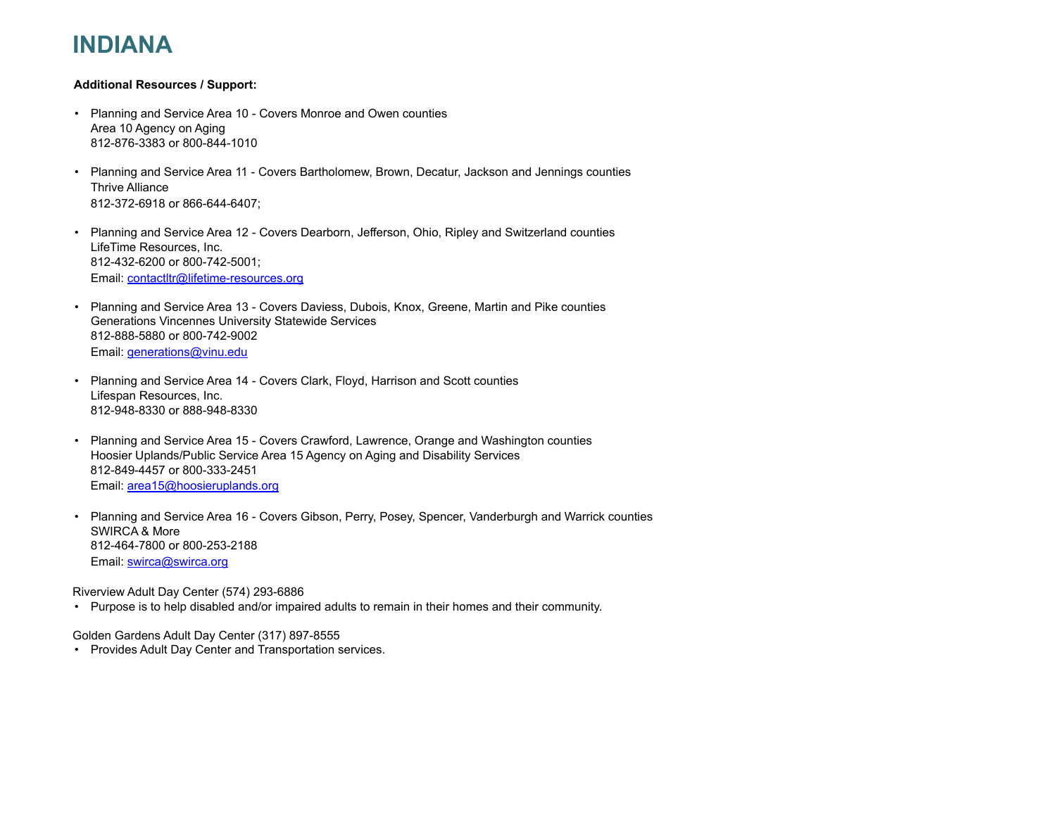# INDIANA

**Additional Resources / Support:**

- Planning and Service Area 10 - Covers Monroe and Owen counties
  Area 10 Agency on Aging
  812-876-3383 or 800-844-1010

- Planning and Service Area 11 - Covers Bartholomew, Brown, Decatur, Jackson and Jennings counties
  Thrive Alliance
  812-372-6918 or 866-644-6407;

- Planning and Service Area 12 - Covers Dearborn, Jefferson, Ohio, Ripley and Switzerland counties
  LifeTime Resources, Inc.
  812-432-6200 or 800-742-5001;
  Email: contactltr@lifetime-resources.org

- Planning and Service Area 13 - Covers Daviess, Dubois, Knox, Greene, Martin and Pike counties
  Generations Vincennes University Statewide Services
  812-888-5880 or 800-742-9002
  Email: generations@vinu.edu

- Planning and Service Area 14 - Covers Clark, Floyd, Harrison and Scott counties
  Lifespan Resources, Inc.
  812-948-8330 or 888-948-8330

- Planning and Service Area 15 - Covers Crawford, Lawrence, Orange and Washington counties
  Hoosier Uplands/Public Service Area 15 Agency on Aging and Disability Services
  812-849-4457 or 800-333-2451
  Email: area15@hoosieruplands.org

- Planning and Service Area 16 - Covers Gibson, Perry, Posey, Spencer, Vanderburgh and Warrick counties
  SWIRCA & More
  812-464-7800 or 800-253-2188
  Email: swirca@swirca.org

Riverview Adult Day Center (574) 293-6886

- Purpose is to help disabled and/or impaired adults to remain in their homes and their community.

Golden Gardens Adult Day Center (317) 897-8555

- Provides Adult Day Center and Transportation services.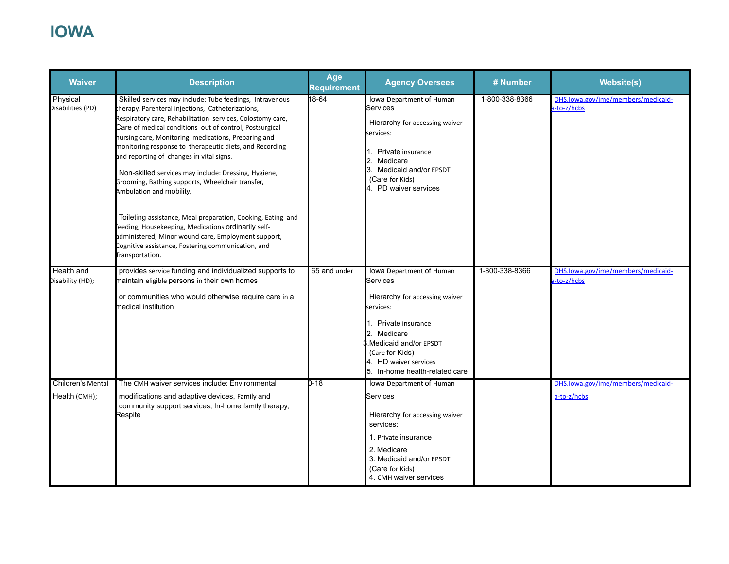# IOWA

| Waiver | Description | Age Requirement | Agency Oversees | # Number | Website(s) |
|---|---|---|---|---|---|
| Physical Disabilities (PD) | Skilled services may include: Tube feedings, Intravenous therapy, Parenteral injections, Catheterizations, Respiratory care, Rehabilitation services, Colostomy care, Care of medical conditions out of control, Postsurgical nursing care, Monitoring medications, Preparing and monitoring response to therapeutic diets, and Recording and reporting of changes in vital signs.<br><br>Non-skilled services may include: Dressing, Hygiene, Grooming, Bathing supports, Wheelchair transfer, Ambulation and mobility,<br><br>Toileting assistance, Meal preparation, Cooking, Eating and feeding, Housekeeping, Medications ordinarily self-administered, Minor wound care, Employment support, Cognitive assistance, Fostering communication, and Transportation. | 18-64 | Iowa Department of Human Services<br><br>Hierarchy for accessing waiver services:<br><br>1. Private insurance<br>2. Medicare<br>3. Medicaid and/or EPSDT (Care for Kids)<br>4. PD waiver services | 1-800-338-8366 | DHS.Iowa.gov/ime/members/medicaid-a-to-z/hcbs |
| Health and Disability (HD); | provides service funding and individualized supports to maintain eligible persons in their own homes<br><br>or communities who would otherwise require care in a medical institution | 65 and under | Iowa Department of Human Services<br><br>Hierarchy for accessing waiver services:<br><br>1. Private insurance<br>2. Medicare<br>3. Medicaid and/or EPSDT (Care for Kids)<br>4. HD waiver services<br>5. In-home health-related care | 1-800-338-8366 | DHS.Iowa.gov/ime/members/medicaid-a-to-z/hcbs |
| Children's Mental Health (CMH); | The CMH waiver services include: Environmental modifications and adaptive devices, Family and community support services, In-home family therapy, Respite | 0-18 | Iowa Department of Human Services<br><br>Hierarchy for accessing waiver services:<br><br>1. Private insurance<br>2. Medicare<br>3. Medicaid and/or EPSDT (Care for Kids)<br>4. CMH waiver services | | DHS.Iowa.gov/ime/members/medicaid-a-to-z/hcbs |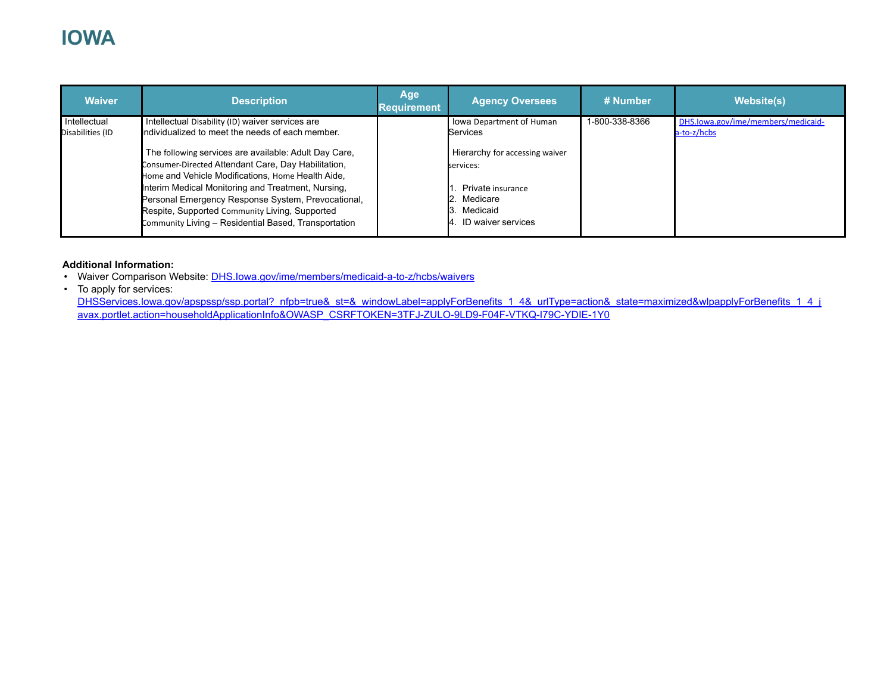# IOWA

| Waiver | Description | Age Requirement | Agency Oversees | # Number | Website(s) |
|---|---|---|---|---|---|
| Intellectual Disabilities (ID | Intellectual Disability (ID) waiver services are individualized to meet the needs of each member.<br><br>The following services are available: Adult Day Care, Consumer-Directed Attendant Care, Day Habilitation, Home and Vehicle Modifications, Home Health Aide, Interim Medical Monitoring and Treatment, Nursing, Personal Emergency Response System, Prevocational, Respite, Supported Community Living, Supported Community Living – Residential Based, Transportation | | Iowa Department of Human Services<br><br>Hierarchy for accessing waiver services:<br><br>1. Private insurance<br>2. Medicare<br>3. Medicaid<br>4. ID waiver services | 1-800-338-8366 | DHS.Iowa.gov/ime/members/medicaid-a-to-z/hcbs |

**Additional Information:**

- Waiver Comparison Website: DHS.Iowa.gov/ime/members/medicaid-a-to-z/hcbs/waivers
- To apply for services: DHSServices.Iowa.gov/apspssp/ssp.portal?_nfpb=true&_st=&_windowLabel=applyForBenefits_1_4&_urlType=action&_state=maximized&wlpapplyForBenefits_1_4_javax.portlet.action=householdApplicationInfo&OWASP_CSRFTOKEN=3TFJ-ZULO-9LD9-F04F-VTKQ-I79C-YDIE-1Y0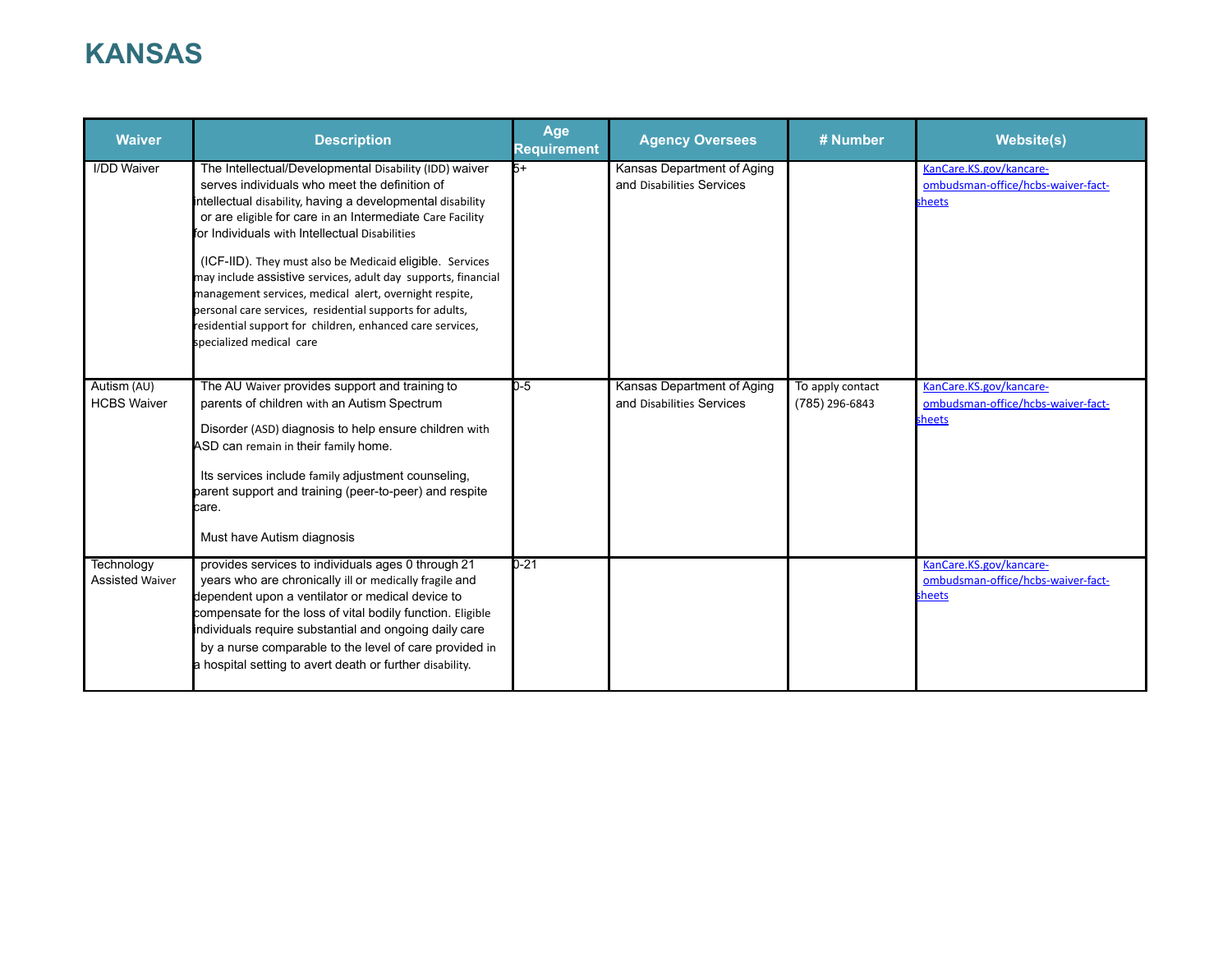# KANSAS

| Waiver | Description | Age Requirement | Agency Oversees | # Number | Website(s) |
|---|---|---|---|---|---|
| I/DD Waiver | The Intellectual/Developmental Disability (IDD) waiver serves individuals who meet the definition of intellectual disability, having a developmental disability or are eligible for care in an Intermediate Care Facility for Individuals with Intellectual Disabilities (ICF-IID). They must also be Medicaid eligible. Services may include assistive services, adult day supports, financial management services, medical alert, overnight respite, personal care services, residential supports for adults, residential support for children, enhanced care services, specialized medical care | 5+ | Kansas Department of Aging and Disabilities Services | | KanCare.KS.gov/kancare-ombudsman-office/hcbs-waiver-fact-sheets |
| Autism (AU) HCBS Waiver | The AU Waiver provides support and training to parents of children with an Autism Spectrum Disorder (ASD) diagnosis to help ensure children with ASD can remain in their family home. Its services include family adjustment counseling, parent support and training (peer-to-peer) and respite care. Must have Autism diagnosis | 0-5 | Kansas Department of Aging and Disabilities Services | To apply contact (785) 296-6843 | KanCare.KS.gov/kancare-ombudsman-office/hcbs-waiver-fact-sheets |
| Technology Assisted Waiver | provides services to individuals ages 0 through 21 years who are chronically ill or medically fragile and dependent upon a ventilator or medical device to compensate for the loss of vital bodily function. Eligible individuals require substantial and ongoing daily care by a nurse comparable to the level of care provided in a hospital setting to avert death or further disability. | 0-21 | | | KanCare.KS.gov/kancare-ombudsman-office/hcbs-waiver-fact-sheets |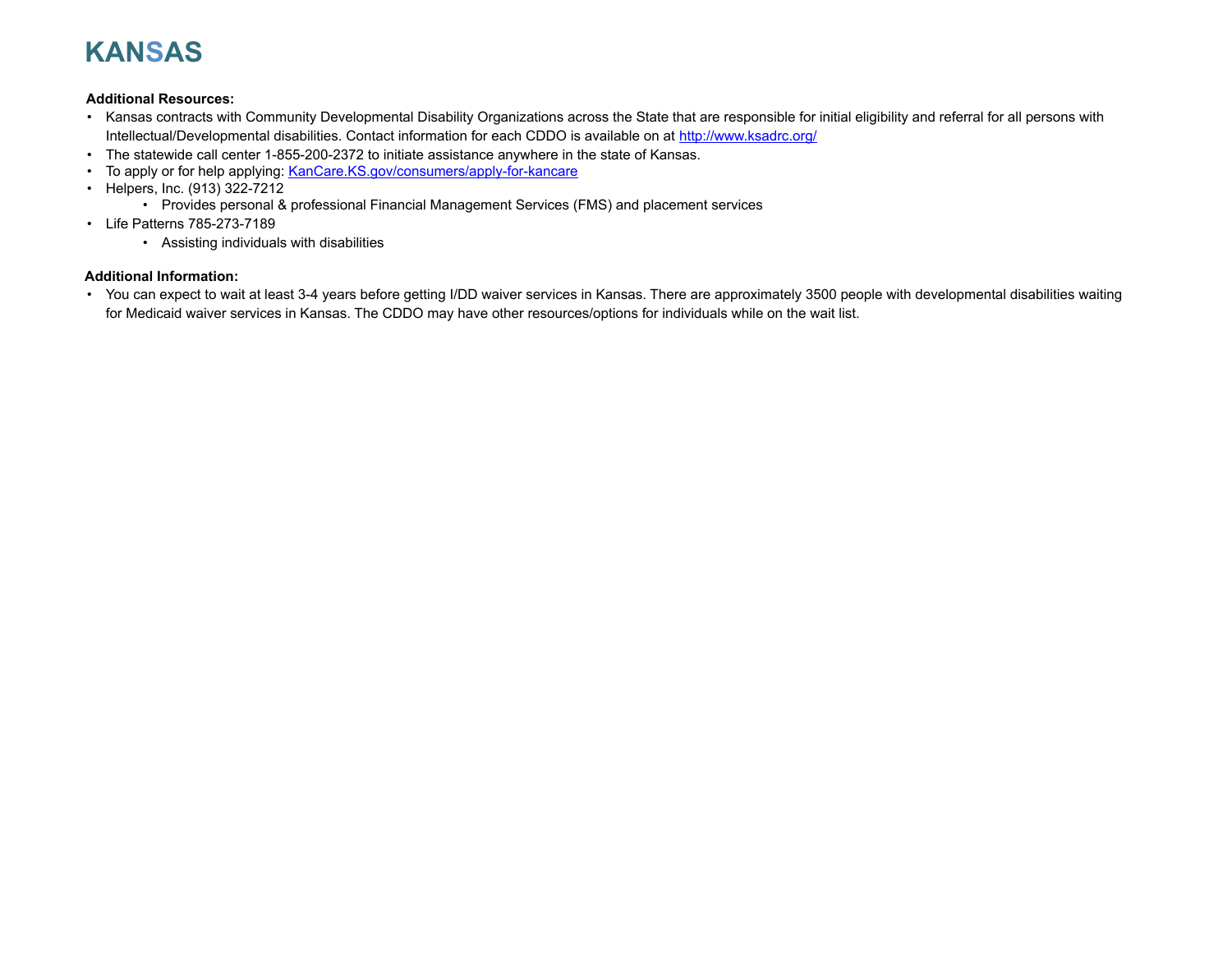# KANSAS

**Additional Resources:**

- Kansas contracts with Community Developmental Disability Organizations across the State that are responsible for initial eligibility and referral for all persons with Intellectual/Developmental disabilities. Contact information for each CDDO is available on at [http://www.ksadrc.org/](http://www.ksadrc.org/)
- The statewide call center 1-855-200-2372 to initiate assistance anywhere in the state of Kansas.
- To apply or for help applying: [KanCare.KS.gov/consumers/apply-for-kancare](KanCare.KS.gov/consumers/apply-for-kancare)
- Helpers, Inc. (913) 322-7212
    - Provides personal & professional Financial Management Services (FMS) and placement services
- Life Patterns 785-273-7189
    - Assisting individuals with disabilities

**Additional Information:**

- You can expect to wait at least 3-4 years before getting I/DD waiver services in Kansas. There are approximately 3500 people with developmental disabilities waiting for Medicaid waiver services in Kansas. The CDDO may have other resources/options for individuals while on the wait list.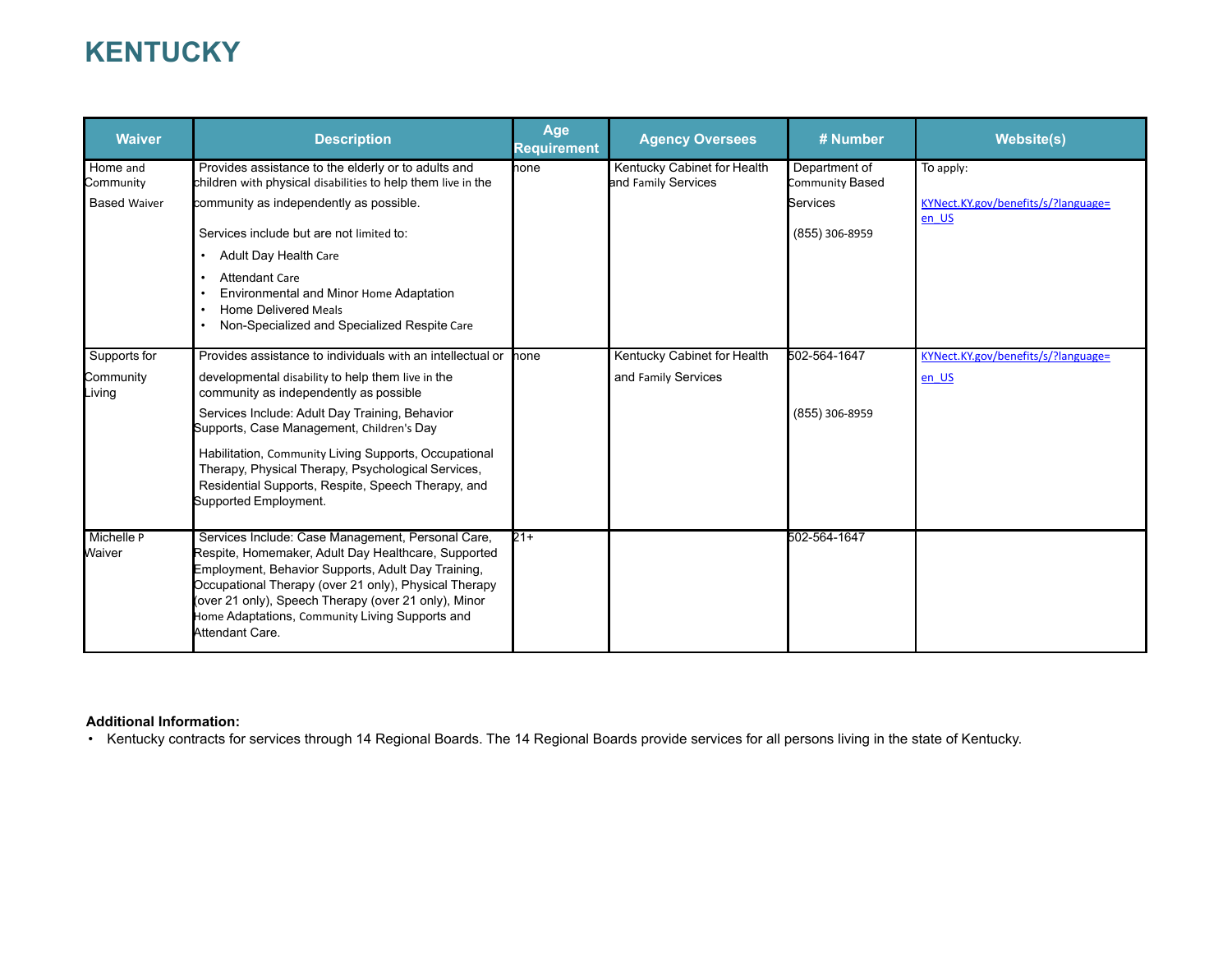# KENTUCKY

| Waiver | Description | Age Requirement | Agency Oversees | # Number | Website(s) |
|---|---|---|---|---|---|
| Home and Community Based Waiver | Provides assistance to the elderly or to adults and children with physical disabilities to help them live in the community as independently as possible.<br><br>Services include but are not limited to:<br>• Adult Day Health Care<br>• Attendant Care<br>• Environmental and Minor Home Adaptation<br>• Home Delivered Meals<br>• Non-Specialized and Specialized Respite Care | none | Kentucky Cabinet for Health and Family Services | Department of Community Based Services<br><br>(855) 306-8959 | To apply:<br><br>KYNect.KY.gov/benefits/s/?language=en_US |
| Supports for Community Living | Provides assistance to individuals with an intellectual or developmental disability to help them live in the community as independently as possible<br><br>Services Include: Adult Day Training, Behavior Supports, Case Management, Children's Day Habilitation, Community Living Supports, Occupational Therapy, Physical Therapy, Psychological Services, Residential Supports, Respite, Speech Therapy, and Supported Employment. | none | Kentucky Cabinet for Health and Family Services | 502-564-1647<br><br>(855) 306-8959 | KYNect.KY.gov/benefits/s/?language=en_US |
| Michelle P Waiver | Services Include: Case Management, Personal Care, Respite, Homemaker, Adult Day Healthcare, Supported Employment, Behavior Supports, Adult Day Training, Occupational Therapy (over 21 only), Physical Therapy (over 21 only), Speech Therapy (over 21 only), Minor Home Adaptations, Community Living Supports and Attendant Care. | 21+ | | 502-564-1647 | |

**Additional Information:**

- Kentucky contracts for services through 14 Regional Boards. The 14 Regional Boards provide services for all persons living in the state of Kentucky.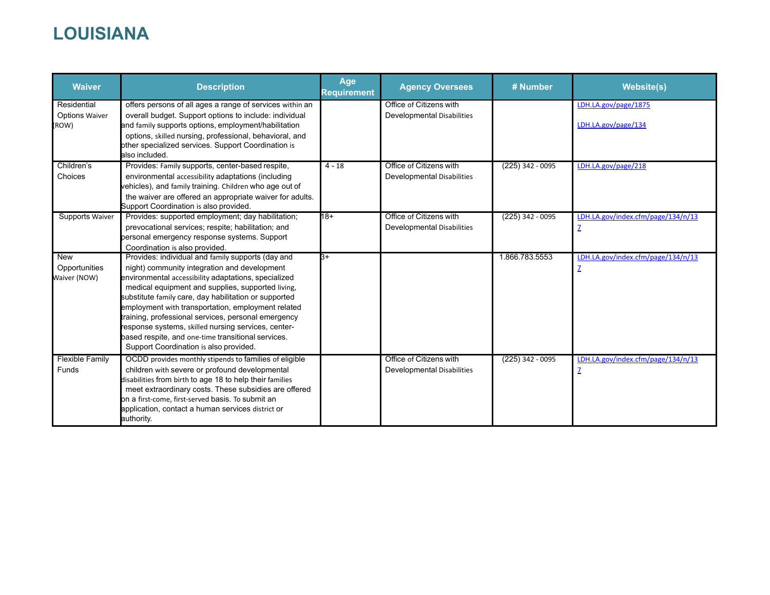# LOUISIANA

| Waiver | Description | Age Requirement | Agency Oversees | # Number | Website(s) |
|---|---|---|---|---|---|
| Residential Options Waiver (ROW) | offers persons of all ages a range of services within an overall budget. Support options to include: individual and family supports options, employment/habilitation options, skilled nursing, professional, behavioral, and other specialized services. Support Coordination is also included. | | Office of Citizens with Developmental Disabilities | | LDH.LA.gov/page/1875<br><br>LDH.LA.gov/page/134 |
| Children's Choices | Provides: Family supports, center-based respite, environmental accessibility adaptations (including vehicles), and family training. Children who age out of the waiver are offered an appropriate waiver for adults. Support Coordination is also provided. | 4 - 18 | Office of Citizens with Developmental Disabilities | (225) 342 - 0095 | LDH.LA.gov/page/218 |
| Supports Waiver | Provides: supported employment; day habilitation; prevocational services; respite; habilitation; and personal emergency response systems. Support Coordination is also provided. | 18+ | Office of Citizens with Developmental Disabilities | (225) 342 - 0095 | LDH.LA.gov/index.cfm/page/134/n/137 |
| New Opportunities Waiver (NOW) | Provides: individual and family supports (day and night) community integration and development environmental accessibility adaptations, specialized medical equipment and supplies, supported living, substitute family care, day habilitation or supported employment with transportation, employment related training, professional services, personal emergency response systems, skilled nursing services, center-based respite, and one-time transitional services. Support Coordination is also provided. | 3+ | | 1.866.783.5553 | LDH.LA.gov/index.cfm/page/134/n/137 |
| Flexible Family Funds | OCDD provides monthly stipends to families of eligible children with severe or profound developmental disabilities from birth to age 18 to help their families meet extraordinary costs. These subsidies are offered on a first-come, first-served basis. To submit an application, contact a human services district or authority. | | Office of Citizens with Developmental Disabilities | (225) 342 - 0095 | LDH.LA.gov/index.cfm/page/134/n/137 |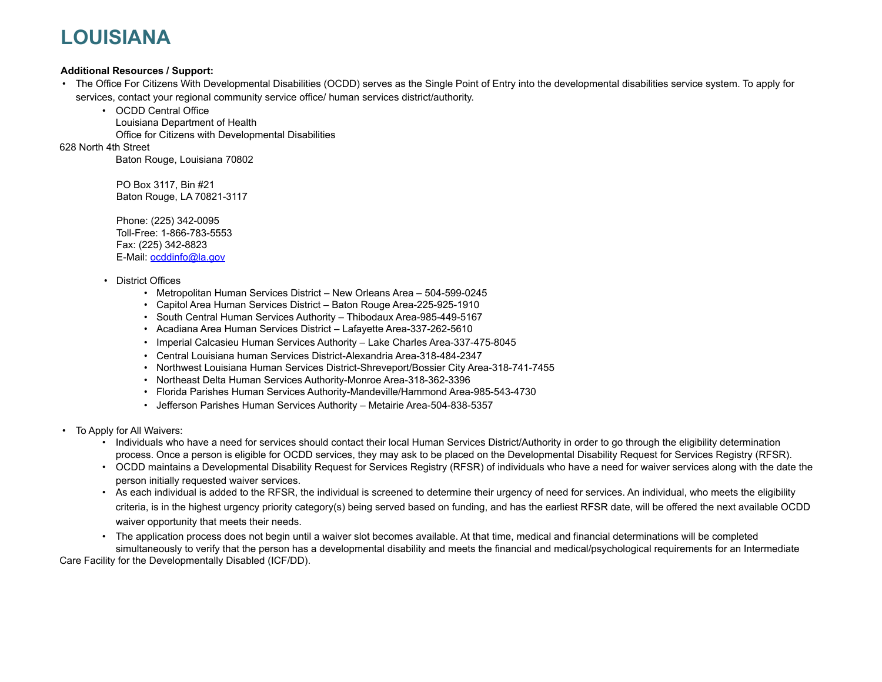# LOUISIANA

**Additional Resources / Support:**

- The Office For Citizens With Developmental Disabilities (OCDD) serves as the Single Point of Entry into the developmental disabilities service system. To apply for services, contact your regional community service office/ human services district/authority.
  - OCDD Central Office
    Louisiana Department of Health
    Office for Citizens with Developmental Disabilities
    628 North 4th Street
    Baton Rouge, Louisiana 70802

    PO Box 3117, Bin #21
    Baton Rouge, LA 70821-3117

    Phone: (225) 342-0095
    Toll-Free: 1-866-783-5553
    Fax: (225) 342-8823
    E-Mail: ocddinfo@la.gov
  - District Offices
    - Metropolitan Human Services District – New Orleans Area – 504-599-0245
    - Capitol Area Human Services District – Baton Rouge Area-225-925-1910
    - South Central Human Services Authority – Thibodaux Area-985-449-5167
    - Acadiana Area Human Services District – Lafayette Area-337-262-5610
    - Imperial Calcasieu Human Services Authority – Lake Charles Area-337-475-8045
    - Central Louisiana human Services District-Alexandria Area-318-484-2347
    - Northwest Louisiana Human Services District-Shreveport/Bossier City Area-318-741-7455
    - Northeast Delta Human Services Authority-Monroe Area-318-362-3396
    - Florida Parishes Human Services Authority-Mandeville/Hammond Area-985-543-4730
    - Jefferson Parishes Human Services Authority – Metairie Area-504-838-5357
- To Apply for All Waivers:
  - Individuals who have a need for services should contact their local Human Services District/Authority in order to go through the eligibility determination process. Once a person is eligible for OCDD services, they may ask to be placed on the Developmental Disability Request for Services Registry (RFSR).
  - OCDD maintains a Developmental Disability Request for Services Registry (RFSR) of individuals who have a need for waiver services along with the date the person initially requested waiver services.
  - As each individual is added to the RFSR, the individual is screened to determine their urgency of need for services. An individual, who meets the eligibility criteria, is in the highest urgency priority category(s) being served based on funding, and has the earliest RFSR date, will be offered the next available OCDD waiver opportunity that meets their needs.
  - The application process does not begin until a waiver slot becomes available. At that time, medical and financial determinations will be completed simultaneously to verify that the person has a developmental disability and meets the financial and medical/psychological requirements for an Intermediate Care Facility for the Developmentally Disabled (ICF/DD).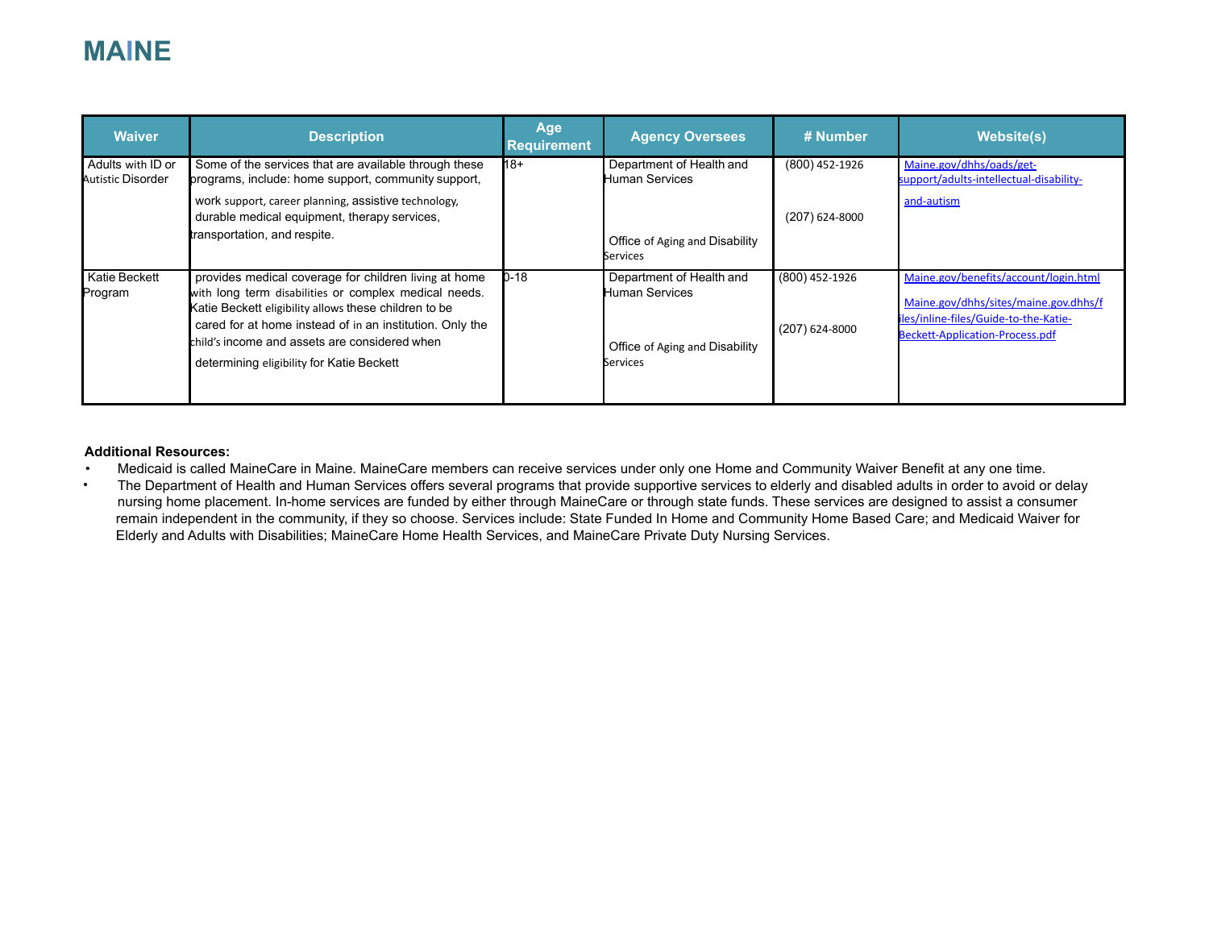# MAINE

| Waiver | Description | Age Requirement | Agency Oversees | # Number | Website(s) |
|---|---|---|---|---|---|
| Adults with ID or Autistic Disorder | Some of the services that are available through these programs, include: home support, community support, work support, career planning, assistive technology, durable medical equipment, therapy services, transportation, and respite. | 18+ | Department of Health and Human Services<br><br>Office of Aging and Disability Services | (800) 452-1926<br><br>(207) 624-8000 | Maine.gov/dhhs/oads/get-support/adults-intellectual-disability-and-autism |
| Katie Beckett Program | provides medical coverage for children living at home with long term disabilities or complex medical needs. Katie Beckett eligibility allows these children to be cared for at home instead of in an institution. Only the child's income and assets are considered when determining eligibility for Katie Beckett | 0-18 | Department of Health and Human Services<br><br>Office of Aging and Disability Services | (800) 452-1926<br><br>(207) 624-8000 | Maine.gov/benefits/account/login.html<br><br>Maine.gov/dhhs/sites/maine.gov.dhhs/files/inline-files/Guide-to-the-Katie-Beckett-Application-Process.pdf |

**Additional Resources:**

- Medicaid is called MaineCare in Maine. MaineCare members can receive services under only one Home and Community Waiver Benefit at any one time.
- The Department of Health and Human Services offers several programs that provide supportive services to elderly and disabled adults in order to avoid or delay nursing home placement. In-home services are funded by either through MaineCare or through state funds. These services are designed to assist a consumer remain independent in the community, if they so choose. Services include: State Funded In Home and Community Home Based Care; and Medicaid Waiver for Elderly and Adults with Disabilities; MaineCare Home Health Services, and MaineCare Private Duty Nursing Services.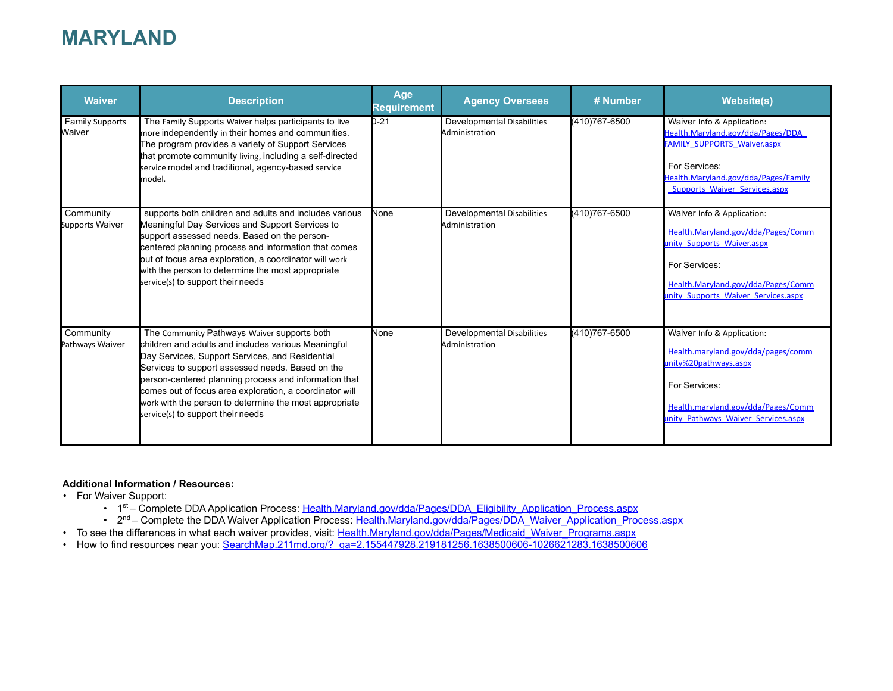# MARYLAND

| Waiver | Description | Age Requirement | Agency Oversees | # Number | Website(s) |
|---|---|---|---|---|---|
| Family Supports Waiver | The Family Supports Waiver helps participants to live more independently in their homes and communities. The program provides a variety of Support Services that promote community living, including a self-directed service model and traditional, agency-based service model. | 0-21 | Developmental Disabilities Administration | (410)767-6500 | Waiver Info & Application: Health.Maryland.gov/dda/Pages/DDA_FAMILY_SUPPORTS_Waiver.aspx<br><br>For Services: Health.Maryland.gov/dda/Pages/Family_Supports_Waiver_Services.aspx |
| Community Supports Waiver | supports both children and adults and includes various Meaningful Day Services and Support Services to support assessed needs. Based on the person-centered planning process and information that comes out of focus area exploration, a coordinator will work with the person to determine the most appropriate service(s) to support their needs | None | Developmental Disabilities Administration | (410)767-6500 | Waiver Info & Application: Health.Maryland.gov/dda/Pages/Community_Supports_Waiver.aspx<br><br>For Services: Health.Maryland.gov/dda/Pages/Community_Supports_Waiver_Services.aspx |
| Community Pathways Waiver | The Community Pathways Waiver supports both children and adults and includes various Meaningful Day Services, Support Services, and Residential Services to support assessed needs. Based on the person-centered planning process and information that comes out of focus area exploration, a coordinator will work with the person to determine the most appropriate service(s) to support their needs | None | Developmental Disabilities Administration | (410)767-6500 | Waiver Info & Application: Health.maryland.gov/dda/pages/community%20pathways.aspx<br><br>For Services: Health.maryland.gov/dda/Pages/Community_Pathways_Waiver_Services.aspx |

**Additional Information / Resources:**

- For Waiver Support:
  - 1st – Complete DDA Application Process: Health.Maryland.gov/dda/Pages/DDA_Eligibility_Application_Process.aspx
  - 2nd – Complete the DDA Waiver Application Process: Health.Maryland.gov/dda/Pages/DDA_Waiver_Application_Process.aspx
- To see the differences in what each waiver provides, visit: Health.Maryland.gov/dda/Pages/Medicaid_Waiver_Programs.aspx
- How to find resources near you: SearchMap.211md.org/?_ga=2.155447928.219181256.1638500606-1026621283.1638500606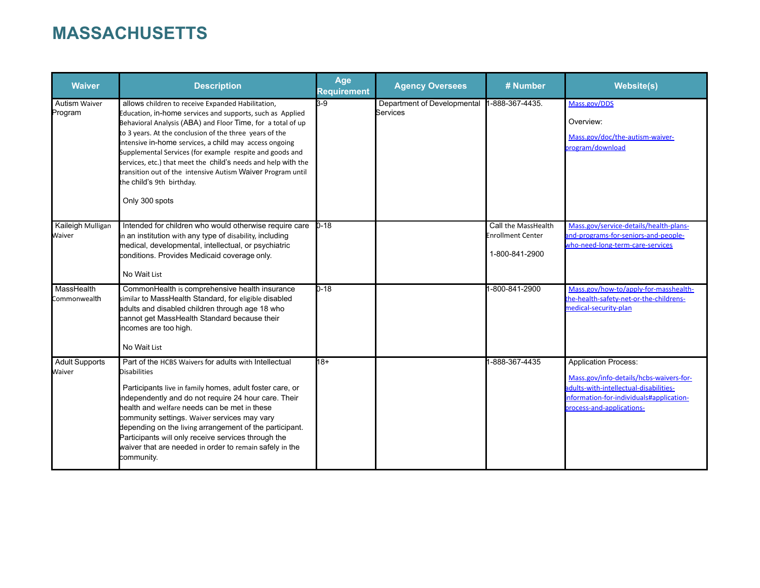# MASSACHUSETTS

| Waiver | Description | Age Requirement | Agency Oversees | # Number | Website(s) |
|---|---|---|---|---|---|
| Autism Waiver Program | allows children to receive Expanded Habilitation, Education, in-home services and supports, such as Applied Behavioral Analysis (ABA) and Floor Time, for a total of up to 3 years. At the conclusion of the three years of the intensive in-home services, a child may access ongoing Supplemental Services (for example respite and goods and services, etc.) that meet the child's needs and help with the transition out of the intensive Autism Waiver Program until the child's 9th birthday.<br><br>Only 300 spots | 3-9 | Department of Developmental Services | 1-888-367-4435. | Mass.gov/DDS<br><br>Overview:<br><br>Mass.gov/doc/the-autism-waiver-program/download |
| Kaileigh Mulligan Waiver | Intended for children who would otherwise require care in an institution with any type of disability, including medical, developmental, intellectual, or psychiatric conditions. Provides Medicaid coverage only.<br><br>No Wait List | 0-18 | | Call the MassHealth Enrollment Center<br><br>1-800-841-2900 | Mass.gov/service-details/health-plans-and-programs-for-seniors-and-people-who-need-long-term-care-services |
| MassHealth Commonwealth | CommonHealth is comprehensive health insurance similar to MassHealth Standard, for eligible disabled adults and disabled children through age 18 who cannot get MassHealth Standard because their incomes are too high.<br><br>No Wait List | 0-18 | | 1-800-841-2900 | Mass.gov/how-to/apply-for-masshealth-the-health-safety-net-or-the-childrens-medical-security-plan |
| Adult Supports Waiver | Part of the HCBS Waivers for adults with Intellectual Disabilities<br><br>Participants live in family homes, adult foster care, or independently and do not require 24 hour care. Their health and welfare needs can be met in these community settings. Waiver services may vary depending on the living arrangement of the participant. Participants will only receive services through the waiver that are needed in order to remain safely in the community. | 18+ | | 1-888-367-4435 | Application Process:<br><br>Mass.gov/info-details/hcbs-waivers-for-adults-with-intellectual-disabilities-information-for-individuals#application-process-and-applications- |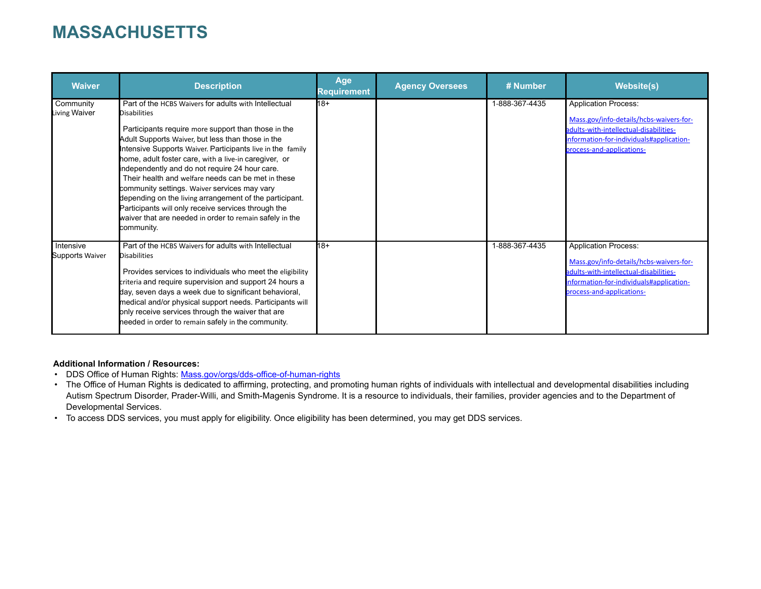# MASSACHUSETTS

| Waiver | Description | Age Requirement | Agency Oversees | # Number | Website(s) |
|---|---|---|---|---|---|
| Community Living Waiver | Part of the HCBS Waivers for adults with Intellectual Disabilities<br><br>Participants require more support than those in the Adult Supports Waiver, but less than those in the Intensive Supports Waiver. Participants live in the family home, adult foster care, with a live-in caregiver, or independently and do not require 24 hour care. Their health and welfare needs can be met in these community settings. Waiver services may vary depending on the living arrangement of the participant. Participants will only receive services through the waiver that are needed in order to remain safely in the community. | 18+ | | 1-888-367-4435 | Application Process:<br><br>[Mass.gov/info-details/hcbs-waivers-for-adults-with-intellectual-disabilities-information-for-individuals#application-process-and-applications-](Mass.gov/info-details/hcbs-waivers-for-adults-with-intellectual-disabilities-information-for-individuals#application-process-and-applications-) |
| Intensive Supports Waiver | Part of the HCBS Waivers for adults with Intellectual Disabilities<br><br>Provides services to individuals who meet the eligibility criteria and require supervision and support 24 hours a day, seven days a week due to significant behavioral, medical and/or physical support needs. Participants will only receive services through the waiver that are needed in order to remain safely in the community. | 18+ | | 1-888-367-4435 | Application Process:<br><br>[Mass.gov/info-details/hcbs-waivers-for-adults-with-intellectual-disabilities-information-for-individuals#application-process-and-applications-](Mass.gov/info-details/hcbs-waivers-for-adults-with-intellectual-disabilities-information-for-individuals#application-process-and-applications-) |

**Additional Information / Resources:**

- DDS Office of Human Rights: [Mass.gov/orgs/dds-office-of-human-rights](Mass.gov/orgs/dds-office-of-human-rights)
- The Office of Human Rights is dedicated to affirming, protecting, and promoting human rights of individuals with intellectual and developmental disabilities including Autism Spectrum Disorder, Prader-Willi, and Smith-Magenis Syndrome. It is a resource to individuals, their families, provider agencies and to the Department of Developmental Services.
- To access DDS services, you must apply for eligibility. Once eligibility has been determined, you may get DDS services.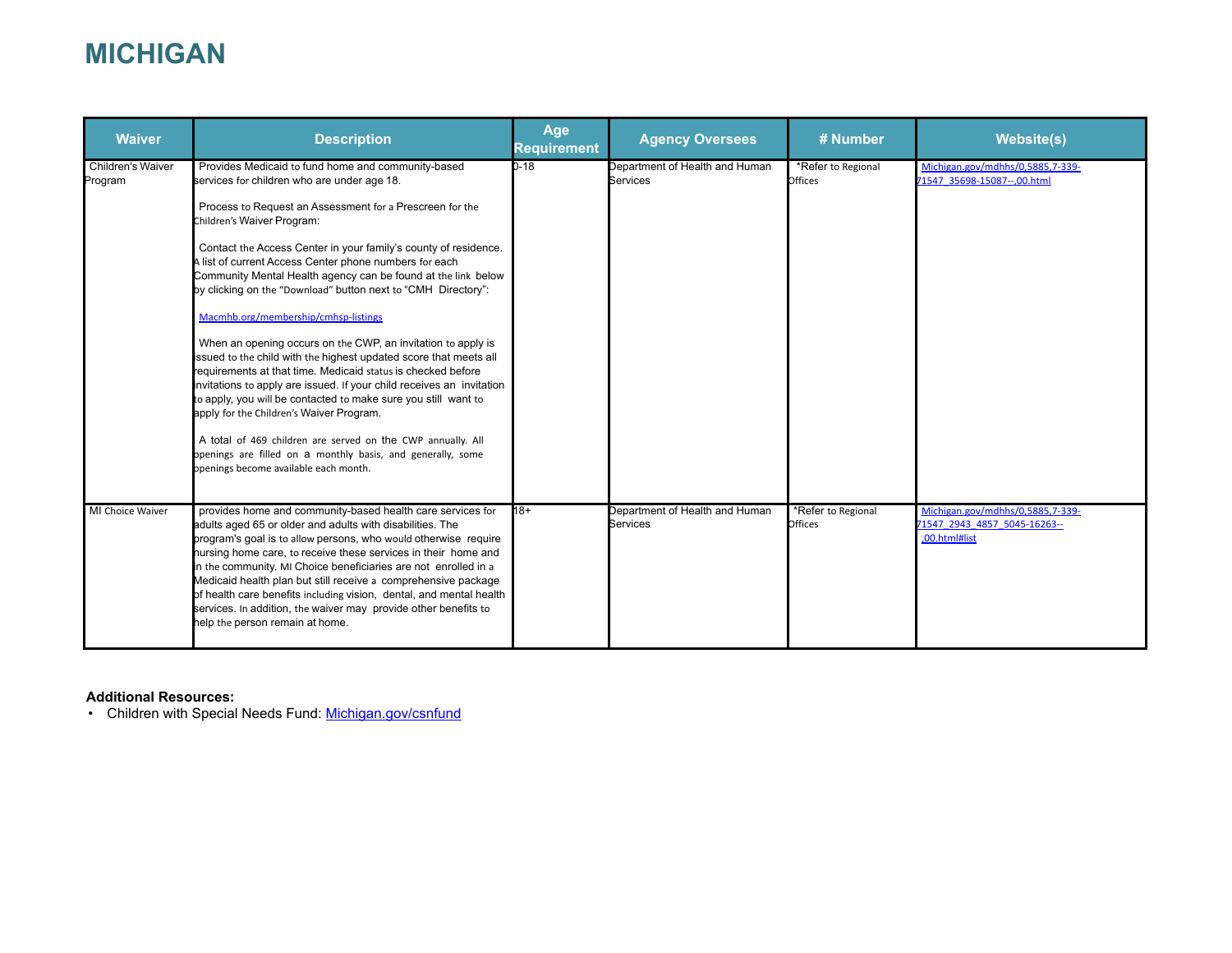# MICHIGAN

| Waiver | Description | Age Requirement | Agency Oversees | # Number | Website(s) |
|---|---|---|---|---|---|
| Children's Waiver Program | Provides Medicaid to fund home and community-based services for children who are under age 18.<br><br>Process to Request an Assessment for a Prescreen for the Children's Waiver Program:<br><br>Contact the Access Center in your family's county of residence. A list of current Access Center phone numbers for each Community Mental Health agency can be found at the link below by clicking on the "Download" button next to "CMH Directory":<br><br>[Macmhb.org/membership/cmhsp-listings](Macmhb.org/membership/cmhsp-listings)<br><br>When an opening occurs on the CWP, an invitation to apply is issued to the child with the highest updated score that meets all requirements at that time. Medicaid status is checked before invitations to apply are issued. If your child receives an invitation to apply, you will be contacted to make sure you still want to apply for the Children's Waiver Program.<br><br>A total of 469 children are served on the CWP annually. All openings are filled on a monthly basis, and generally, some openings become available each month. | 0-18 | Department of Health and Human Services | *Refer to Regional Offices | [Michigan.gov/mdhhs/0,5885,7-339-71547_35698-15087--,00.html](Michigan.gov/mdhhs/0,5885,7-339-71547_35698-15087--,00.html) |
| MI Choice Waiver | provides home and community-based health care services for adults aged 65 or older and adults with disabilities. The program's goal is to allow persons, who would otherwise require nursing home care, to receive these services in their home and in the community. MI Choice beneficiaries are not enrolled in a Medicaid health plan but still receive a comprehensive package of health care benefits including vision, dental, and mental health services. In addition, the waiver may provide other benefits to help the person remain at home. | 18+ | Department of Health and Human Services | *Refer to Regional Offices | [Michigan.gov/mdhhs/0,5885,7-339-71547_2943_4857_5045-16263--,00.html#list](Michigan.gov/mdhhs/0,5885,7-339-71547_2943_4857_5045-16263--,00.html#list) |

**Additional Resources:**

- Children with Special Needs Fund: [Michigan.gov/csnfund](Michigan.gov/csnfund)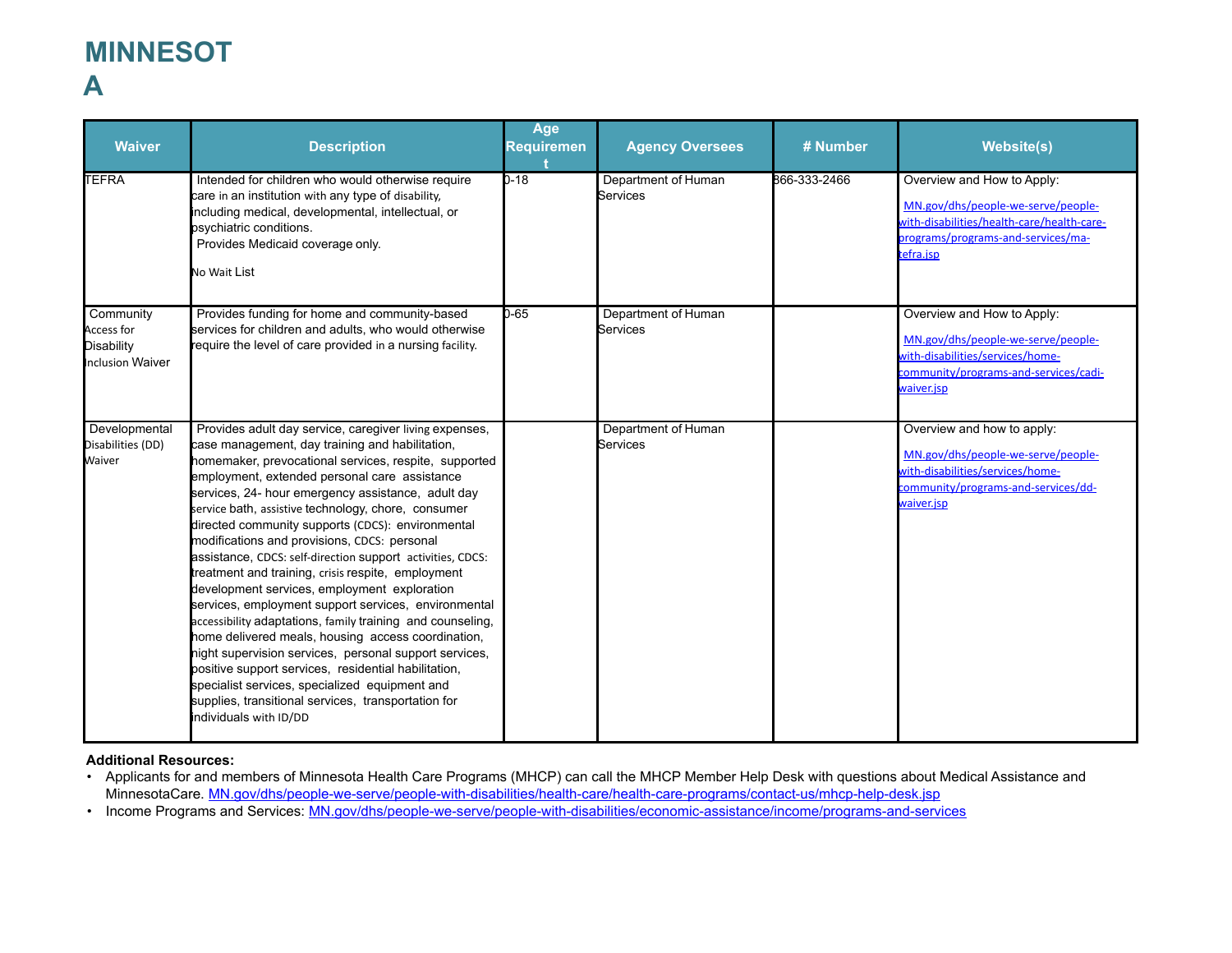# MINNESOTA

| Waiver | Description | Age Requirement | Agency Oversees | # Number | Website(s) |
|---|---|---|---|---|---|
| TEFRA | Intended for children who would otherwise require care in an institution with any type of disability, including medical, developmental, intellectual, or psychiatric conditions. Provides Medicaid coverage only. No Wait List | 0-18 | Department of Human Services | 866-333-2466 | Overview and How to Apply: MN.gov/dhs/people-we-serve/people-with-disabilities/health-care/health-care-programs/programs-and-services/ma-tefra.jsp |
| Community Access for Disability Inclusion Waiver | Provides funding for home and community-based services for children and adults, who would otherwise require the level of care provided in a nursing facility. | 0-65 | Department of Human Services | | Overview and How to Apply: MN.gov/dhs/people-we-serve/people-with-disabilities/services/home-community/programs-and-services/cadi-waiver.jsp |
| Developmental Disabilities (DD) Waiver | Provides adult day service, caregiver living expenses, case management, day training and habilitation, homemaker, prevocational services, respite, supported employment, extended personal care assistance services, 24- hour emergency assistance, adult day service bath, assistive technology, chore, consumer directed community supports (CDCS): environmental modifications and provisions, CDCS: personal assistance, CDCS: self-direction support activities, CDCS: treatment and training, crisis respite, employment development services, employment exploration services, employment support services, environmental accessibility adaptations, family training and counseling, home delivered meals, housing access coordination, night supervision services, personal support services, positive support services, residential habilitation, specialist services, specialized equipment and supplies, transitional services, transportation for individuals with ID/DD | | Department of Human Services | | Overview and how to apply: MN.gov/dhs/people-we-serve/people-with-disabilities/services/home-community/programs-and-services/dd-waiver.jsp |

**Additional Resources:**

- Applicants for and members of Minnesota Health Care Programs (MHCP) can call the MHCP Member Help Desk with questions about Medical Assistance and MinnesotaCare. MN.gov/dhs/people-we-serve/people-with-disabilities/health-care/health-care-programs/contact-us/mhcp-help-desk.jsp
- Income Programs and Services: MN.gov/dhs/people-we-serve/people-with-disabilities/economic-assistance/income/programs-and-services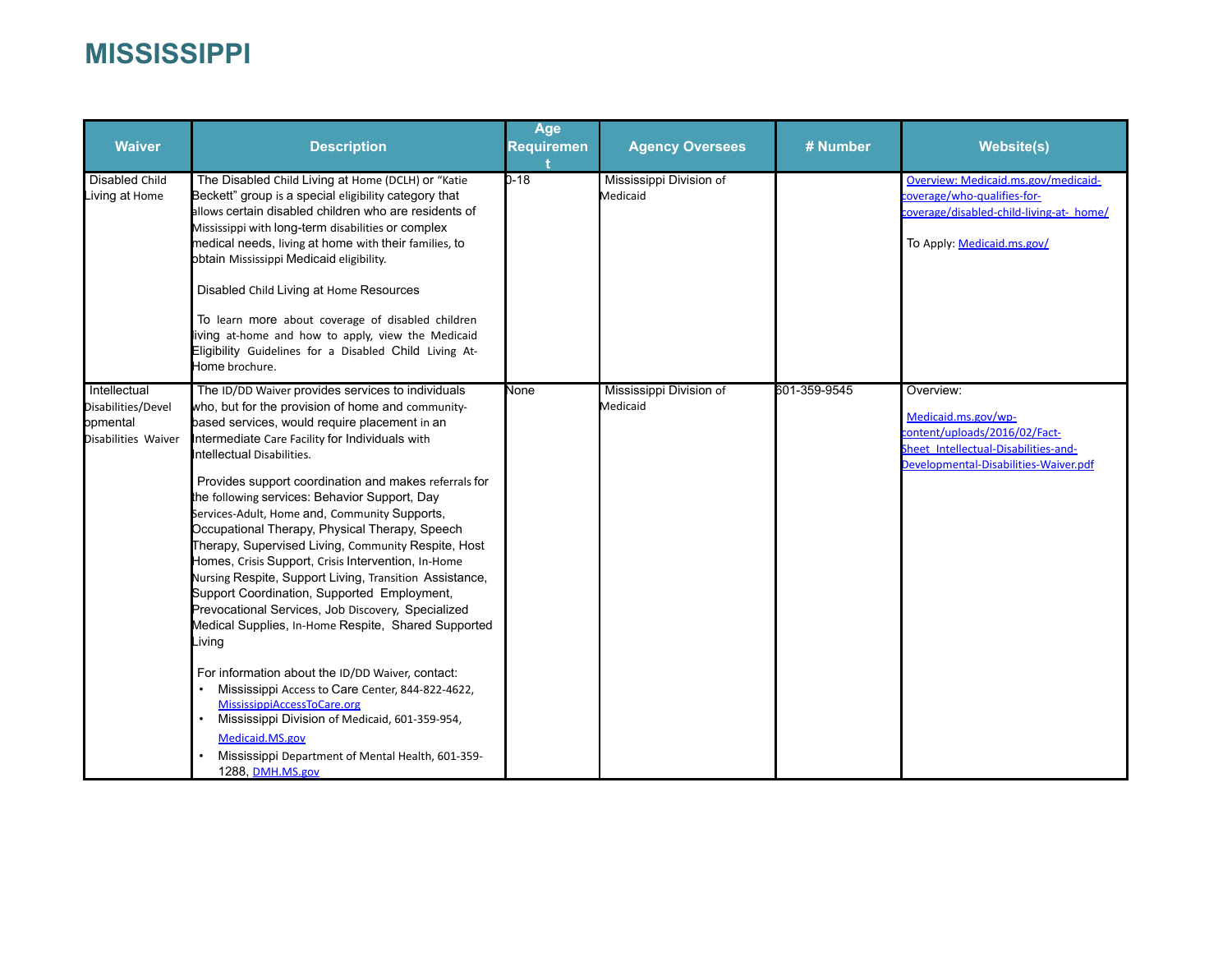# MISSISSIPPI

| Waiver | Description | Age Requirement | Agency Oversees | # Number | Website(s) |
|---|---|---|---|---|---|
| Disabled Child Living at Home | The Disabled Child Living at Home (DCLH) or "Katie Beckett" group is a special eligibility category that allows certain disabled children who are residents of Mississippi with long-term disabilities or complex medical needs, living at home with their families, to obtain Mississippi Medicaid eligibility.<br><br>Disabled Child Living at Home Resources<br><br>To learn more about coverage of disabled children living at-home and how to apply, view the Medicaid Eligibility Guidelines for a Disabled Child Living At-Home brochure. | 0-18 | Mississippi Division of Medicaid | | Overview: Medicaid.ms.gov/medicaid-coverage/who-qualifies-for-coverage/disabled-child-living-at-home/<br><br>To Apply: Medicaid.ms.gov/ |
| Intellectual Disabilities/Developmental Disabilities Waiver | The ID/DD Waiver provides services to individuals who, but for the provision of home and community-based services, would require placement in an Intermediate Care Facility for Individuals with Intellectual Disabilities.<br><br>Provides support coordination and makes referrals for the following services: Behavior Support, Day Services-Adult, Home and, Community Supports, Occupational Therapy, Physical Therapy, Speech Therapy, Supervised Living, Community Respite, Host Homes, Crisis Support, Crisis Intervention, In-Home Nursing Respite, Support Living, Transition Assistance, Support Coordination, Supported Employment, Prevocational Services, Job Discovery, Specialized Medical Supplies, In-Home Respite, Shared Supported Living<br><br>For information about the ID/DD Waiver, contact:<br>• Mississippi Access to Care Center, 844-822-4622, MississippiAccessToCare.org<br>• Mississippi Division of Medicaid, 601-359-954, Medicaid.MS.gov<br>• Mississippi Department of Mental Health, 601-359-1288, DMH.MS.gov | None | Mississippi Division of Medicaid | 601-359-9545 | Overview:<br><br>Medicaid.ms.gov/wp-content/uploads/2016/02/Fact-Sheet_Intellectual-Disabilities-and-Developmental-Disabilities-Waiver.pdf |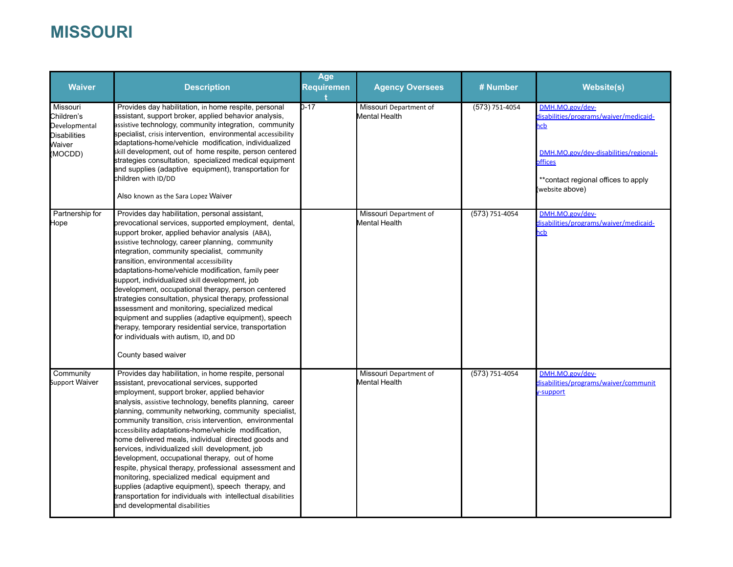# MISSOURI

| Waiver | Description | Age Requirement | Agency Oversees | # Number | Website(s) |
|---|---|---|---|---|---|
| Missouri Children's Developmental Disabilities Waiver (MOCDD) | Provides day habilitation, in home respite, personal assistant, support broker, applied behavior analysis, assistive technology, community integration, community specialist, crisis intervention, environmental accessibility adaptations-home/vehicle modification, individualized skill development, out of home respite, person centered strategies consultation, specialized medical equipment and supplies (adaptive equipment), transportation for children with ID/DD<br><br>Also known as the Sara Lopez Waiver | 0-17 | Missouri Department of Mental Health | (573) 751-4054 | DMH.MO.gov/dev-disabilities/programs/waiver/medicaid-hcb<br><br>DMH.MO.gov/dev-disabilities/regional-offices<br><br>**contact regional offices to apply (website above) |
| Partnership for Hope | Provides day habilitation, personal assistant, prevocational services, supported employment, dental, support broker, applied behavior analysis (ABA), assistive technology, career planning, community integration, community specialist, community transition, environmental accessibility adaptations-home/vehicle modification, family peer support, individualized skill development, job development, occupational therapy, person centered strategies consultation, physical therapy, professional assessment and monitoring, specialized medical equipment and supplies (adaptive equipment), speech therapy, temporary residential service, transportation for individuals with autism, ID, and DD<br><br>County based waiver | | Missouri Department of Mental Health | (573) 751-4054 | DMH.MO.gov/dev-disabilities/programs/waiver/medicaid-hcb |
| Community Support Waiver | Provides day habilitation, in home respite, personal assistant, prevocational services, supported employment, support broker, applied behavior analysis, assistive technology, benefits planning, career planning, community networking, community specialist, community transition, crisis intervention, environmental accessibility adaptations-home/vehicle modification, home delivered meals, individual directed goods and services, individualized skill development, job development, occupational therapy, out of home respite, physical therapy, professional assessment and monitoring, specialized medical equipment and supplies (adaptive equipment), speech therapy, and transportation for individuals with intellectual disabilities and developmental disabilities | | Missouri Department of Mental Health | (573) 751-4054 | DMH.MO.gov/dev-disabilities/programs/waiver/community-support |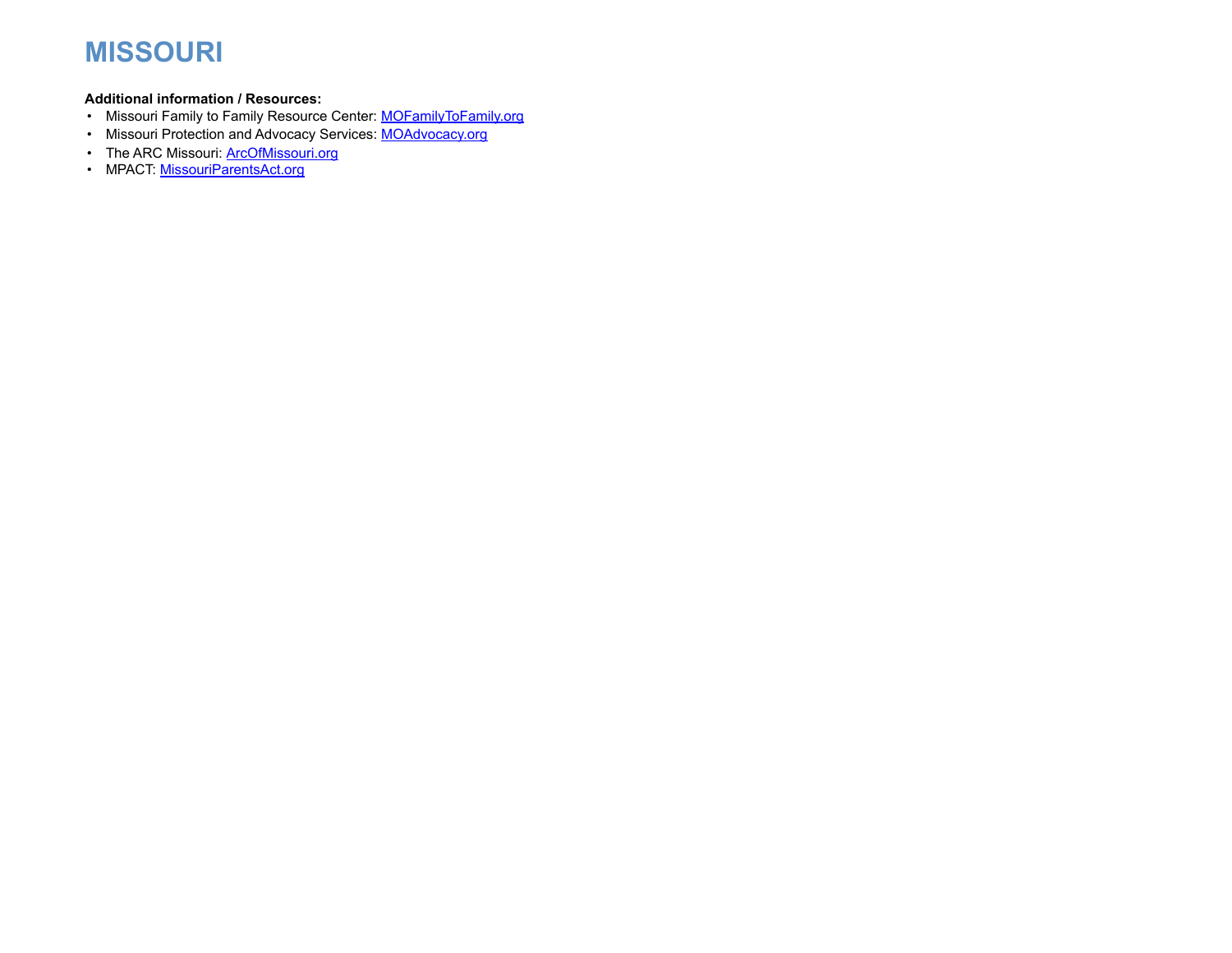# MISSOURI

**Additional information / Resources:**

- Missouri Family to Family Resource Center: MOFamilyToFamily.org
- Missouri Protection and Advocacy Services: MOAdvocacy.org
- The ARC Missouri: ArcOfMissouri.org
- MPACT: MissouriParentsAct.org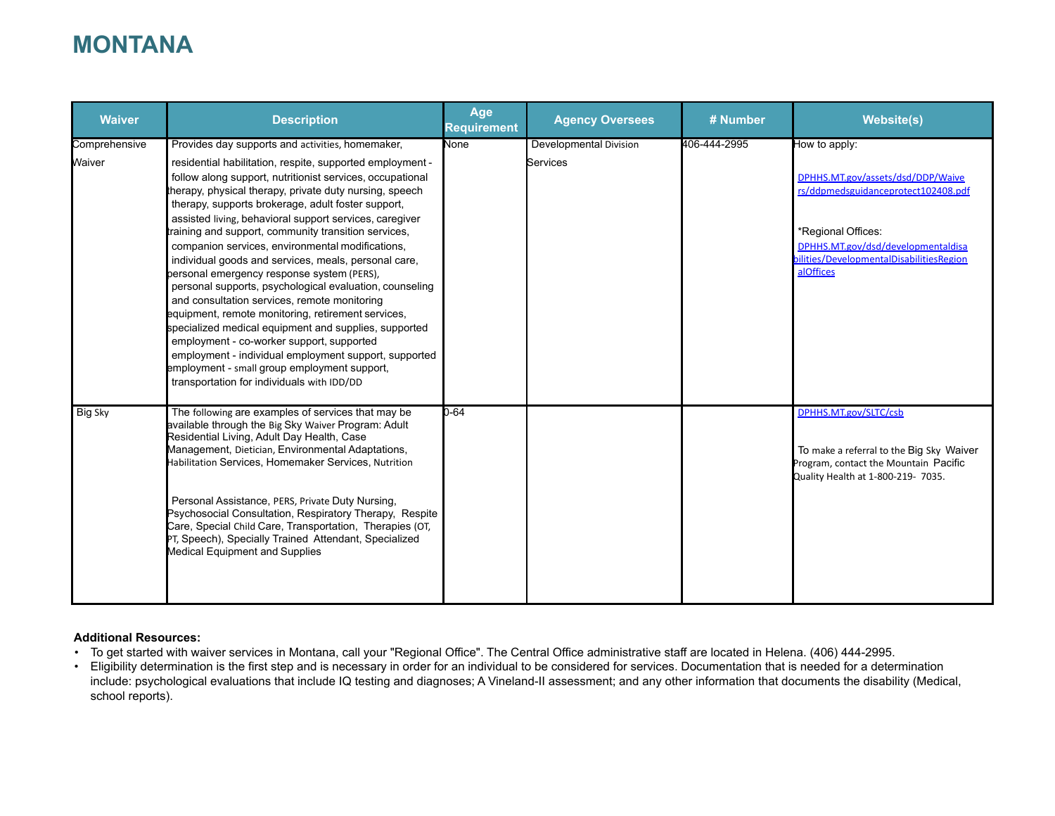# MONTANA

| Waiver | Description | Age Requirement | Agency Oversees | # Number | Website(s) |
|---|---|---|---|---|---|
| Comprehensive Waiver | Provides day supports and activities, homemaker, residential habilitation, respite, supported employment - follow along support, nutritionist services, occupational therapy, physical therapy, private duty nursing, speech therapy, supports brokerage, adult foster support, assisted living, behavioral support services, caregiver training and support, community transition services, companion services, environmental modifications, individual goods and services, meals, personal care, personal emergency response system (PERS), personal supports, psychological evaluation, counseling and consultation services, remote monitoring equipment, remote monitoring, retirement services, specialized medical equipment and supplies, supported employment - co-worker support, supported employment - individual employment support, supported employment - small group employment support, transportation for individuals with IDD/DD | None | Developmental Division Services | 406-444-2995 | How to apply: DPHHS.MT.gov/assets/dsd/DDP/Waivers/ddpmedsguidanceprotect102408.pdf<br><br>*Regional Offices: DPHHS.MT.gov/dsd/developmentaldisabilities/DevelopmentalDisabilitiesRegionalOffices |
| Big Sky | The following are examples of services that may be available through the Big Sky Waiver Program: Adult Residential Living, Adult Day Health, Case Management, Dietician, Environmental Adaptations, Habilitation Services, Homemaker Services, Nutrition<br><br>Personal Assistance, PERS, Private Duty Nursing, Psychosocial Consultation, Respiratory Therapy, Respite Care, Special Child Care, Transportation, Therapies (OT, PT, Speech), Specially Trained Attendant, Specialized Medical Equipment and Supplies | 0-64 | | | DPHHS.MT.gov/SLTC/csb<br><br>To make a referral to the Big Sky Waiver Program, contact the Mountain Pacific Quality Health at 1-800-219- 7035. |

**Additional Resources:**

- To get started with waiver services in Montana, call your "Regional Office". The Central Office administrative staff are located in Helena. (406) 444-2995.
- Eligibility determination is the first step and is necessary in order for an individual to be considered for services. Documentation that is needed for a determination include: psychological evaluations that include IQ testing and diagnoses; A Vineland-II assessment; and any other information that documents the disability (Medical, school reports).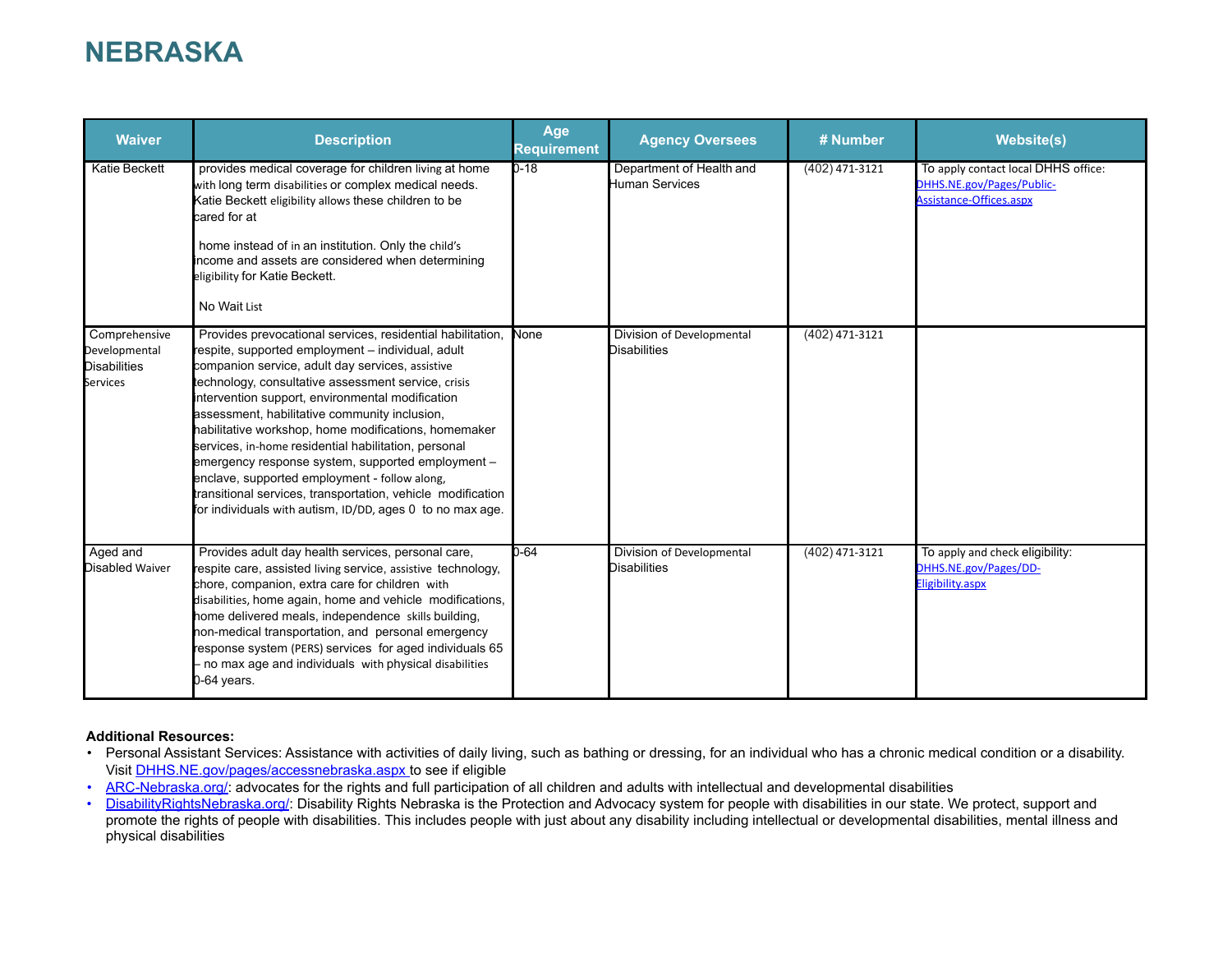# NEBRASKA

| Waiver | Description | Age Requirement | Agency Oversees | # Number | Website(s) |
|---|---|---|---|---|---|
| Katie Beckett | provides medical coverage for children living at home with long term disabilities or complex medical needs. Katie Beckett eligibility allows these children to be cared for at home instead of in an institution. Only the child's income and assets are considered when determining eligibility for Katie Beckett. No Wait List | 0-18 | Department of Health and Human Services | (402) 471-3121 | To apply contact local DHHS office: DHHS.NE.gov/Pages/Public-Assistance-Offices.aspx |
| Comprehensive Developmental Disabilities Services | Provides prevocational services, residential habilitation, respite, supported employment – individual, adult companion service, adult day services, assistive technology, consultative assessment service, crisis intervention support, environmental modification assessment, habilitative community inclusion, habilitative workshop, home modifications, homemaker services, in-home residential habilitation, personal emergency response system, supported employment – enclave, supported employment - follow along, transitional services, transportation, vehicle modification for individuals with autism, ID/DD, ages 0 to no max age. | None | Division of Developmental Disabilities | (402) 471-3121 | |
| Aged and Disabled Waiver | Provides adult day health services, personal care, respite care, assisted living service, assistive technology, chore, companion, extra care for children with disabilities, home again, home and vehicle modifications, home delivered meals, independence skills building, non-medical transportation, and personal emergency response system (PERS) services for aged individuals 65 – no max age and individuals with physical disabilities 0-64 years. | 0-64 | Division of Developmental Disabilities | (402) 471-3121 | To apply and check eligibility: DHHS.NE.gov/Pages/DD-Eligibility.aspx |

**Additional Resources:**

- Personal Assistant Services: Assistance with activities of daily living, such as bathing or dressing, for an individual who has a chronic medical condition or a disability. Visit DHHS.NE.gov/pages/accessnebraska.aspx to see if eligible
- ARC-Nebraska.org/: advocates for the rights and full participation of all children and adults with intellectual and developmental disabilities
- DisabilityRightsNebraska.org/: Disability Rights Nebraska is the Protection and Advocacy system for people with disabilities in our state. We protect, support and promote the rights of people with disabilities. This includes people with just about any disability including intellectual or developmental disabilities, mental illness and physical disabilities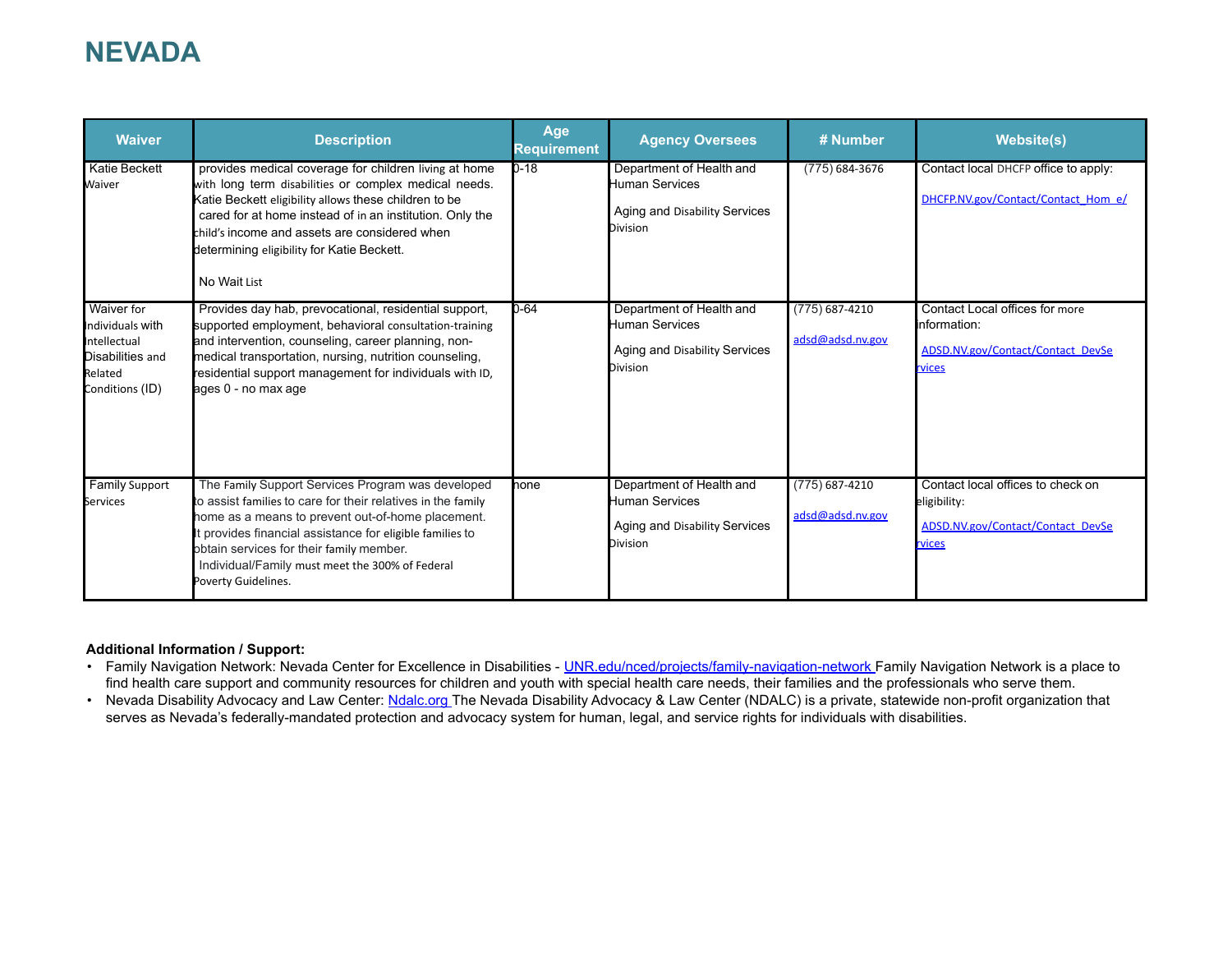# NEVADA

| Waiver | Description | Age Requirement | Agency Oversees | # Number | Website(s) |
|---|---|---|---|---|---|
| Katie Beckett Waiver | provides medical coverage for children living at home with long term disabilities or complex medical needs. Katie Beckett eligibility allows these children to be cared for at home instead of in an institution. Only the child's income and assets are considered when determining eligibility for Katie Beckett.<br><br>No Wait List | 0-18 | Department of Health and Human Services<br><br>Aging and Disability Services Division | (775) 684-3676 | Contact local DHCFP office to apply:<br><br>DHCFP.NV.gov/Contact/Contact_Hom_e/ |
| Waiver for Individuals with Intellectual Disabilities and Related Conditions (ID) | Provides day hab, prevocational, residential support, supported employment, behavioral consultation-training and intervention, counseling, career planning, non-medical transportation, nursing, nutrition counseling, residential support management for individuals with ID, ages 0 - no max age | 0-64 | Department of Health and Human Services<br><br>Aging and Disability Services Division | (775) 687-4210<br><br>adsd@adsd.nv.gov | Contact Local offices for more information:<br><br>ADSD.NV.gov/Contact/Contact_DevServices |
| Family Support Services | The Family Support Services Program was developed to assist families to care for their relatives in the family home as a means to prevent out-of-home placement. It provides financial assistance for eligible families to obtain services for their family member.<br>Individual/Family must meet the 300% of Federal Poverty Guidelines. | none | Department of Health and Human Services<br><br>Aging and Disability Services Division | (775) 687-4210<br><br>adsd@adsd.nv.gov | Contact local offices to check on eligibility:<br><br>ADSD.NV.gov/Contact/Contact_DevServices |

**Additional Information / Support:**

- Family Navigation Network: Nevada Center for Excellence in Disabilities - UNR.edu/nced/projects/family-navigation-network Family Navigation Network is a place to find health care support and community resources for children and youth with special health care needs, their families and the professionals who serve them.
- Nevada Disability Advocacy and Law Center: Ndalc.org The Nevada Disability Advocacy & Law Center (NDALC) is a private, statewide non-profit organization that serves as Nevada's federally-mandated protection and advocacy system for human, legal, and service rights for individuals with disabilities.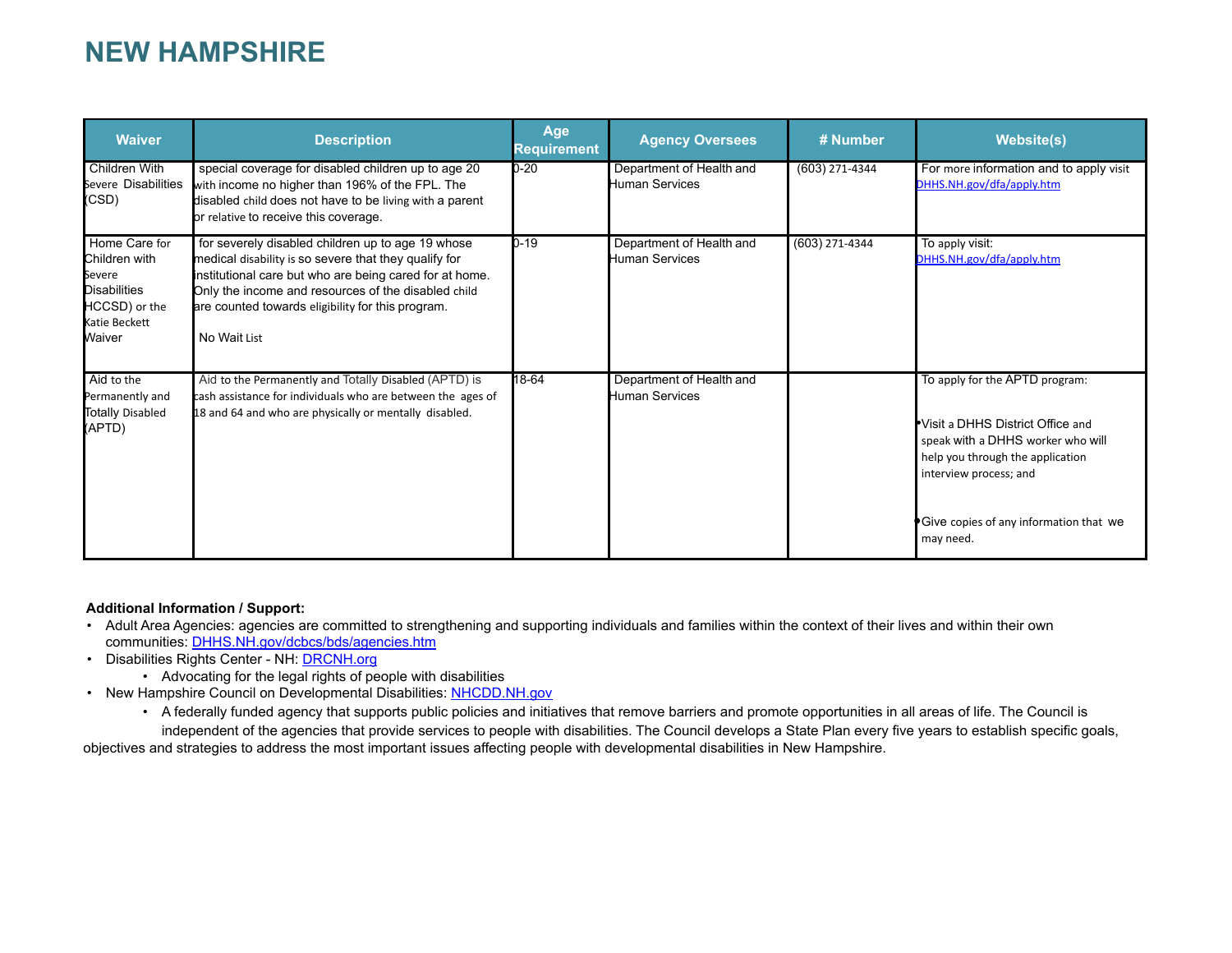# NEW HAMPSHIRE

| Waiver | Description | Age Requirement | Agency Oversees | # Number | Website(s) |
|---|---|---|---|---|---|
| Children With Severe Disabilities (CSD) | special coverage for disabled children up to age 20 with income no higher than 196% of the FPL. The disabled child does not have to be living with a parent or relative to receive this coverage. | 0-20 | Department of Health and Human Services | (603) 271-4344 | For more information and to apply visit DHHS.NH.gov/dfa/apply.htm |
| Home Care for Children with Severe Disabilities HCCSD) or the Katie Beckett Waiver | for severely disabled children up to age 19 whose medical disability is so severe that they qualify for institutional care but who are being cared for at home. Only the income and resources of the disabled child are counted towards eligibility for this program.<br><br>No Wait List | 0-19 | Department of Health and Human Services | (603) 271-4344 | To apply visit: DHHS.NH.gov/dfa/apply.htm |
| Aid to the Permanently and Totally Disabled (APTD) | Aid to the Permanently and Totally Disabled (APTD) is cash assistance for individuals who are between the ages of 18 and 64 and who are physically or mentally disabled. | 18-64 | Department of Health and Human Services | | To apply for the APTD program:<br><br>•Visit a DHHS District Office and speak with a DHHS worker who will help you through the application interview process; and<br><br>•Give copies of any information that we may need. |

**Additional Information / Support:**

- Adult Area Agencies: agencies are committed to strengthening and supporting individuals and families within the context of their lives and within their own communities: DHHS.NH.gov/dcbcs/bds/agencies.htm
- Disabilities Rights Center - NH: DRCNH.org
  - Advocating for the legal rights of people with disabilities
- New Hampshire Council on Developmental Disabilities: NHCDD.NH.gov
  - A federally funded agency that supports public policies and initiatives that remove barriers and promote opportunities in all areas of life. The Council is independent of the agencies that provide services to people with disabilities. The Council develops a State Plan every five years to establish specific goals, objectives and strategies to address the most important issues affecting people with developmental disabilities in New Hampshire.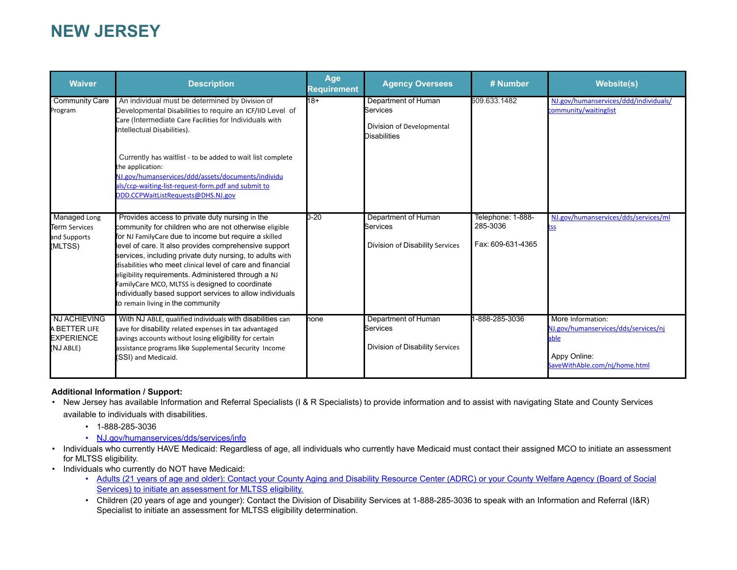# NEW JERSEY

| Waiver | Description | Age Requirement | Agency Oversees | # Number | Website(s) |
|---|---|---|---|---|---|
| Community Care Program | An individual must be determined by Division of Developmental Disabilities to require an ICF/IID Level of Care (Intermediate Care Facilities for Individuals with Intellectual Disabilities).<br><br>Currently has waitlist - to be added to wait list complete the application: NJ.gov/humanservices/ddd/assets/documents/individuals/ccp-waiting-list-request-form.pdf and submit to DDD.CCPWaitListRequests@DHS.NJ.gov | 18+ | Department of Human Services<br><br>Division of Developmental Disabilities | 609.633.1482 | NJ.gov/humanservices/ddd/individuals/community/waitinglist |
| Managed Long Term Services and Supports (MLTSS) | Provides access to private duty nursing in the community for children who are not otherwise eligible for NJ FamilyCare due to income but require a skilled level of care. It also provides comprehensive support services, including private duty nursing, to adults with disabilities who meet clinical level of care and financial eligibility requirements. Administered through a NJ FamilyCare MCO, MLTSS is designed to coordinate individually based support services to allow individuals to remain living in the community | 0-20 | Department of Human Services<br><br>Division of Disability Services | Telephone: 1-888-285-3036<br><br>Fax: 609-631-4365 | NJ.gov/humanservices/dds/services/mltss |
| NJ ACHIEVING A BETTER LIFE EXPERIENCE (NJ ABLE) | With NJ ABLE, qualified individuals with disabilities can save for disability related expenses in tax advantaged savings accounts without losing eligibility for certain assistance programs like Supplemental Security Income (SSI) and Medicaid. | none | Department of Human Services<br><br>Division of Disability Services | 1-888-285-3036 | More Information: NJ.gov/humanservices/dds/services/njable<br><br>Appy Online: SaveWithAble.com/nj/home.html |

**Additional Information / Support:**

- New Jersey has available Information and Referral Specialists (I & R Specialists) to provide information and to assist with navigating State and County Services available to individuals with disabilities.
    - 1-888-285-3036
    - NJ.gov/humanservices/dds/services/info
- Individuals who currently HAVE Medicaid: Regardless of age, all individuals who currently have Medicaid must contact their assigned MCO to initiate an assessment for MLTSS eligibility.
- Individuals who currently do NOT have Medicaid:
    - Adults (21 years of age and older): Contact your County Aging and Disability Resource Center (ADRC) or your County Welfare Agency (Board of Social Services) to initiate an assessment for MLTSS eligibility.
    - Children (20 years of age and younger): Contact the Division of Disability Services at 1-888-285-3036 to speak with an Information and Referral (I&R) Specialist to initiate an assessment for MLTSS eligibility determination.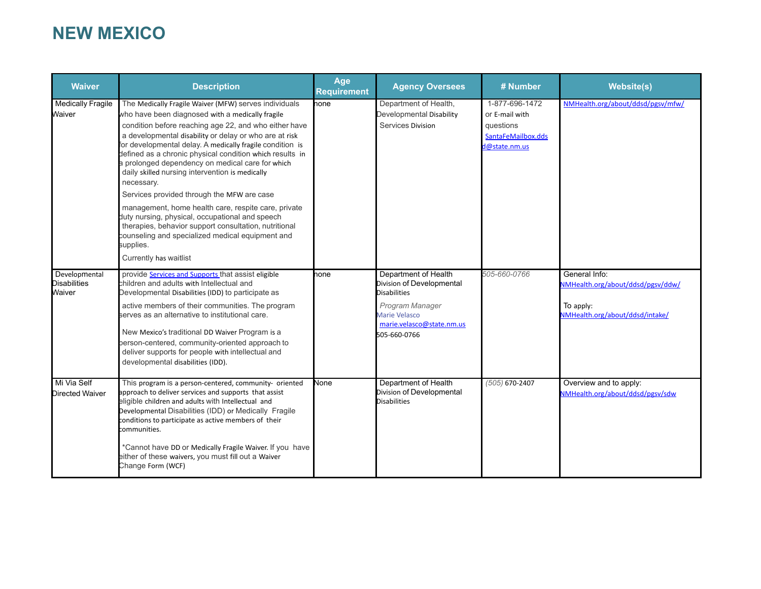# NEW MEXICO

| Waiver | Description | Age Requirement | Agency Oversees | # Number | Website(s) |
|---|---|---|---|---|---|
| Medically Fragile Waiver | The Medically Fragile Waiver (MFW) serves individuals who have been diagnosed with a medically fragile condition before reaching age 22, and who either have a developmental disability or delay or who are at risk for developmental delay. A medically fragile condition is defined as a chronic physical condition which results in a prolonged dependency on medical care for which daily skilled nursing intervention is medically necessary.<br><br>Services provided through the MFW are case management, home health care, respite care, private duty nursing, physical, occupational and speech therapies, behavior support consultation, nutritional counseling and specialized medical equipment and supplies.<br><br>Currently has waitlist | none | Department of Health, Developmental Disability Services Division | 1-877-696-1472 or E-mail with questions SantaFeMailbox.ddsd@state.nm.us | NMHealth.org/about/ddsd/pgsv/mfw/ |
| Developmental Disabilities Waiver | provide Services and Supports that assist eligible children and adults with Intellectual and Developmental Disabilities (IDD) to participate as active members of their communities. The program serves as an alternative to institutional care.<br><br>New Mexico's traditional DD Waiver Program is a person-centered, community-oriented approach to deliver supports for people with intellectual and developmental disabilities (IDD). | none | Department of Health Division of Developmental Disabilities<br><br>*Program Manager* Marie Velasco marie.velasco@state.nm.us 505-660-0766 | 505-660-0766 | General Info: NMHealth.org/about/ddsd/pgsv/ddw/<br><br>To apply: NMHealth.org/about/ddsd/intake/ |
| Mi Via Self Directed Waiver | This program is a person-centered, community- oriented approach to deliver services and supports that assist eligible children and adults with Intellectual and Developmental Disabilities (IDD) or Medically Fragile conditions to participate as active members of their communities.<br><br>*Cannot have DD or Medically Fragile Waiver. If you have either of these waivers, you must fill out a Waiver Change Form (WCF) | None | Department of Health Division of Developmental Disabilities | (505) 670-2407 | Overview and to apply: NMHealth.org/about/ddsd/pgsv/sdw |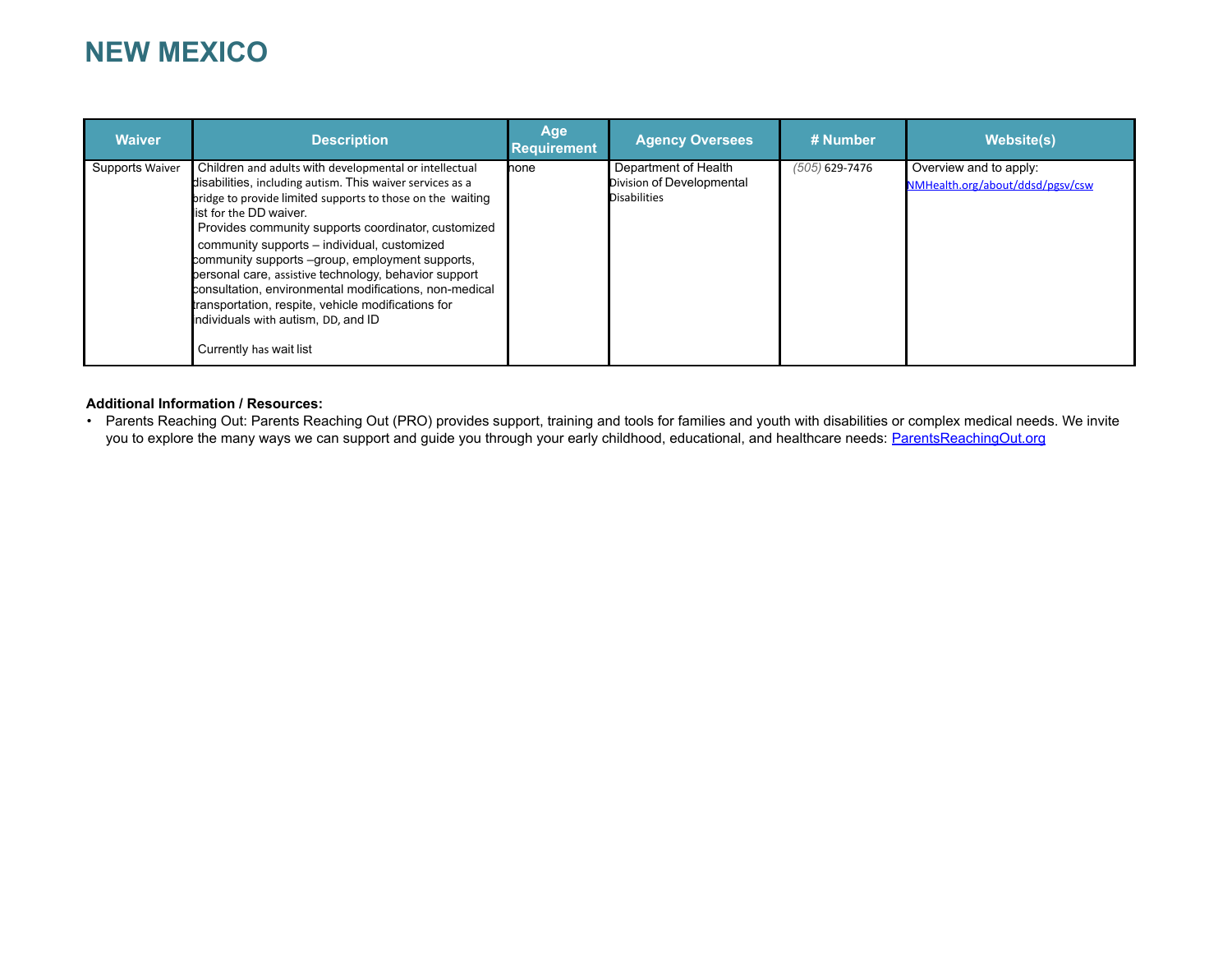# NEW MEXICO

| Waiver | Description | Age Requirement | Agency Oversees | # Number | Website(s) |
|---|---|---|---|---|---|
| Supports Waiver | Children and adults with developmental or intellectual disabilities, including autism. This waiver services as a bridge to provide limited supports to those on the waiting list for the DD waiver. Provides community supports coordinator, customized community supports – individual, customized community supports –group, employment supports, personal care, assistive technology, behavior support consultation, environmental modifications, non-medical transportation, respite, vehicle modifications for individuals with autism, DD, and ID<br><br>Currently has wait list | none | Department of Health Division of Developmental Disabilities | (505) 629-7476 | Overview and to apply: NMHealth.org/about/ddsd/pgsv/csw |

**Additional Information / Resources:**

- Parents Reaching Out: Parents Reaching Out (PRO) provides support, training and tools for families and youth with disabilities or complex medical needs. We invite you to explore the many ways we can support and guide you through your early childhood, educational, and healthcare needs: ParentsReachingOut.org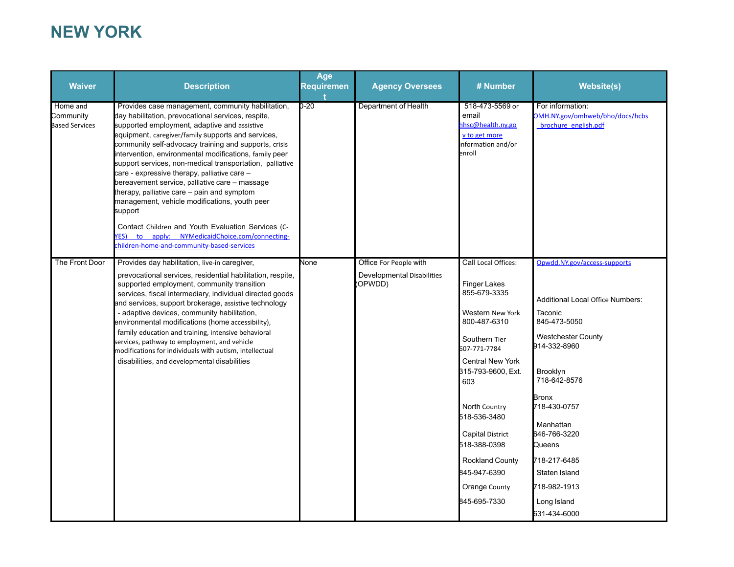# NEW YORK

| Waiver | Description | Age Requirement | Agency Oversees | # Number | Website(s) |
|---|---|---|---|---|---|
| Home and Community Based Services | Provides case management, community habilitation, day habilitation, prevocational services, respite, supported employment, adaptive and assistive equipment, caregiver/family supports and services, community self-advocacy training and supports, crisis intervention, environmental modifications, family peer support services, non-medical transportation, palliative care - expressive therapy, palliative care – bereavement service, palliative care – massage therapy, palliative care – pain and symptom management, vehicle modifications, youth peer support<br><br>Contact Children and Youth Evaluation Services (C-YES) to apply: NYMedicaidChoice.com/connecting-children-home-and-community-based-services | 0-20 | Department of Health | 518-473-5569 or email hhsc@health.ny.gov to get more information and/or enroll | For information: OMH.NY.gov/omhweb/bho/docs/hcbs_brochure_english.pdf |
| The Front Door | Provides day habilitation, live-in caregiver, prevocational services, residential habilitation, respite, supported employment, community transition services, fiscal intermediary, individual directed goods and services, support brokerage, assistive technology - adaptive devices, community habilitation, environmental modifications (home accessibility), family education and training, intensive behavioral services, pathway to employment, and vehicle modifications for individuals with autism, intellectual disabilities, and developmental disabilities | None | Office For People with Developmental Disabilities (OPWDD) | Call Local Offices:<br><br>Finger Lakes<br>855-679-3335<br><br>Western New York<br>800-487-6310<br><br>Southern Tier<br>607-771-7784<br><br>Central New York<br>315-793-9600, Ext. 603<br><br>North Country<br>518-536-3480<br><br>Capital District<br>518-388-0398<br><br>Rockland County<br>845-947-6390<br><br>Orange County<br>845-695-7330 | Opwdd.NY.gov/access-supports<br><br>Additional Local Office Numbers:<br><br>Taconic<br>845-473-5050<br><br>Westchester County<br>914-332-8960<br><br>Brooklyn<br>718-642-8576<br><br>Bronx<br>718-430-0757<br><br>Manhattan<br>646-766-3220<br><br>Queens<br>718-217-6485<br><br>Staten Island<br>718-982-1913<br><br>Long Island<br>631-434-6000 |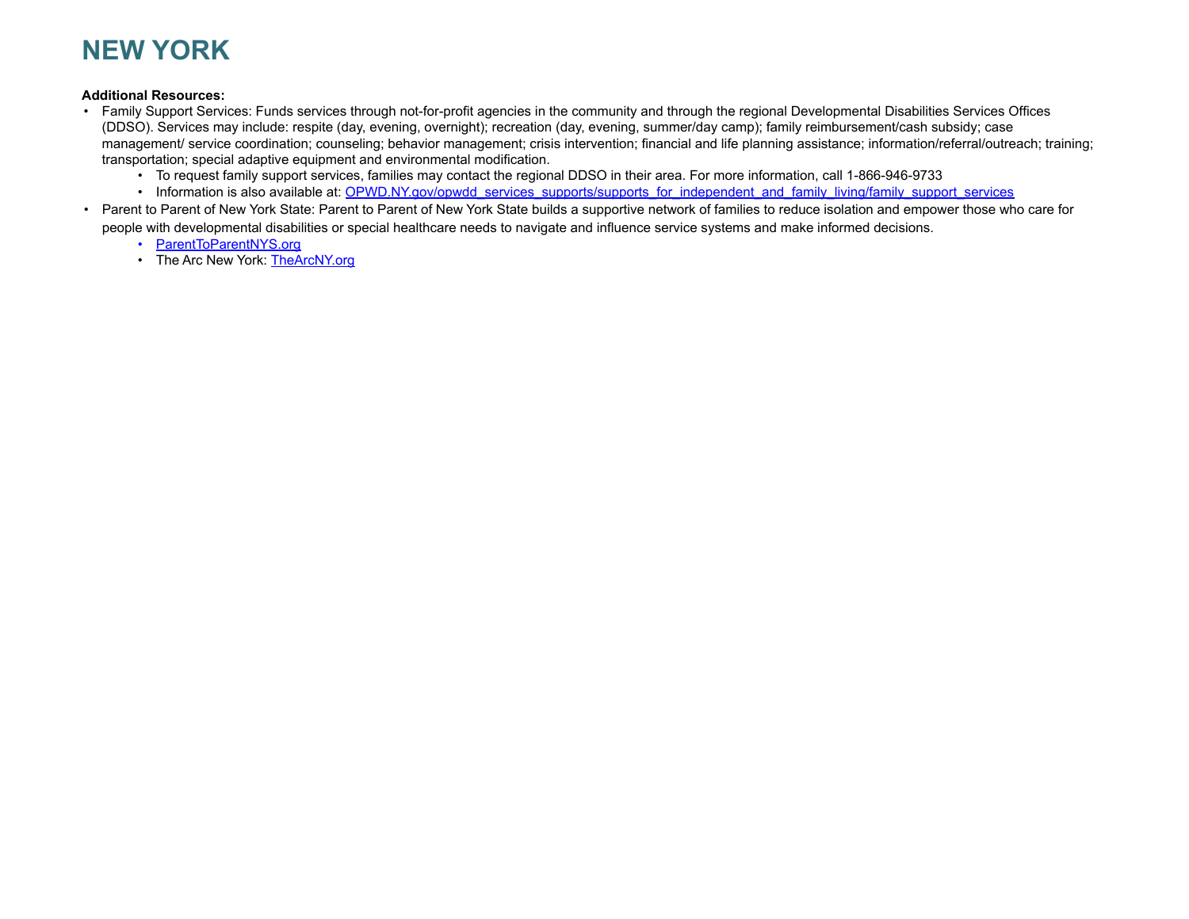# NEW YORK

**Additional Resources:**

- Family Support Services: Funds services through not-for-profit agencies in the community and through the regional Developmental Disabilities Services Offices (DDSO). Services may include: respite (day, evening, overnight); recreation (day, evening, summer/day camp); family reimbursement/cash subsidy; case management/ service coordination; counseling; behavior management; crisis intervention; financial and life planning assistance; information/referral/outreach; training; transportation; special adaptive equipment and environmental modification.
  - To request family support services, families may contact the regional DDSO in their area. For more information, call 1-866-946-9733
  - Information is also available at: OPWD.NY.gov/opwdd_services_supports/supports_for_independent_and_family_living/family_support_services
- Parent to Parent of New York State: Parent to Parent of New York State builds a supportive network of families to reduce isolation and empower those who care for people with developmental disabilities or special healthcare needs to navigate and influence service systems and make informed decisions.
  - ParentToParentNYS.org
  - The Arc New York: TheArcNY.org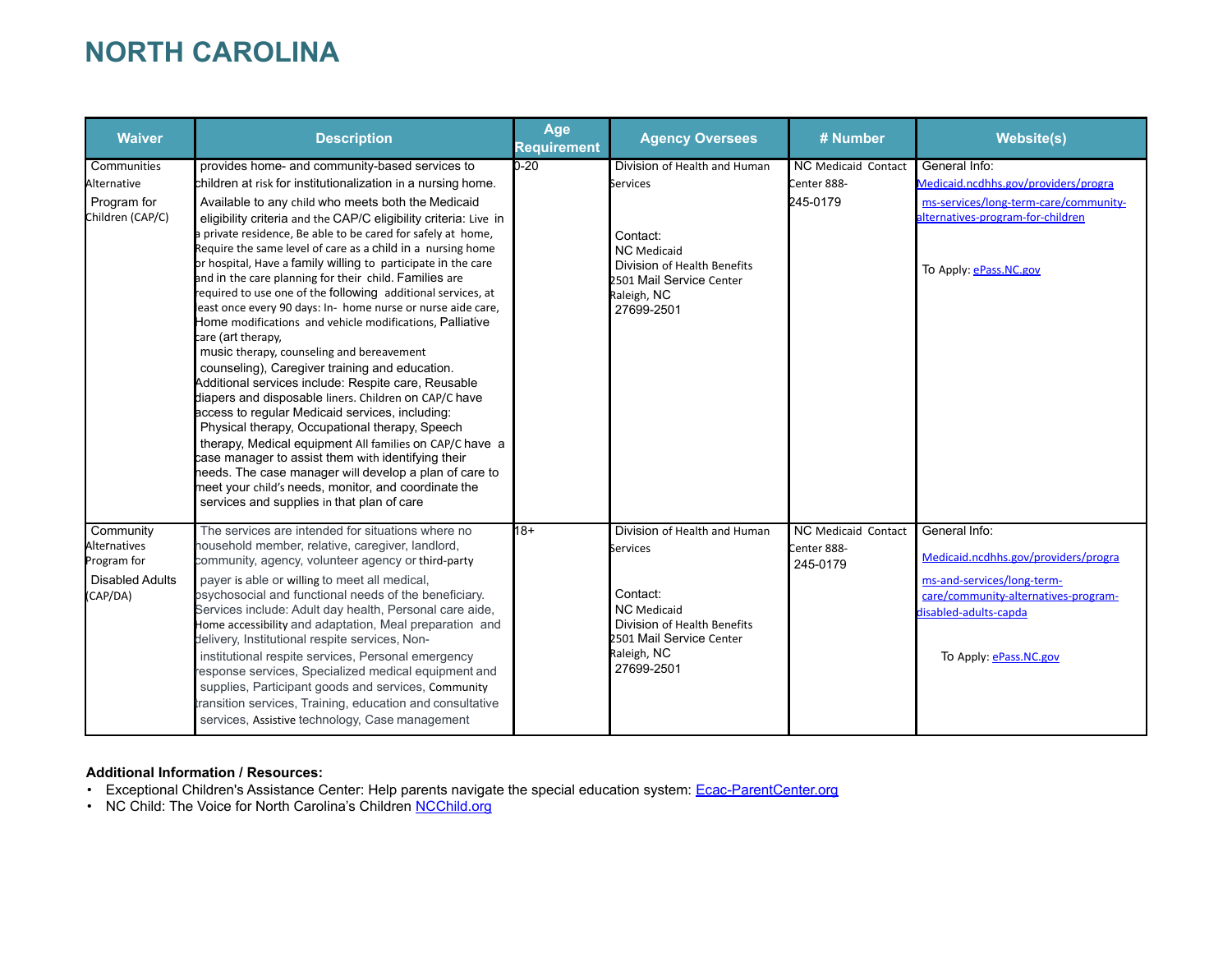# NORTH CAROLINA

| Waiver | Description | Age Requirement | Agency Oversees | # Number | Website(s) |
|---|---|---|---|---|---|
| Communities Alternative Program for Children (CAP/C) | provides home- and community-based services to children at risk for institutionalization in a nursing home. Available to any child who meets both the Medicaid eligibility criteria and the CAP/C eligibility criteria: Live in a private residence, Be able to be cared for safely at home, Require the same level of care as a child in a nursing home or hospital, Have a family willing to participate in the care and in the care planning for their child. Families are required to use one of the following additional services, at least once every 90 days: In- home nurse or nurse aide care, Home modifications and vehicle modifications, Palliative care (art therapy, music therapy, counseling and bereavement counseling), Caregiver training and education. Additional services include: Respite care, Reusable diapers and disposable liners. Children on CAP/C have access to regular Medicaid services, including: Physical therapy, Occupational therapy, Speech therapy, Medical equipment All families on CAP/C have a case manager to assist them with identifying their needs. The case manager will develop a plan of care to meet your child's needs, monitor, and coordinate the services and supplies in that plan of care | 0-20 | Division of Health and Human Services<br><br>Contact:<br>NC Medicaid<br>Division of Health Benefits<br>2501 Mail Service Center<br>Raleigh, NC<br>27699-2501 | NC Medicaid Contact Center 888-245-0179 | General Info: [Medicaid.ncdhhs.gov/providers/programs-services/long-term-care/community-alternatives-program-for-children](Medicaid.ncdhhs.gov/providers/programs-services/long-term-care/community-alternatives-program-for-children)<br><br>To Apply: [ePass.NC.gov](ePass.NC.gov) |
| Community Alternatives Program for Disabled Adults (CAP/DA) | The services are intended for situations where no household member, relative, caregiver, landlord, community, agency, volunteer agency or third-party payer is able or willing to meet all medical, psychosocial and functional needs of the beneficiary. Services include: Adult day health, Personal care aide, Home accessibility and adaptation, Meal preparation and delivery, Institutional respite services, Non-institutional respite services, Personal emergency response services, Specialized medical equipment and supplies, Participant goods and services, Community transition services, Training, education and consultative services, Assistive technology, Case management | 18+ | Division of Health and Human Services<br><br>Contact:<br>NC Medicaid<br>Division of Health Benefits<br>2501 Mail Service Center<br>Raleigh, NC<br>27699-2501 | NC Medicaid Contact Center 888-245-0179 | General Info:<br>[Medicaid.ncdhhs.gov/providers/programs-and-services/long-term-care/community-alternatives-program-disabled-adults-capda](Medicaid.ncdhhs.gov/providers/programs-and-services/long-term-care/community-alternatives-program-disabled-adults-capda)<br><br>To Apply: [ePass.NC.gov](ePass.NC.gov) |

**Additional Information / Resources:**

- Exceptional Children's Assistance Center: Help parents navigate the special education system: [Ecac-ParentCenter.org](Ecac-ParentCenter.org)
- NC Child: The Voice for North Carolina's Children [NCChild.org](NCChild.org)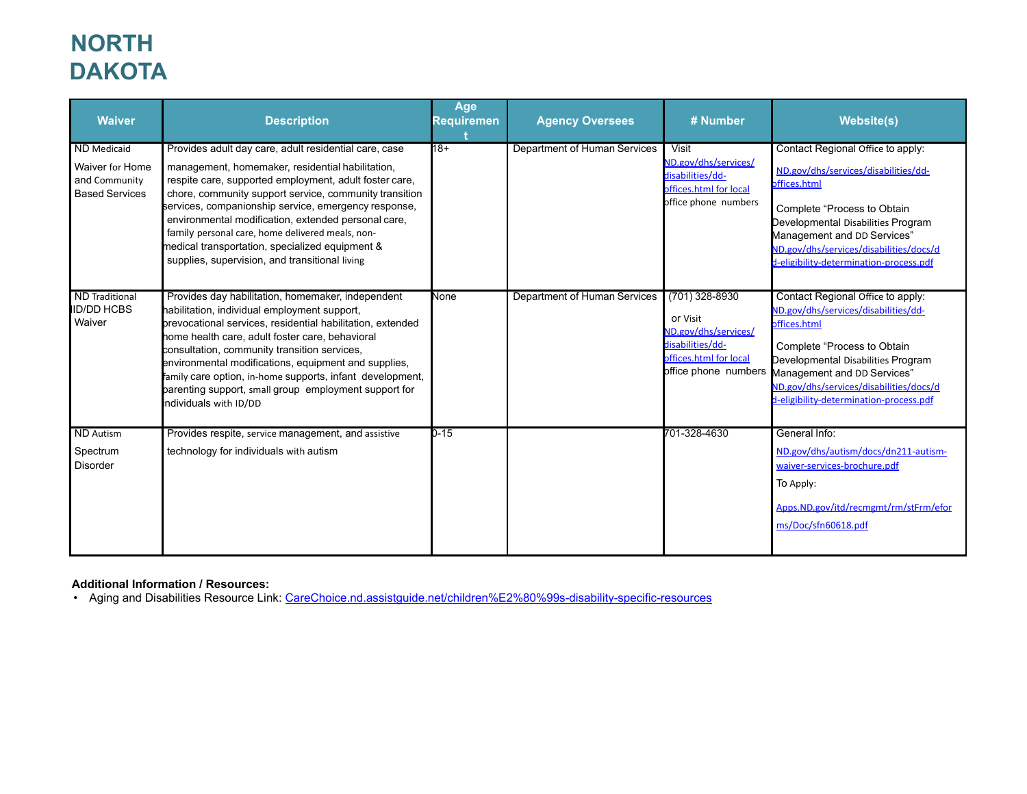# NORTH DAKOTA

| Waiver | Description | Age Requirement | Agency Oversees | # Number | Website(s) |
|---|---|---|---|---|---|
| ND Medicaid Waiver for Home and Community Based Services | Provides adult day care, adult residential care, case management, homemaker, residential habilitation, respite care, supported employment, adult foster care, chore, community support service, community transition services, companionship service, emergency response, environmental modification, extended personal care, family personal care, home delivered meals, non-medical transportation, specialized equipment & supplies, supervision, and transitional living | 18+ | Department of Human Services | Visit ND.gov/dhs/services/disabilities/dd-offices.html for local office phone numbers | Contact Regional Office to apply: ND.gov/dhs/services/disabilities/dd-offices.html<br><br>Complete "Process to Obtain Developmental Disabilities Program Management and DD Services" ND.gov/dhs/services/disabilities/docs/dd-eligibility-determination-process.pdf |
| ND Traditional ID/DD HCBS Waiver | Provides day habilitation, homemaker, independent habilitation, individual employment support, prevocational services, residential habilitation, extended home health care, adult foster care, behavioral consultation, community transition services, environmental modifications, equipment and supplies, family care option, in-home supports, infant development, parenting support, small group employment support for individuals with ID/DD | None | Department of Human Services | (701) 328-8930<br><br>or Visit ND.gov/dhs/services/disabilities/dd-offices.html for local office phone numbers | Contact Regional Office to apply: ND.gov/dhs/services/disabilities/dd-offices.html<br><br>Complete "Process to Obtain Developmental Disabilities Program Management and DD Services" ND.gov/dhs/services/disabilities/docs/dd-eligibility-determination-process.pdf |
| ND Autism Spectrum Disorder | Provides respite, service management, and assistive technology for individuals with autism | 0-15 | | 701-328-4630 | General Info:<br>ND.gov/dhs/autism/docs/dn211-autism-waiver-services-brochure.pdf<br>To Apply:<br>Apps.ND.gov/itd/recmgmt/rm/stFrm/eforms/Doc/sfn60618.pdf |

**Additional Information / Resources:**

- Aging and Disabilities Resource Link: CareChoice.nd.assistguide.net/children%E2%80%99s-disability-specific-resources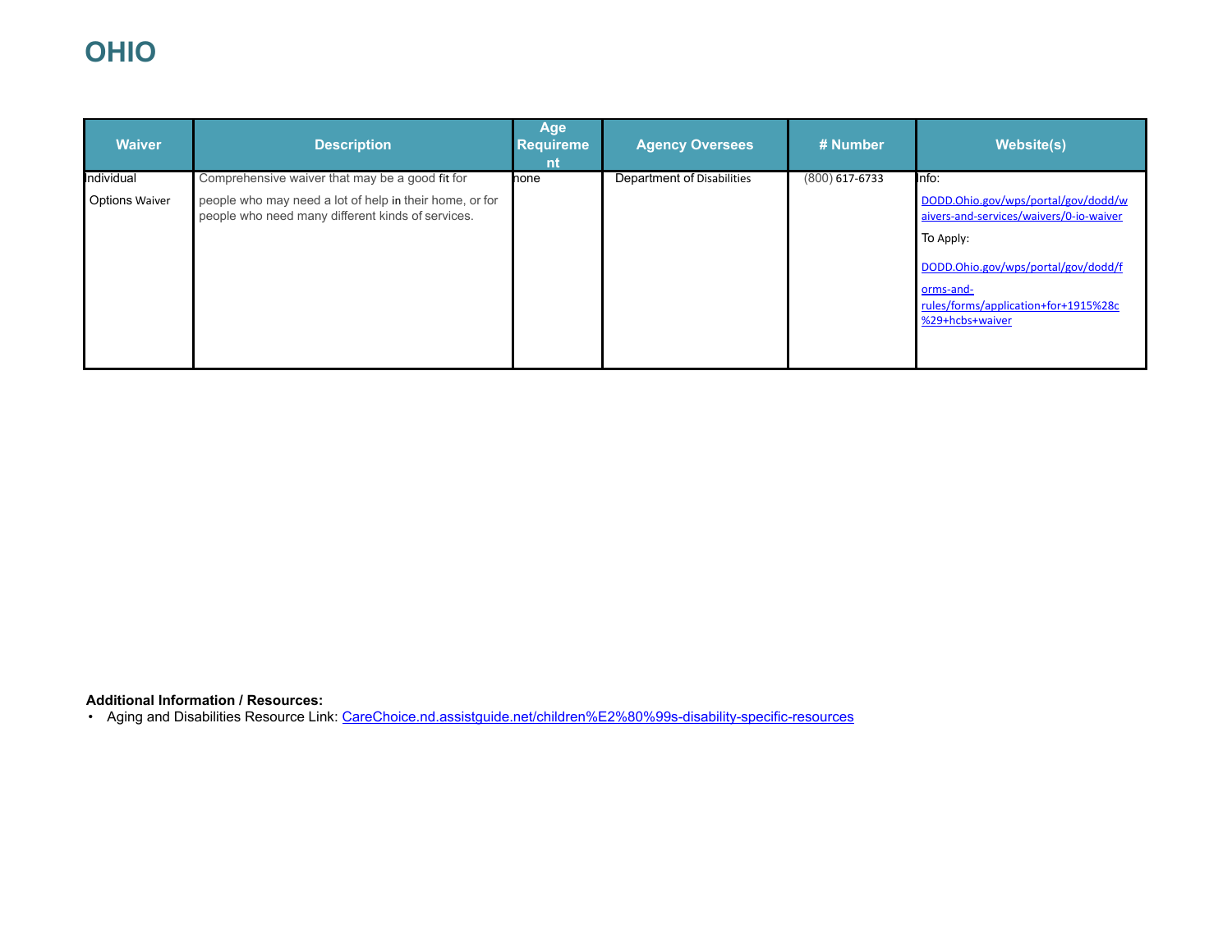# OHIO

| Waiver | Description | Age Requirement | Agency Oversees | # Number | Website(s) |
|---|---|---|---|---|---|
| Individual Options Waiver | Comprehensive waiver that may be a good fit for people who may need a lot of help in their home, or for people who need many different kinds of services. | none | Department of Disabilities | (800) 617-6733 | Info: [DODD.Ohio.gov/wps/portal/gov/dodd/waivers-and-services/waivers/0-io-waiver](DODD.Ohio.gov/wps/portal/gov/dodd/waivers-and-services/waivers/0-io-waiver) To Apply: [DODD.Ohio.gov/wps/portal/gov/dodd/forms-and-rules/forms/application+for+1915%28c%29+hcbs+waiver](DODD.Ohio.gov/wps/portal/gov/dodd/forms-and-rules/forms/application+for+1915%28c%29+hcbs+waiver) |

**Additional Information / Resources:**

- Aging and Disabilities Resource Link: [CareChoice.nd.assistguide.net/children%E2%80%99s-disability-specific-resources](CareChoice.nd.assistguide.net/children%E2%80%99s-disability-specific-resources)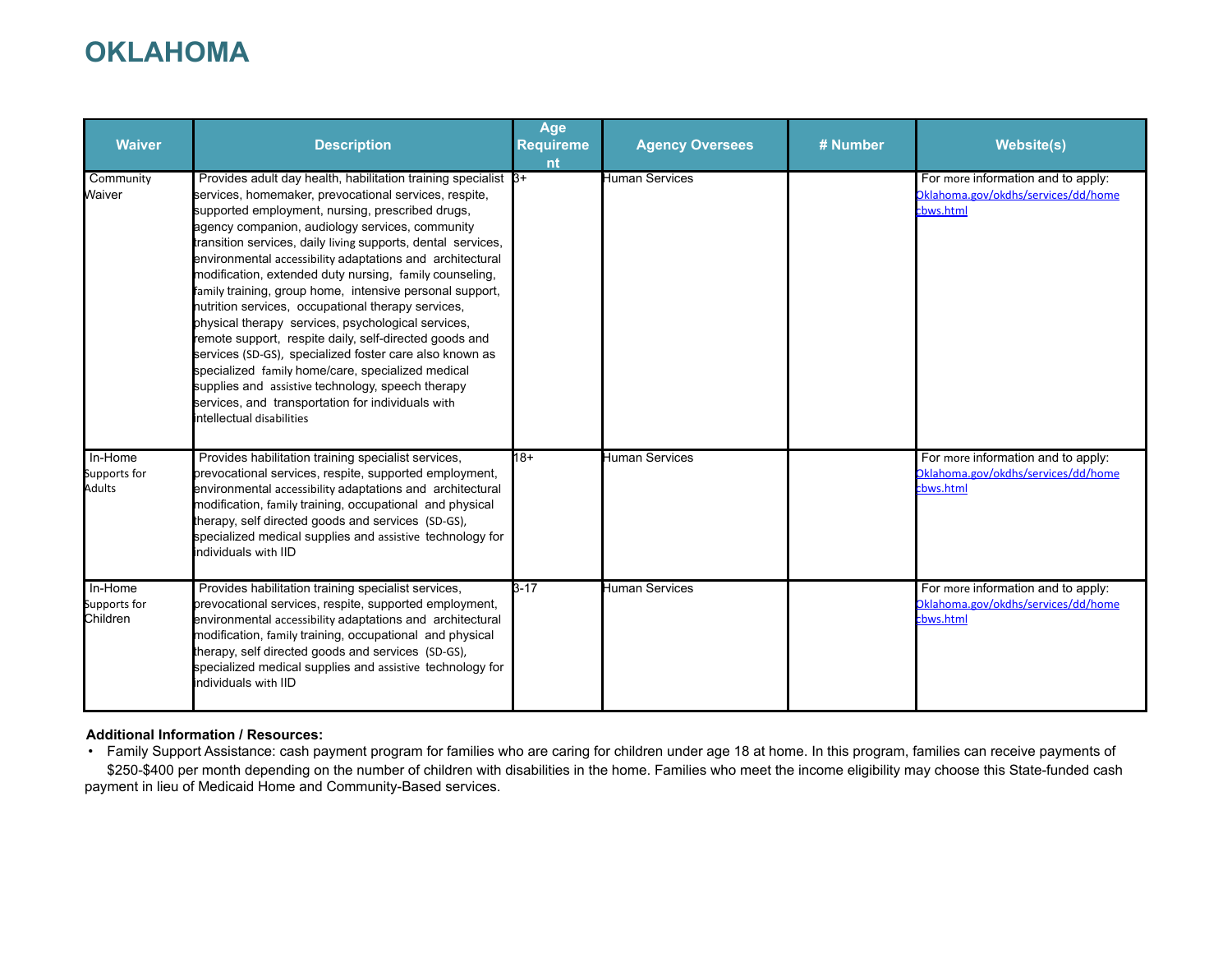# OKLAHOMA

| Waiver | Description | Age Requirement | Agency Oversees | # Number | Website(s) |
|---|---|---|---|---|---|
| Community Waiver | Provides adult day health, habilitation training specialist services, homemaker, prevocational services, respite, supported employment, nursing, prescribed drugs, agency companion, audiology services, community transition services, daily living supports, dental services, environmental accessibility adaptations and architectural modification, extended duty nursing, family counseling, family training, group home, intensive personal support, nutrition services, occupational therapy services, physical therapy services, psychological services, remote support, respite daily, self-directed goods and services (SD-GS), specialized foster care also known as specialized family home/care, specialized medical supplies and assistive technology, speech therapy services, and transportation for individuals with intellectual disabilities | 3+ | Human Services | | For more information and to apply: Oklahoma.gov/okdhs/services/dd/homecbws.html |
| In-Home Supports for Adults | Provides habilitation training specialist services, prevocational services, respite, supported employment, environmental accessibility adaptations and architectural modification, family training, occupational and physical therapy, self directed goods and services (SD-GS), specialized medical supplies and assistive technology for individuals with IID | 18+ | Human Services | | For more information and to apply: Oklahoma.gov/okdhs/services/dd/homecbws.html |
| In-Home Supports for Children | Provides habilitation training specialist services, prevocational services, respite, supported employment, environmental accessibility adaptations and architectural modification, family training, occupational and physical therapy, self directed goods and services (SD-GS), specialized medical supplies and assistive technology for individuals with IID | 3-17 | Human Services | | For more information and to apply: Oklahoma.gov/okdhs/services/dd/homecbws.html |

**Additional Information / Resources:**

- Family Support Assistance: cash payment program for families who are caring for children under age 18 at home. In this program, families can receive payments of $250-$400 per month depending on the number of children with disabilities in the home. Families who meet the income eligibility may choose this State-funded cash payment in lieu of Medicaid Home and Community-Based services.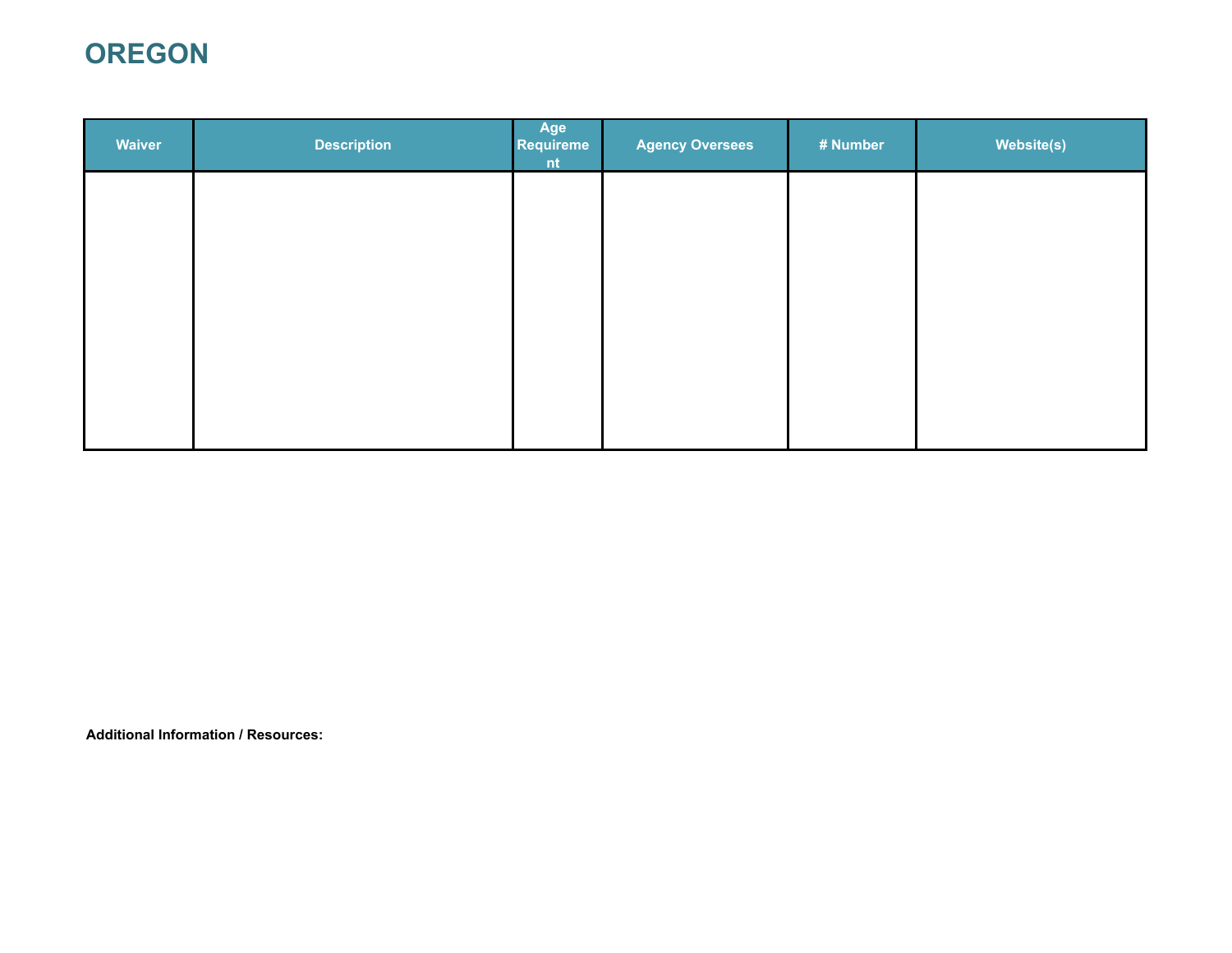# OREGON

| Waiver | Description | Age Requirement | Agency Oversees | # Number | Website(s) |
|---|---|---|---|---|---|
| | | | | | |

**Additional Information / Resources:**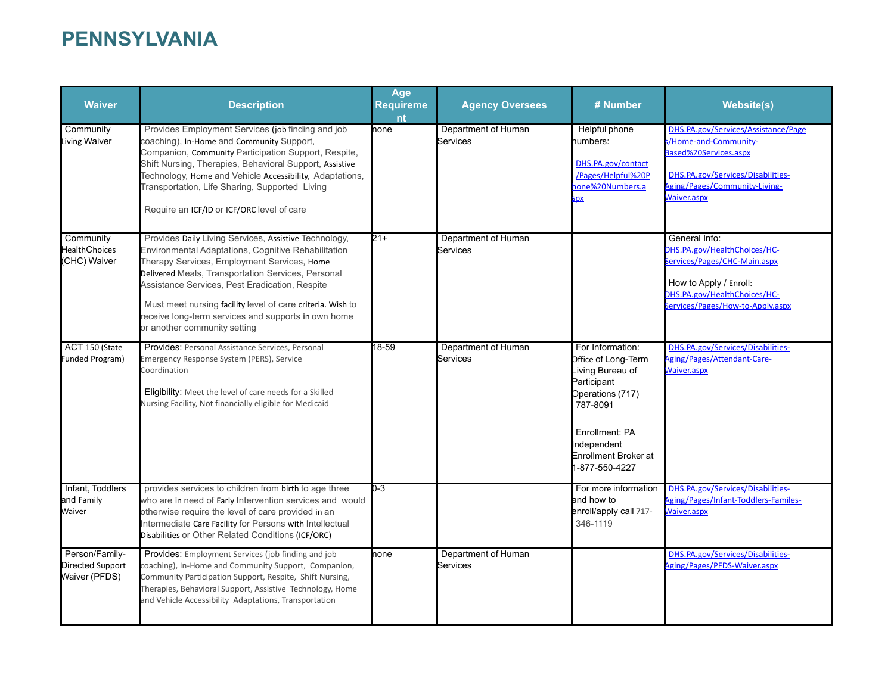# PENNSYLVANIA

| Waiver | Description | Age Requirement | Agency Oversees | # Number | Website(s) |
|---|---|---|---|---|---|
| Community Living Waiver | Provides Employment Services (job finding and job coaching), In-Home and Community Support, Companion, Community Participation Support, Respite, Shift Nursing, Therapies, Behavioral Support, Assistive Technology, Home and Vehicle Accessibility, Adaptations, Transportation, Life Sharing, Supported Living<br><br>Require an ICF/ID or ICF/ORC level of care | none | Department of Human Services | Helpful phone numbers:<br><br>DHS.PA.gov/contact/Pages/Helpful%20Phone%20Numbers.aspx | DHS.PA.gov/Services/Assistance/Pages/Home-and-Community-Based%20Services.aspx<br><br>DHS.PA.gov/Services/Disabilities-Aging/Pages/Community-Living-Waiver.aspx |
| Community HealthChoices (CHC) Waiver | Provides Daily Living Services, Assistive Technology, Environmental Adaptations, Cognitive Rehabilitation Therapy Services, Employment Services, Home Delivered Meals, Transportation Services, Personal Assistance Services, Pest Eradication, Respite<br><br>Must meet nursing facility level of care criteria. Wish to receive long-term services and supports in own home or another community setting | 21+ | Department of Human Services | | General Info: DHS.PA.gov/HealthChoices/HC-Services/Pages/CHC-Main.aspx<br><br>How to Apply / Enroll: DHS.PA.gov/HealthChoices/HC-Services/Pages/How-to-Apply.aspx |
| ACT 150 (State Funded Program) | Provides: Personal Assistance Services, Personal Emergency Response System (PERS), Service Coordination<br><br>Eligibility: Meet the level of care needs for a Skilled Nursing Facility, Not financially eligible for Medicaid | 18-59 | Department of Human Services | For Information: Office of Long-Term Living Bureau of Participant Operations (717) 787-8091<br><br>Enrollment: PA Independent Enrollment Broker at 1-877-550-4227 | DHS.PA.gov/Services/Disabilities-Aging/Pages/Attendant-Care-Waiver.aspx |
| Infant, Toddlers and Family Waiver | provides services to children from birth to age three who are in need of Early Intervention services and would otherwise require the level of care provided in an Intermediate Care Facility for Persons with Intellectual Disabilities or Other Related Conditions (ICF/ORC) | 0-3 | | For more information and how to enroll/apply call 717-346-1119 | DHS.PA.gov/Services/Disabilities-Aging/Pages/Infant-Toddlers-Familes-Waiver.aspx |
| Person/Family-Directed Support Waiver (PFDS) | Provides: Employment Services (job finding and job coaching), In-Home and Community Support, Companion, Community Participation Support, Respite, Shift Nursing, Therapies, Behavioral Support, Assistive Technology, Home and Vehicle Accessibility Adaptations, Transportation | none | Department of Human Services | | DHS.PA.gov/Services/Disabilities-Aging/Pages/PFDS-Waiver.aspx |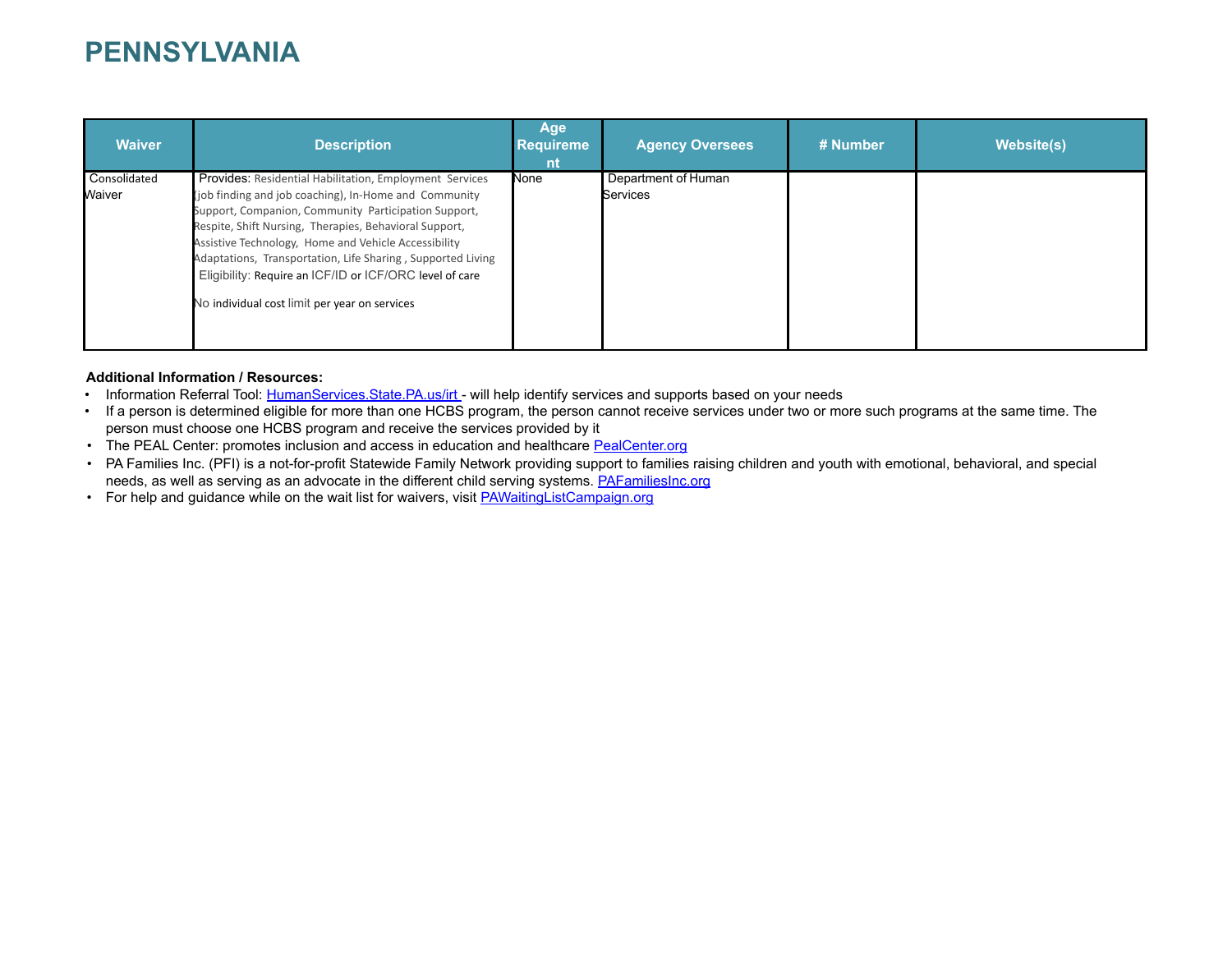# PENNSYLVANIA

| Waiver | Description | Age Requirement | Agency Oversees | # Number | Website(s) |
|---|---|---|---|---|---|
| Consolidated Waiver | Provides: Residential Habilitation, Employment Services (job finding and job coaching), In-Home and Community Support, Companion, Community Participation Support, Respite, Shift Nursing, Therapies, Behavioral Support, Assistive Technology, Home and Vehicle Accessibility Adaptations, Transportation, Life Sharing , Supported Living<br>Eligibility: Require an ICF/ID or ICF/ORC level of care<br><br>No individual cost limit per year on services | None | Department of Human Services | | |

**Additional Information / Resources:**

- Information Referral Tool: [HumanServices.State.PA.us/irt](HumanServices.State.PA.us/irt) - will help identify services and supports based on your needs
- If a person is determined eligible for more than one HCBS program, the person cannot receive services under two or more such programs at the same time. The person must choose one HCBS program and receive the services provided by it
- The PEAL Center: promotes inclusion and access in education and healthcare [PealCenter.org](PealCenter.org)
- PA Families Inc. (PFI) is a not-for-profit Statewide Family Network providing support to families raising children and youth with emotional, behavioral, and special needs, as well as serving as an advocate in the different child serving systems. [PAFamiliesInc.org](PAFamiliesInc.org)
- For help and guidance while on the wait list for waivers, visit [PAWaitingListCampaign.org](PAWaitingListCampaign.org)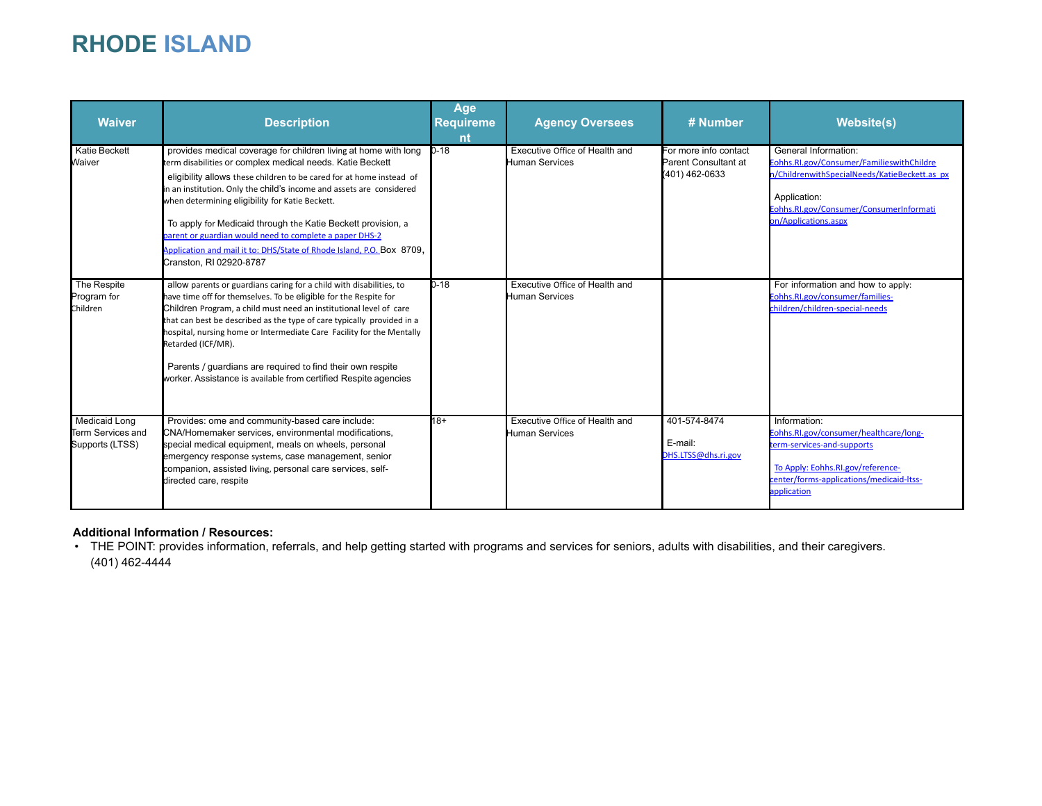# RHODE ISLAND

| Waiver | Description | Age Requirement | Agency Oversees | # Number | Website(s) |
|---|---|---|---|---|---|
| Katie Beckett Waiver | provides medical coverage for children living at home with long term disabilities or complex medical needs. Katie Beckett eligibility allows these children to be cared for at home instead of in an institution. Only the child's income and assets are considered when determining eligibility for Katie Beckett. To apply for Medicaid through the Katie Beckett provision, a parent or guardian would need to complete a paper DHS-2 Application and mail it to: DHS/State of Rhode Island, P.O. Box 8709, Cranston, RI 02920-8787 | 0-18 | Executive Office of Health and Human Services | For more info contact Parent Consultant at (401) 462-0633 | General Information: Eohhs.RI.gov/Consumer/FamilieswithChildren/ChildrenwithSpecialNeeds/KatieBeckett.aspx Application: Eohhs.RI.gov/Consumer/ConsumerInformation/Applications.aspx |
| The Respite Program for Children | allow parents or guardians caring for a child with disabilities, to have time off for themselves. To be eligible for the Respite for Children Program, a child must need an institutional level of care that can best be described as the type of care typically provided in a hospital, nursing home or Intermediate Care Facility for the Mentally Retarded (ICF/MR). Parents / guardians are required to find their own respite worker. Assistance is available from certified Respite agencies | 0-18 | Executive Office of Health and Human Services | | For information and how to apply: Eohhs.RI.gov/consumer/families-children/children-special-needs |
| Medicaid Long Term Services and Supports (LTSS) | Provides: ome and community-based care include: CNA/Homemaker services, environmental modifications, special medical equipment, meals on wheels, personal emergency response systems, case management, senior companion, assisted living, personal care services, self-directed care, respite | 18+ | Executive Office of Health and Human Services | 401-574-8474 E-mail: DHS.LTSS@dhs.ri.gov | Information: Eohhs.RI.gov/consumer/healthcare/long-term-services-and-supports To Apply: Eohhs.RI.gov/reference-center/forms-applications/medicaid-ltss-application |

**Additional Information / Resources:**

- THE POINT: provides information, referrals, and help getting started with programs and services for seniors, adults with disabilities, and their caregivers. (401) 462-4444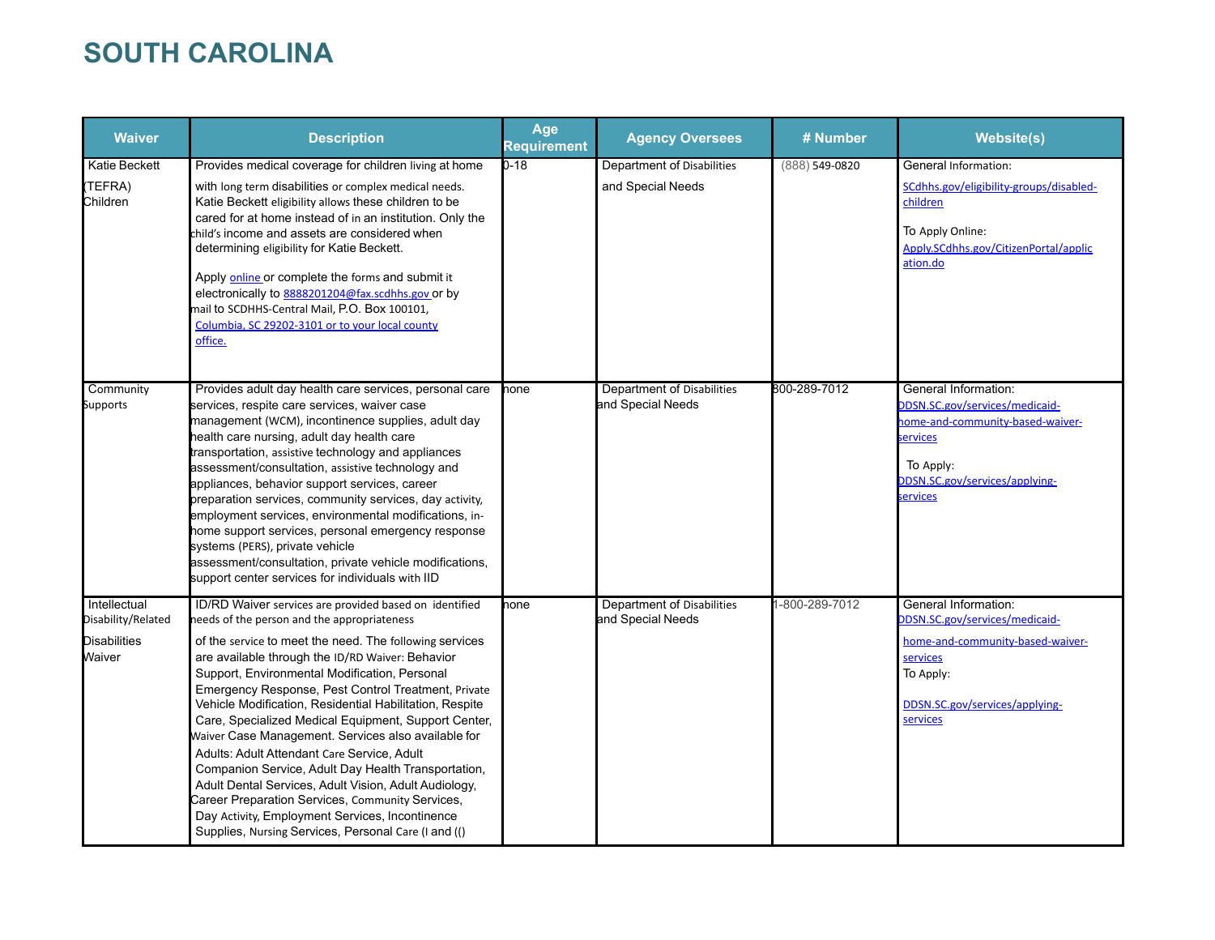# SOUTH CAROLINA

| Waiver | Description | Age Requirement | Agency Oversees | # Number | Website(s) |
|---|---|---|---|---|---|
| Katie Beckett (TEFRA) Children | Provides medical coverage for children living at home with long term disabilities or complex medical needs. Katie Beckett eligibility allows these children to be cared for at home instead of in an institution. Only the child's income and assets are considered when determining eligibility for Katie Beckett. Apply online or complete the forms and submit it electronically to 8888201204@fax.scdhhs.gov or by mail to SCDHHS-Central Mail, P.O. Box 100101, Columbia, SC 29202-3101 or to your local county office. | 0-18 | Department of Disabilities and Special Needs | (888) 549-0820 | General Information: SCdhhs.gov/eligibility-groups/disabled-children To Apply Online: Apply.SCdhhs.gov/CitizenPortal/application.do |
| Community Supports | Provides adult day health care services, personal care services, respite care services, waiver case management (WCM), incontinence supplies, adult day health care nursing, adult day health care transportation, assistive technology and appliances assessment/consultation, assistive technology and appliances, behavior support services, career preparation services, community services, day activity, employment services, environmental modifications, in-home support services, personal emergency response systems (PERS), private vehicle assessment/consultation, private vehicle modifications, support center services for individuals with IID | none | Department of Disabilities and Special Needs | 800-289-7012 | General Information: DDSN.SC.gov/services/medicaid-home-and-community-based-waiver-services To Apply: DDSN.SC.gov/services/applying-services |
| Intellectual Disability/Related Disabilities Waiver | ID/RD Waiver services are provided based on identified needs of the person and the appropriateness of the service to meet the need. The following services are available through the ID/RD Waiver: Behavior Support, Environmental Modification, Personal Emergency Response, Pest Control Treatment, Private Vehicle Modification, Residential Habilitation, Respite Care, Specialized Medical Equipment, Support Center, Waiver Case Management. Services also available for Adults: Adult Attendant Care Service, Adult Companion Service, Adult Day Health Transportation, Adult Dental Services, Adult Vision, Adult Audiology, Career Preparation Services, Community Services, Day Activity, Employment Services, Incontinence Supplies, Nursing Services, Personal Care (I and (() | none | Department of Disabilities and Special Needs | 1-800-289-7012 | General Information: DDSN.SC.gov/services/medicaid-home-and-community-based-waiver-services To Apply: DDSN.SC.gov/services/applying-services |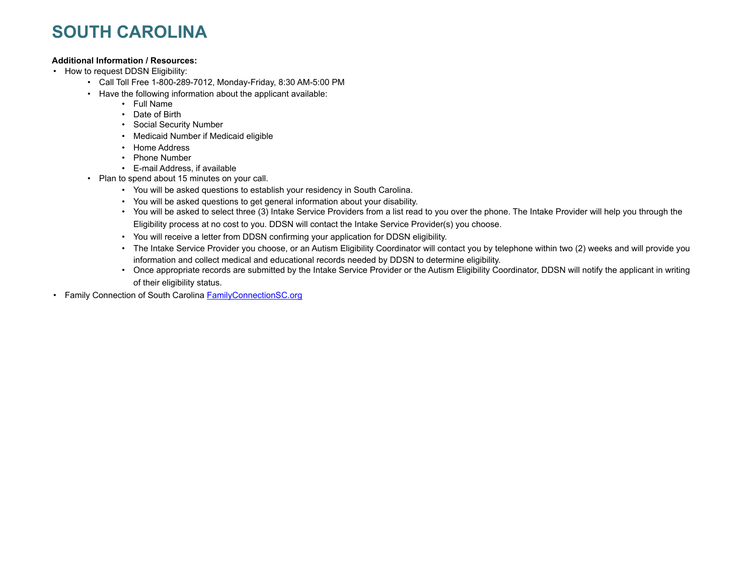# SOUTH CAROLINA

**Additional Information / Resources:**

- How to request DDSN Eligibility:
  - Call Toll Free 1-800-289-7012, Monday-Friday, 8:30 AM-5:00 PM
  - Have the following information about the applicant available:
    - Full Name
    - Date of Birth
    - Social Security Number
    - Medicaid Number if Medicaid eligible
    - Home Address
    - Phone Number
    - E-mail Address, if available
  - Plan to spend about 15 minutes on your call.
    - You will be asked questions to establish your residency in South Carolina.
    - You will be asked questions to get general information about your disability.
    - You will be asked to select three (3) Intake Service Providers from a list read to you over the phone. The Intake Provider will help you through the Eligibility process at no cost to you. DDSN will contact the Intake Service Provider(s) you choose.
    - You will receive a letter from DDSN confirming your application for DDSN eligibility.
    - The Intake Service Provider you choose, or an Autism Eligibility Coordinator will contact you by telephone within two (2) weeks and will provide you information and collect medical and educational records needed by DDSN to determine eligibility.
    - Once appropriate records are submitted by the Intake Service Provider or the Autism Eligibility Coordinator, DDSN will notify the applicant in writing of their eligibility status.
- Family Connection of South Carolina [FamilyConnectionSC.org](FamilyConnectionSC.org)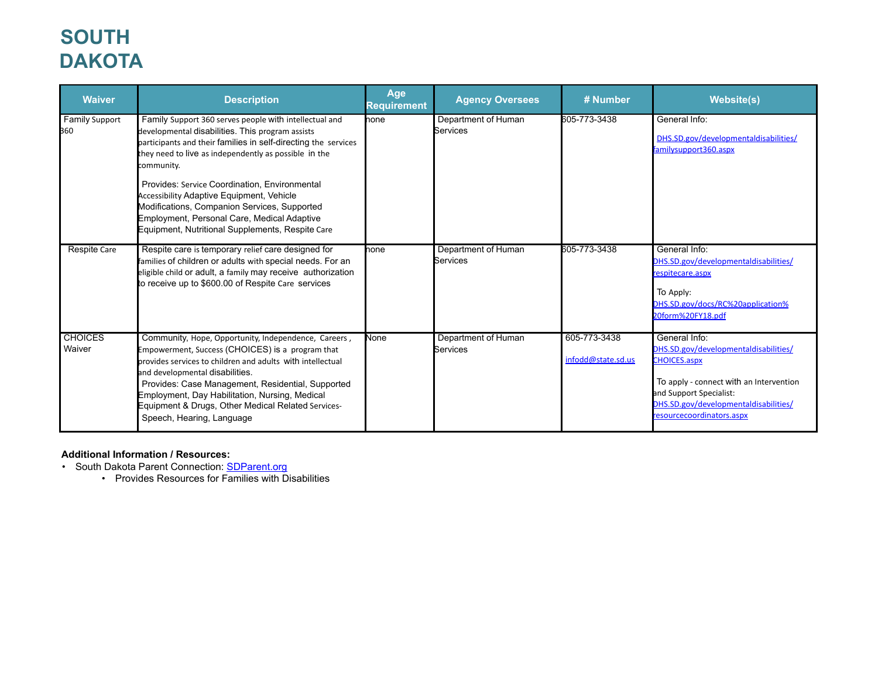# SOUTH DAKOTA

| Waiver | Description | Age Requirement | Agency Oversees | # Number | Website(s) |
|---|---|---|---|---|---|
| Family Support 360 | Family Support 360 serves people with intellectual and developmental disabilities. This program assists participants and their families in self-directing the services they need to live as independently as possible in the community.<br><br>Provides: Service Coordination, Environmental Accessibility Adaptive Equipment, Vehicle Modifications, Companion Services, Supported Employment, Personal Care, Medical Adaptive Equipment, Nutritional Supplements, Respite Care | none | Department of Human Services | 605-773-3438 | General Info:<br><br>[DHS.SD.gov/developmentaldisabilities/familysupport360.aspx](DHS.SD.gov/developmentaldisabilities/familysupport360.aspx) |
| Respite Care | Respite care is temporary relief care designed for families of children or adults with special needs. For an eligible child or adult, a family may receive authorization to receive up to $600.00 of Respite Care services | none | Department of Human Services | 605-773-3438 | General Info:<br>[DHS.SD.gov/developmentaldisabilities/respitecare.aspx](DHS.SD.gov/developmentaldisabilities/respitecare.aspx)<br><br>To Apply:<br>[DHS.SD.gov/docs/RC%20application%20form%20FY18.pdf](DHS.SD.gov/docs/RC%20application%20form%20FY18.pdf) |
| CHOICES Waiver | Community, Hope, Opportunity, Independence, Careers, Empowerment, Success (CHOICES) is a program that provides services to children and adults with intellectual and developmental disabilities.<br>Provides: Case Management, Residential, Supported Employment, Day Habilitation, Nursing, Medical Equipment & Drugs, Other Medical Related Services-Speech, Hearing, Language | None | Department of Human Services | 605-773-3438<br><br>infodd@state.sd.us | General Info:<br>[DHS.SD.gov/developmentaldisabilities/CHOICES.aspx](DHS.SD.gov/developmentaldisabilities/CHOICES.aspx)<br><br>To apply - connect with an Intervention and Support Specialist:<br>[DHS.SD.gov/developmentaldisabilities/resourcecoordinators.aspx](DHS.SD.gov/developmentaldisabilities/resourcecoordinators.aspx) |

**Additional Information / Resources:**

- South Dakota Parent Connection: [SDParent.org](SDParent.org)
    - Provides Resources for Families with Disabilities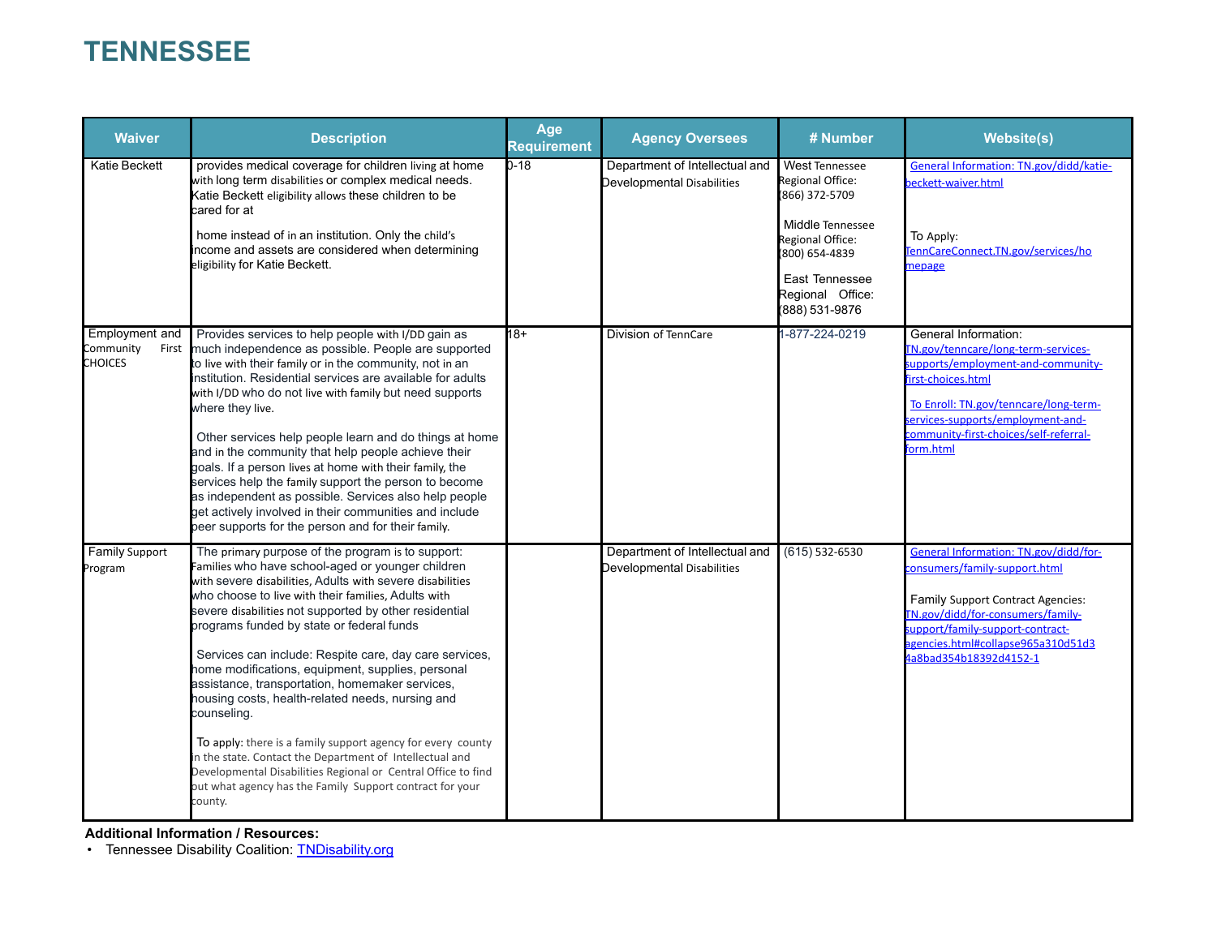# TENNESSEE

| Waiver | Description | Age Requirement | Agency Oversees | # Number | Website(s) |
|---|---|---|---|---|---|
| Katie Beckett | provides medical coverage for children living at home with long term disabilities or complex medical needs. Katie Beckett eligibility allows these children to be cared for at<br><br>home instead of in an institution. Only the child's income and assets are considered when determining eligibility for Katie Beckett. | 0-18 | Department of Intellectual and Developmental Disabilities | West Tennessee Regional Office: (866) 372-5709<br><br>Middle Tennessee Regional Office: (800) 654-4839<br><br>East Tennessee Regional Office: (888) 531-9876 | General Information: TN.gov/didd/katie-beckett-waiver.html<br><br>To Apply: TennCareConnect.TN.gov/services/homepage |
| Employment and Community First CHOICES | Provides services to help people with I/DD gain as much independence as possible. People are supported to live with their family or in the community, not in an institution. Residential services are available for adults with I/DD who do not live with family but need supports where they live.<br><br>Other services help people learn and do things at home and in the community that help people achieve their goals. If a person lives at home with their family, the services help the family support the person to become as independent as possible. Services also help people get actively involved in their communities and include peer supports for the person and for their family. | 18+ | Division of TennCare | 1-877-224-0219 | General Information: TN.gov/tenncare/long-term-services-supports/employment-and-community-first-choices.html<br><br>To Enroll: TN.gov/tenncare/long-term-services-supports/employment-and-community-first-choices/self-referral-form.html |
| Family Support Program | The primary purpose of the program is to support: Families who have school-aged or younger children with severe disabilities, Adults with severe disabilities who choose to live with their families, Adults with severe disabilities not supported by other residential programs funded by state or federal funds<br><br>Services can include: Respite care, day care services, home modifications, equipment, supplies, personal assistance, transportation, homemaker services, housing costs, health-related needs, nursing and counseling.<br><br>To apply: there is a family support agency for every county in the state. Contact the Department of Intellectual and Developmental Disabilities Regional or Central Office to find out what agency has the Family Support contract for your county. | | Department of Intellectual and Developmental Disabilities | (615) 532-6530 | General Information: TN.gov/didd/for-consumers/family-support.html<br><br>Family Support Contract Agencies: TN.gov/didd/for-consumers/family-support/family-support-contract-agencies.html#collapse965a310d51d34a8bad354b18392d4152-1 |

**Additional Information / Resources:**

- Tennessee Disability Coalition: TNDisability.org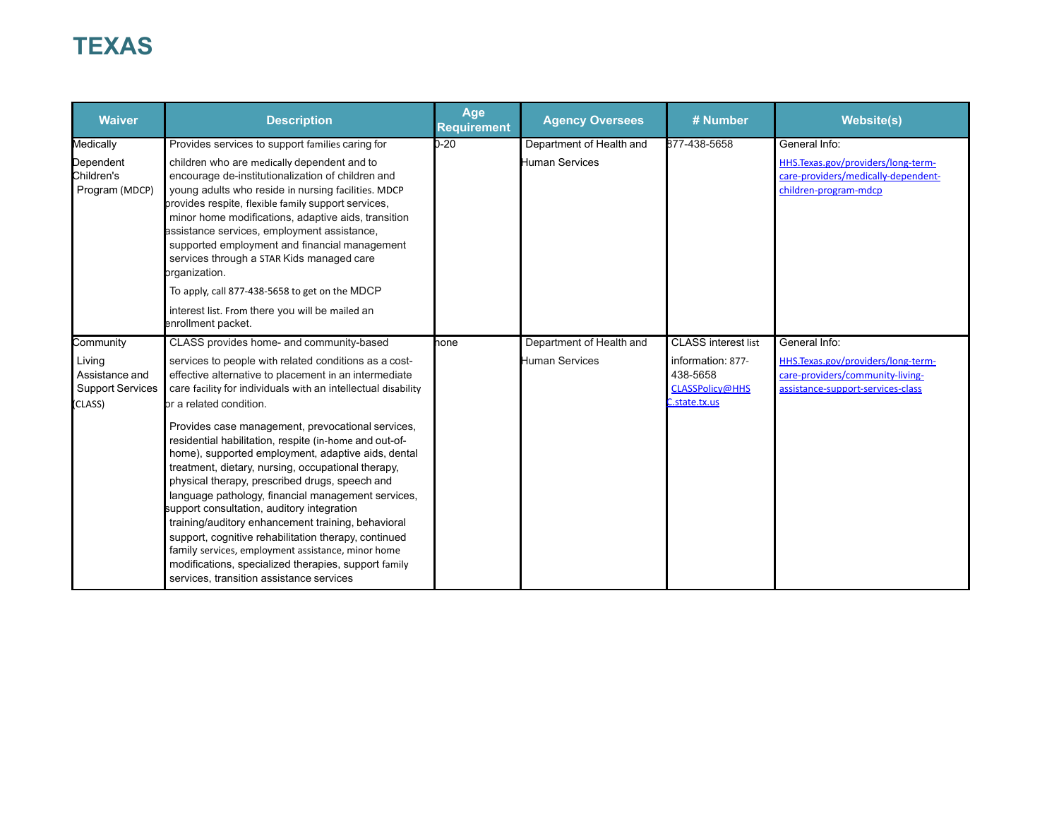# TEXAS

| Waiver | Description | Age Requirement | Agency Oversees | # Number | Website(s) |
|---|---|---|---|---|---|
| Medically Dependent Children's Program (MDCP) | Provides services to support families caring for children who are medically dependent and to encourage de-institutionalization of children and young adults who reside in nursing facilities. MDCP provides respite, flexible family support services, minor home modifications, adaptive aids, transition assistance services, employment assistance, supported employment and financial management services through a STAR Kids managed care organization.<br><br>To apply, call 877-438-5658 to get on the MDCP interest list. From there you will be mailed an enrollment packet. | 0-20 | Department of Health and Human Services | 877-438-5658 | General Info:<br>HHS.Texas.gov/providers/long-term-care-providers/medically-dependent-children-program-mdcp |
| Community Living Assistance and Support Services (CLASS) | CLASS provides home- and community-based services to people with related conditions as a cost-effective alternative to placement in an intermediate care facility for individuals with an intellectual disability or a related condition.<br><br>Provides case management, prevocational services, residential habilitation, respite (in-home and out-of-home), supported employment, adaptive aids, dental treatment, dietary, nursing, occupational therapy, physical therapy, prescribed drugs, speech and language pathology, financial management services, support consultation, auditory integration training/auditory enhancement training, behavioral support, cognitive rehabilitation therapy, continued family services, employment assistance, minor home modifications, specialized therapies, support family services, transition assistance services | none | Department of Health and Human Services | CLASS interest list information: 877-438-5658<br>CLASSPolicy@HHSC.state.tx.us | General Info:<br>HHS.Texas.gov/providers/long-term-care-providers/community-living-assistance-support-services-class |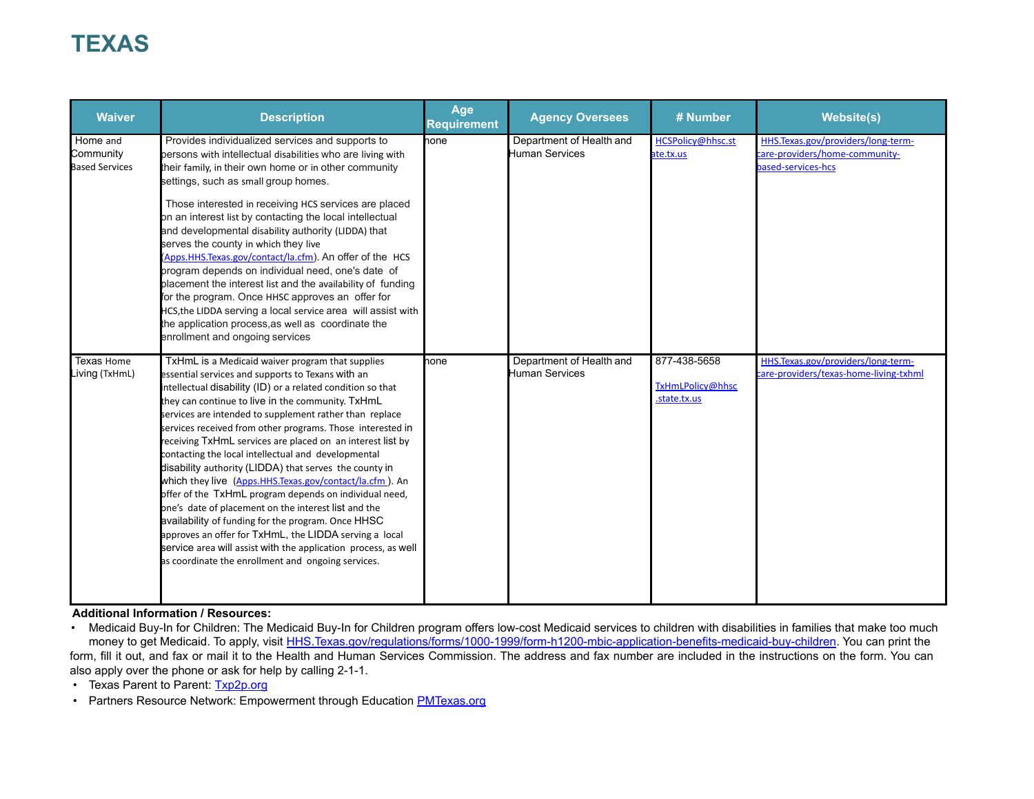# TEXAS

| Waiver | Description | Age Requirement | Agency Oversees | # Number | Website(s) |
|---|---|---|---|---|---|
| Home and Community Based Services | Provides individualized services and supports to persons with intellectual disabilities who are living with their family, in their own home or in other community settings, such as small group homes.<br><br>Those interested in receiving HCS services are placed on an interest list by contacting the local intellectual and developmental disability authority (LIDDA) that serves the county in which they live (Apps.HHS.Texas.gov/contact/la.cfm). An offer of the HCS program depends on individual need, one's date of placement the interest list and the availability of funding for the program. Once HHSC approves an offer for HCS,the LIDDA serving a local service area will assist with the application process,as well as coordinate the enrollment and ongoing services | none | Department of Health and Human Services | HCSPolicy@hhsc.state.tx.us | HHS.Texas.gov/providers/long-term-care-providers/home-community-based-services-hcs |
| Texas Home Living (TxHmL) | TxHmL is a Medicaid waiver program that supplies essential services and supports to Texans with an intellectual disability (ID) or a related condition so that they can continue to live in the community. TxHmL services are intended to supplement rather than replace services received from other programs. Those interested in receiving TxHmL services are placed on an interest list by contacting the local intellectual and developmental disability authority (LIDDA) that serves the county in which they live (Apps.HHS.Texas.gov/contact/la.cfm ). An offer of the TxHmL program depends on individual need, one's date of placement on the interest list and the availability of funding for the program. Once HHSC approves an offer for TxHmL, the LIDDA serving a local service area will assist with the application process, as well as coordinate the enrollment and ongoing services. | none | Department of Health and Human Services | 877-438-5658<br><br>TxHmLPolicy@hhsc.state.tx.us | HHS.Texas.gov/providers/long-term-care-providers/texas-home-living-txhml |

**Additional Information / Resources:**

- Medicaid Buy-In for Children: The Medicaid Buy-In for Children program offers low-cost Medicaid services to children with disabilities in families that make too much money to get Medicaid. To apply, visit HHS.Texas.gov/regulations/forms/1000-1999/form-h1200-mbic-application-benefits-medicaid-buy-children. You can print the form, fill it out, and fax or mail it to the Health and Human Services Commission. The address and fax number are included in the instructions on the form. You can also apply over the phone or ask for help by calling 2-1-1.
- Texas Parent to Parent: Txp2p.org
- Partners Resource Network: Empowerment through Education PMTexas.org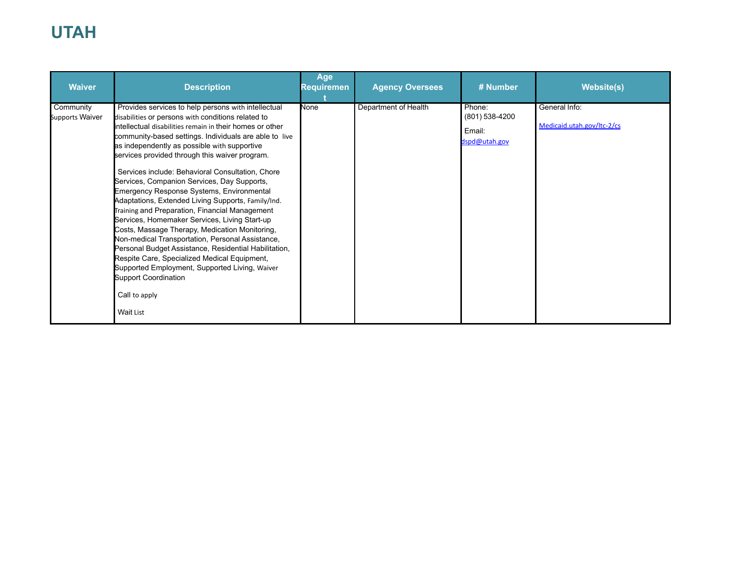# UTAH

| Waiver | Description | Age Requirement | Agency Oversees | # Number | Website(s) |
|---|---|---|---|---|---|
| Community Supports Waiver | Provides services to help persons with intellectual disabilities or persons with conditions related to intellectual disabilities remain in their homes or other community-based settings. Individuals are able to live as independently as possible with supportive services provided through this waiver program.<br><br>Services include: Behavioral Consultation, Chore Services, Companion Services, Day Supports, Emergency Response Systems, Environmental Adaptations, Extended Living Supports, Family/Ind. Training and Preparation, Financial Management Services, Homemaker Services, Living Start-up Costs, Massage Therapy, Medication Monitoring, Non-medical Transportation, Personal Assistance, Personal Budget Assistance, Residential Habilitation, Respite Care, Specialized Medical Equipment, Supported Employment, Supported Living, Waiver Support Coordination<br><br>Call to apply<br><br>Wait List | None | Department of Health | Phone: (801) 538-4200<br><br>Email: dspd@utah.gov | General Info:<br><br>Medicaid.utah.gov/ltc-2/cs |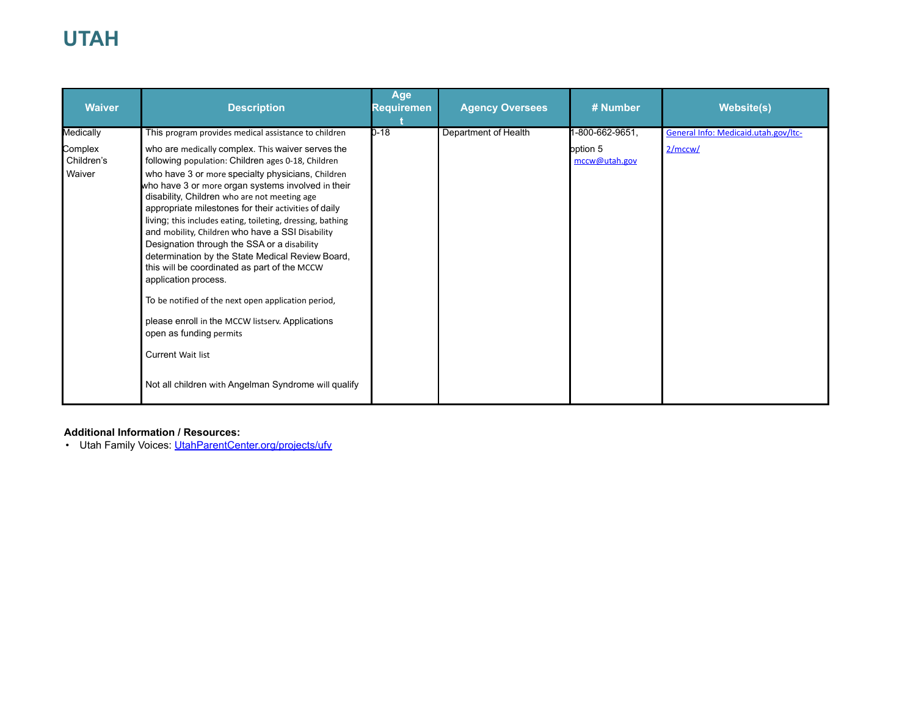# UTAH

| Waiver | Description | Age Requirement | Agency Oversees | # Number | Website(s) |
| --- | --- | --- | --- | --- | --- |
| Medically Complex Children's Waiver | This program provides medical assistance to children who are medically complex. This waiver serves the following population: Children ages 0-18, Children who have 3 or more specialty physicians, Children who have 3 or more organ systems involved in their disability, Children who are not meeting age appropriate milestones for their activities of daily living; this includes eating, toileting, dressing, bathing and mobility, Children who have a SSI Disability Designation through the SSA or a disability determination by the State Medical Review Board, this will be coordinated as part of the MCCW application process.<br><br>To be notified of the next open application period, please enroll in the MCCW listserv. Applications open as funding permits<br><br>Current Wait list<br><br>Not all children with Angelman Syndrome will qualify | 0-18 | Department of Health | 1-800-662-9651, option 5<br>mccw@utah.gov | General Info: Medicaid.utah.gov/ltc-2/mccw/ |

**Additional Information / Resources:**

- Utah Family Voices: UtahParentCenter.org/projects/ufv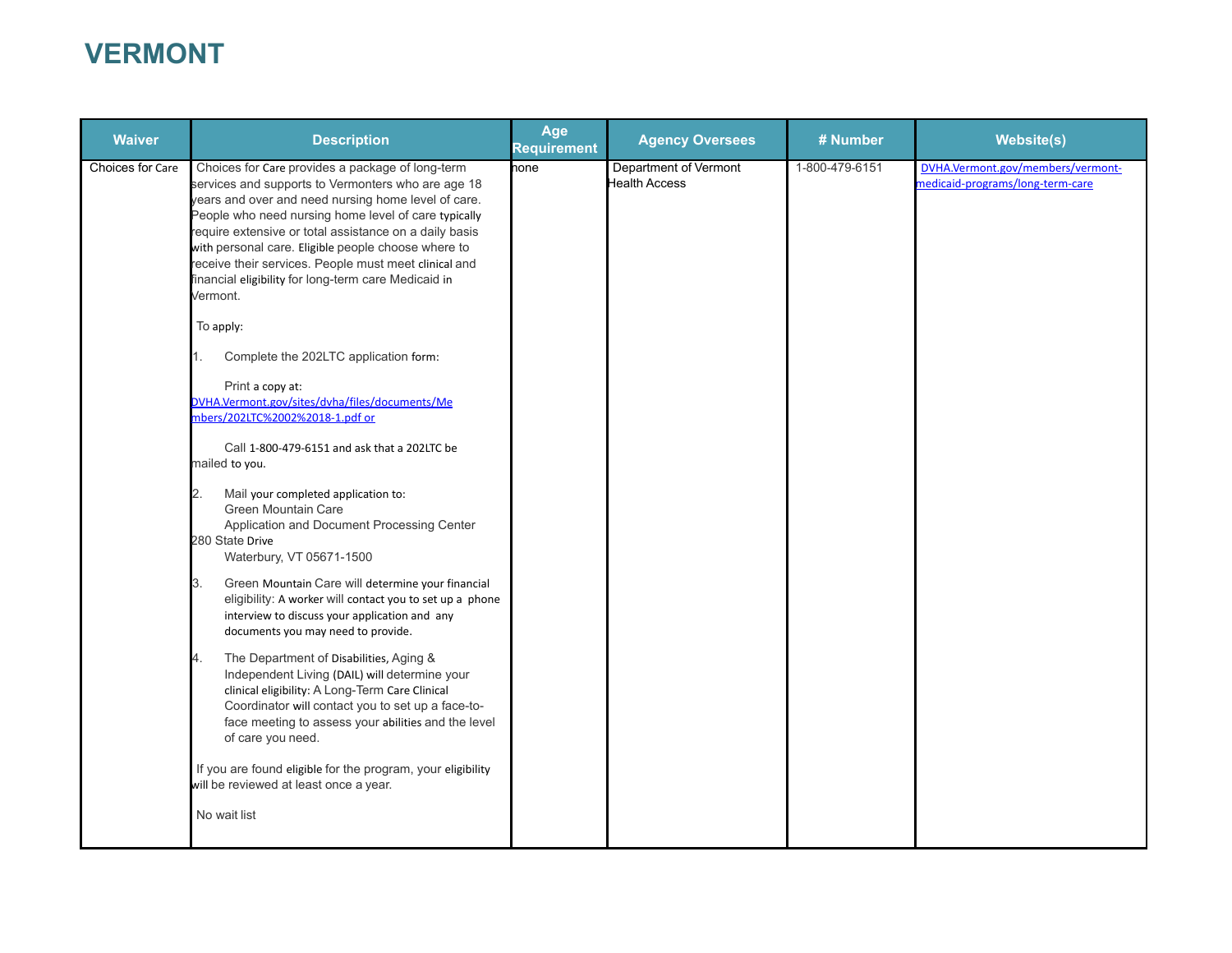# VERMONT

| Waiver | Description | Age Requirement | Agency Oversees | # Number | Website(s) |
|---|---|---|---|---|---|
| Choices for Care | Choices for Care provides a package of long-term services and supports to Vermonters who are age 18 years and over and need nursing home level of care. People who need nursing home level of care typically require extensive or total assistance on a daily basis with personal care. Eligible people choose where to receive their services. People must meet clinical and financial eligibility for long-term care Medicaid in Vermont.<br><br>To apply:<br><br>1. Complete the 202LTC application form:<br><br>Print a copy at: DVHA.Vermont.gov/sites/dvha/files/documents/Members/202LTC%2002%2018-1.pdf or<br><br>Call 1-800-479-6151 and ask that a 202LTC be mailed to you.<br><br>2. Mail your completed application to:<br>Green Mountain Care<br>Application and Document Processing Center<br>280 State Drive<br>Waterbury, VT 05671-1500<br><br>3. Green Mountain Care will determine your financial eligibility: A worker will contact you to set up a phone interview to discuss your application and any documents you may need to provide.<br><br>4. The Department of Disabilities, Aging & Independent Living (DAIL) will determine your clinical eligibility: A Long-Term Care Clinical Coordinator will contact you to set up a face-to-face meeting to assess your abilities and the level of care you need.<br><br>If you are found eligible for the program, your eligibility will be reviewed at least once a year.<br><br>No wait list | none | Department of Vermont Health Access | 1-800-479-6151 | DVHA.Vermont.gov/members/vermont-medicaid-programs/long-term-care |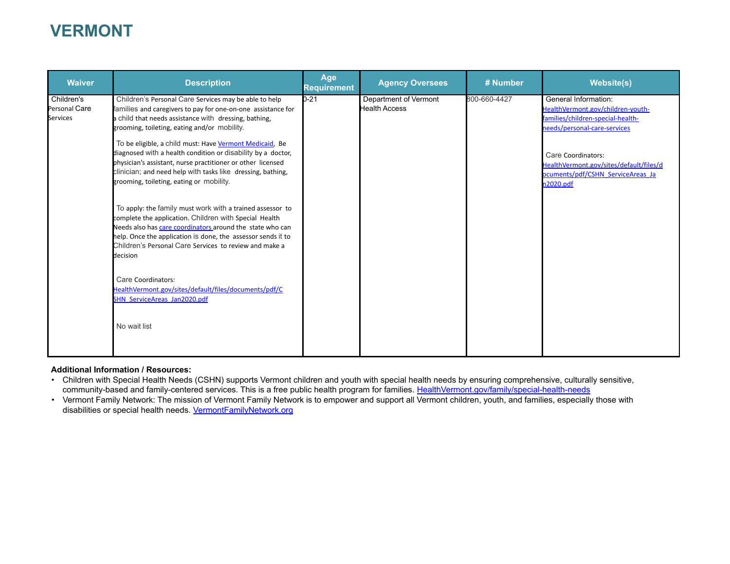# VERMONT

| Waiver | Description | Age Requirement | Agency Oversees | # Number | Website(s) |
|---|---|---|---|---|---|
| Children's Personal Care Services | Children's Personal Care Services may be able to help families and caregivers to pay for one-on-one assistance for a child that needs assistance with dressing, bathing, grooming, toileting, eating and/or mobility.<br><br>To be eligible, a child must: Have Vermont Medicaid, Be diagnosed with a health condition or disability by a doctor, physician's assistant, nurse practitioner or other licensed clinician; and need help with tasks like dressing, bathing, grooming, toileting, eating or mobility.<br><br>To apply: the family must work with a trained assessor to complete the application. Children with Special Health Needs also has care coordinators around the state who can help. Once the application is done, the assessor sends it to Children's Personal Care Services to review and make a decision<br><br>Care Coordinators: HealthVermont.gov/sites/default/files/documents/pdf/CSHN_ServiceAreas_Jan2020.pdf<br><br>No wait list | 0-21 | Department of Vermont Health Access | 800-660-4427 | General Information: HealthVermont.gov/children-youth-families/children-special-health-needs/personal-care-services<br><br>Care Coordinators: HealthVermont.gov/sites/default/files/documents/pdf/CSHN_ServiceAreas_Jan2020.pdf |

**Additional Information / Resources:**

- Children with Special Health Needs (CSHN) supports Vermont children and youth with special health needs by ensuring comprehensive, culturally sensitive, community-based and family-centered services. This is a free public health program for families. HealthVermont.gov/family/special-health-needs
- Vermont Family Network: The mission of Vermont Family Network is to empower and support all Vermont children, youth, and families, especially those with disabilities or special health needs. VermontFamilyNetwork.org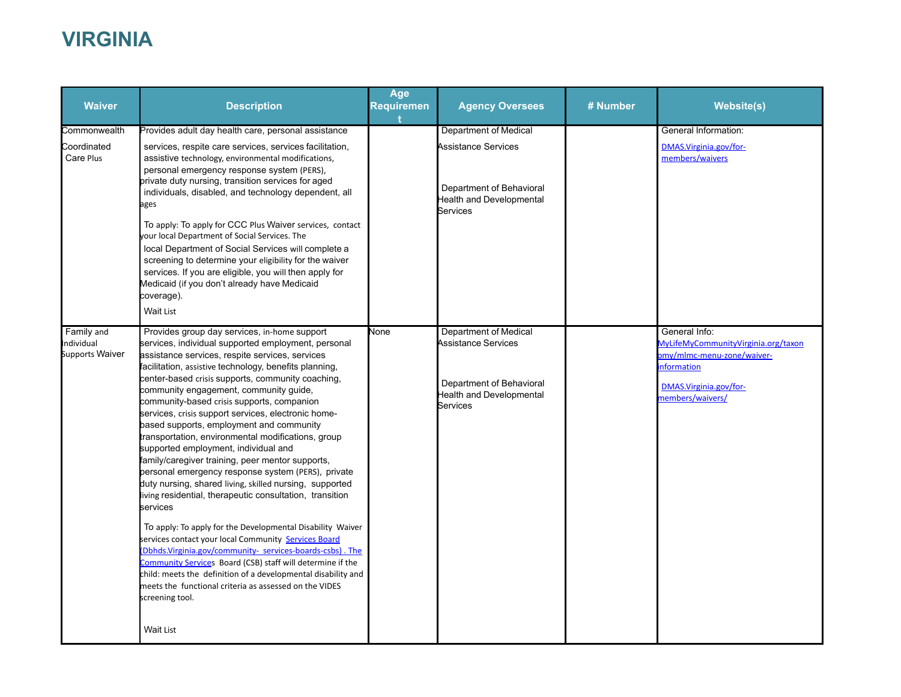# VIRGINIA

| Waiver | Description | Age Requirement | Agency Oversees | # Number | Website(s) |
|---|---|---|---|---|---|
| Commonwealth Coordinated Care Plus | Provides adult day health care, personal assistance services, respite care services, services facilitation, assistive technology, environmental modifications, personal emergency response system (PERS), private duty nursing, transition services for aged individuals, disabled, and technology dependent, all ages<br><br>To apply: To apply for CCC Plus Waiver services, contact your local Department of Social Services. The local Department of Social Services will complete a screening to determine your eligibility for the waiver services. If you are eligible, you will then apply for Medicaid (if you don't already have Medicaid coverage).<br><br>Wait List | | Department of Medical Assistance Services<br><br>Department of Behavioral Health and Developmental Services | | General Information:<br>DMAS.Virginia.gov/for-members/waivers |
| Family and Individual Supports Waiver | Provides group day services, in-home support services, individual supported employment, personal assistance services, respite services, services facilitation, assistive technology, benefits planning, center-based crisis supports, community coaching, community engagement, community guide, community-based crisis supports, companion services, crisis support services, electronic home-based supports, employment and community transportation, environmental modifications, group supported employment, individual and family/caregiver training, peer mentor supports, personal emergency response system (PERS), private duty nursing, shared living, skilled nursing, supported living residential, therapeutic consultation, transition services<br><br>To apply: To apply for the Developmental Disability Waiver services contact your local Community Services Board (Dbhds.Virginia.gov/community- services-boards-csbs) . The Community Services Board (CSB) staff will determine if the child: meets the definition of a developmental disability and meets the functional criteria as assessed on the VIDES screening tool.<br><br>Wait List | None | Department of Medical Assistance Services<br><br>Department of Behavioral Health and Developmental Services | | General Info:<br>MyLifeMyCommunityVirginia.org/taxonomy/mlmc-menu-zone/waiver-information<br><br>DMAS.Virginia.gov/for-members/waivers/ |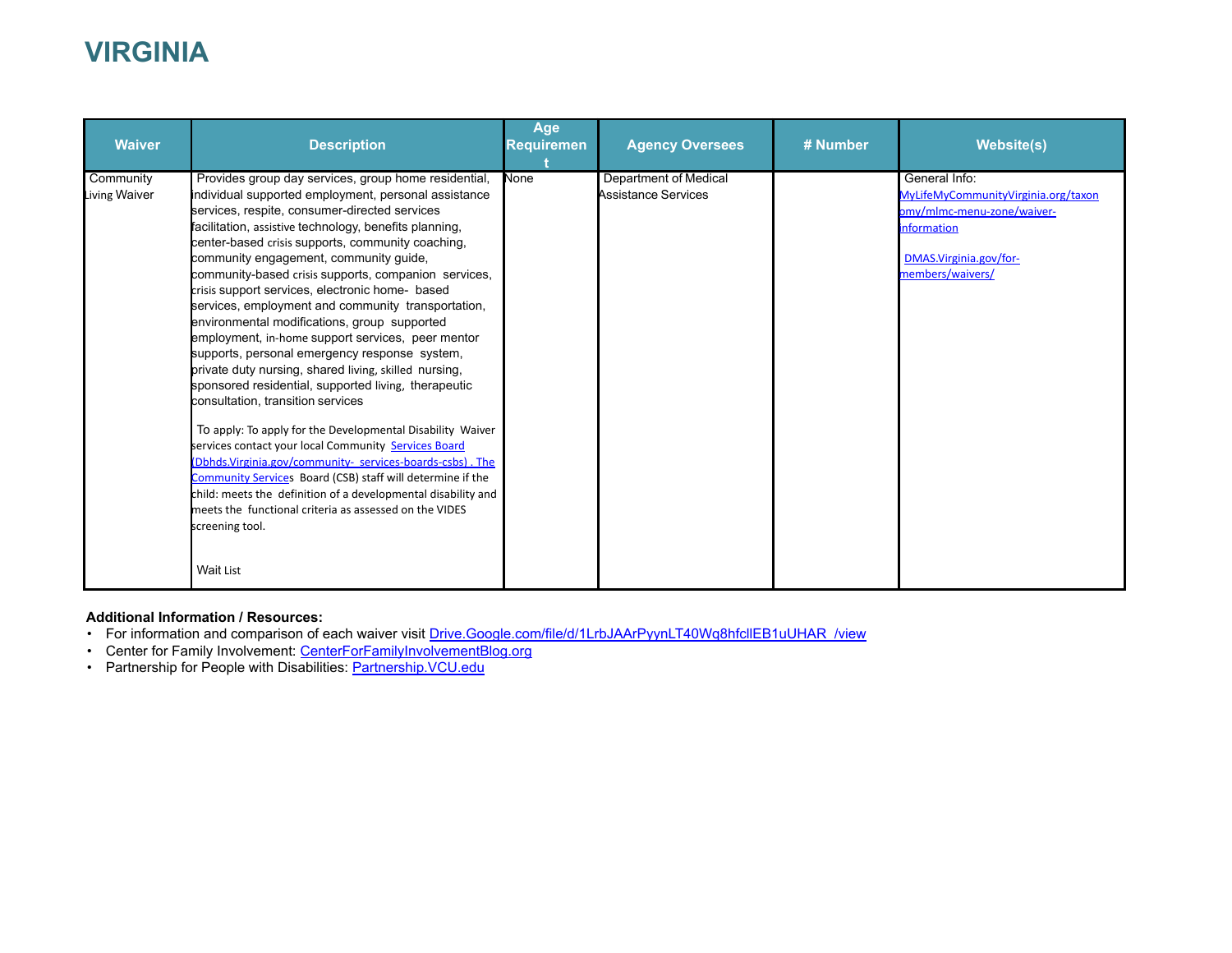# VIRGINIA

| Waiver | Description | Age Requirement | Agency Oversees | # Number | Website(s) |
|---|---|---|---|---|---|
| Community Living Waiver | Provides group day services, group home residential, individual supported employment, personal assistance services, respite, consumer-directed services facilitation, assistive technology, benefits planning, center-based crisis supports, community coaching, community engagement, community guide, community-based crisis supports, companion services, crisis support services, electronic home- based services, employment and community transportation, environmental modifications, group supported employment, in-home support services, peer mentor supports, personal emergency response system, private duty nursing, shared living, skilled nursing, sponsored residential, supported living, therapeutic consultation, transition services<br><br>To apply: To apply for the Developmental Disability Waiver services contact your local Community Services Board (Dbhds.Virginia.gov/community- services-boards-csbs) . The Community Services Board (CSB) staff will determine if the child: meets the definition of a developmental disability and meets the functional criteria as assessed on the VIDES screening tool.<br><br>Wait List | None | Department of Medical Assistance Services | | General Info: MyLifeMyCommunityVirginia.org/taxonomy/mlmc-menu-zone/waiver-information<br><br>DMAS.Virginia.gov/for-members/waivers/ |

**Additional Information / Resources:**

- For information and comparison of each waiver visit Drive.Google.com/file/d/1LrbJAArPyynLT40Wq8hfclIEB1uUHAR_/view
- Center for Family Involvement: CenterForFamilyInvolvementBlog.org
- Partnership for People with Disabilities: Partnership.VCU.edu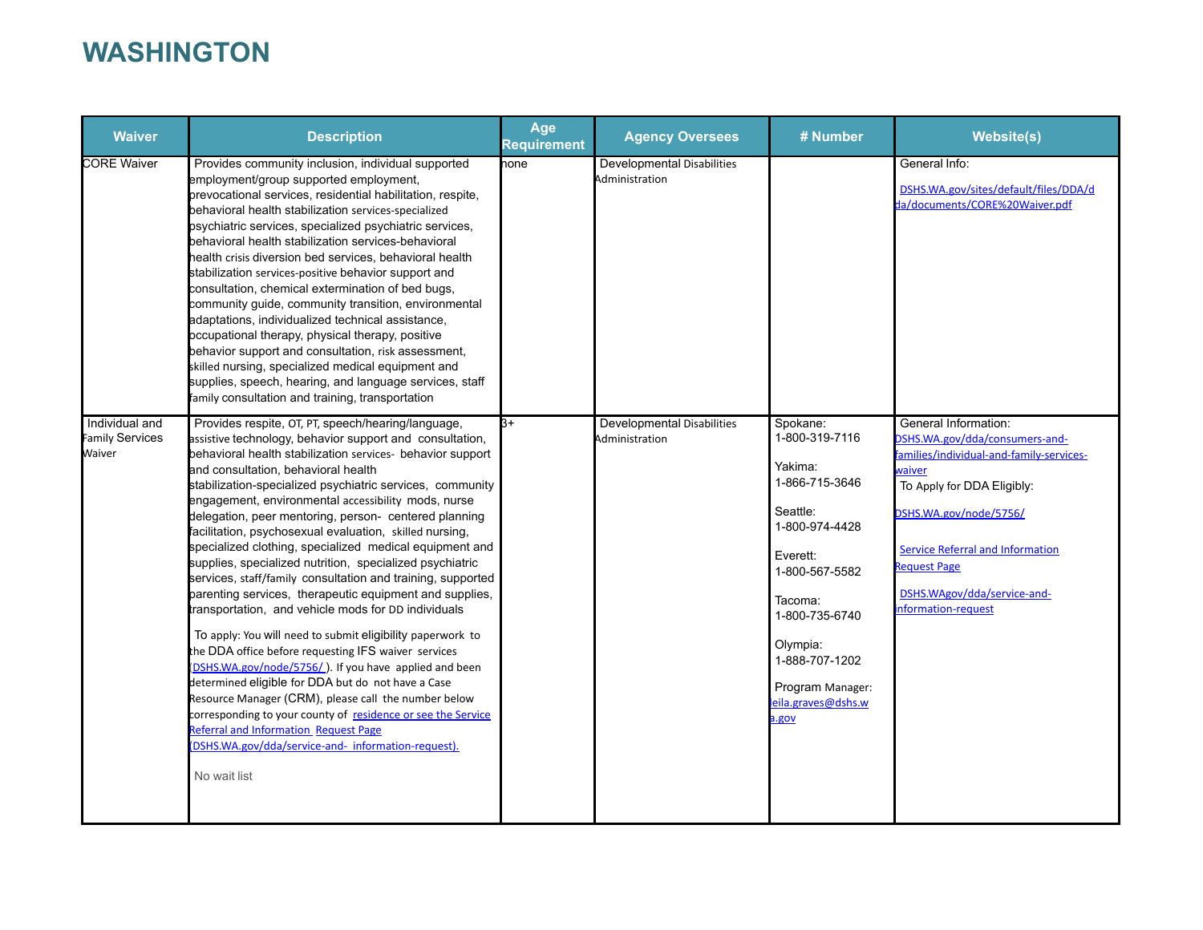# WASHINGTON

| Waiver | Description | Age Requirement | Agency Oversees | # Number | Website(s) |
|---|---|---|---|---|---|
| CORE Waiver | Provides community inclusion, individual supported employment/group supported employment, prevocational services, residential habilitation, respite, behavioral health stabilization services-specialized psychiatric services, specialized psychiatric services, behavioral health stabilization services-behavioral health crisis diversion bed services, behavioral health stabilization services-positive behavior support and consultation, chemical extermination of bed bugs, community guide, community transition, environmental adaptations, individualized technical assistance, occupational therapy, physical therapy, positive behavior support and consultation, risk assessment, skilled nursing, specialized medical equipment and supplies, speech, hearing, and language services, staff family consultation and training, transportation | none | Developmental Disabilities Administration | | General Info: DSHS.WA.gov/sites/default/files/DDA/dda/documents/CORE%20Waiver.pdf |
| Individual and Family Services Waiver | Provides respite, OT, PT, speech/hearing/language, assistive technology, behavior support and consultation, behavioral health stabilization services- behavior support and consultation, behavioral health stabilization-specialized psychiatric services, community engagement, environmental accessibility mods, nurse delegation, peer mentoring, person- centered planning facilitation, psychosexual evaluation, skilled nursing, specialized clothing, specialized medical equipment and supplies, specialized nutrition, specialized psychiatric services, staff/family consultation and training, supported parenting services, therapeutic equipment and supplies, transportation, and vehicle mods for DD individuals<br><br>To apply: You will need to submit eligibility paperwork to the DDA office before requesting IFS waiver services (DSHS.WA.gov/node/5756/ ). If you have applied and been determined eligible for DDA but do not have a Case Resource Manager (CRM), please call the number below corresponding to your county of residence or see the Service Referral and Information Request Page (DSHS.WA.gov/dda/service-and- information-request).<br><br>No wait list | 3+ | Developmental Disabilities Administration | Spokane: 1-800-319-7116<br><br>Yakima: 1-866-715-3646<br><br>Seattle: 1-800-974-4428<br><br>Everett: 1-800-567-5582<br><br>Tacoma: 1-800-735-6740<br><br>Olympia: 1-888-707-1202<br><br>Program Manager: leila.graves@dshs.wa.gov | General Information: DSHS.WA.gov/dda/consumers-and-families/individual-and-family-services-waiver<br>To Apply for DDA Eligibly:<br>DSHS.WA.gov/node/5756/<br><br>Service Referral and Information Request Page<br><br>DSHS.WAgov/dda/service-and-information-request |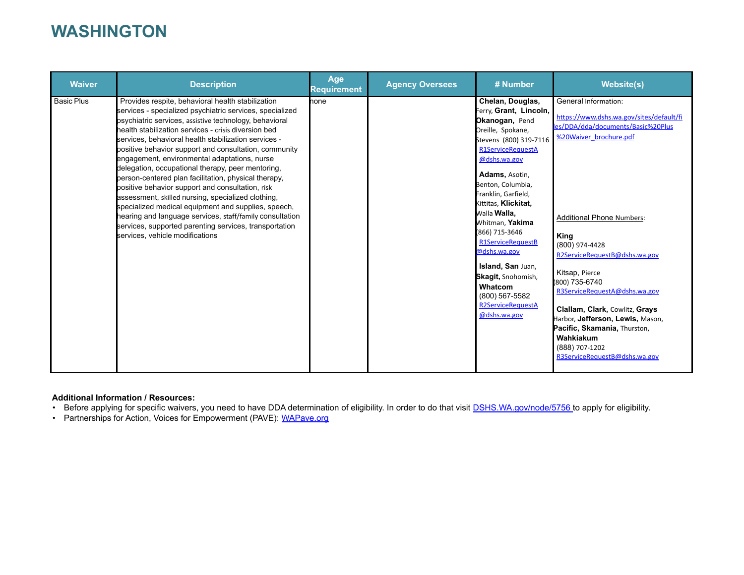# WASHINGTON

| Waiver | Description | Age Requirement | Agency Oversees | # Number | Website(s) |
|---|---|---|---|---|---|
| Basic Plus | Provides respite, behavioral health stabilization services - specialized psychiatric services, specialized psychiatric services, assistive technology, behavioral health stabilization services - crisis diversion bed services, behavioral health stabilization services - positive behavior support and consultation, community engagement, environmental adaptations, nurse delegation, occupational therapy, peer mentoring, person-centered plan facilitation, physical therapy, positive behavior support and consultation, risk assessment, skilled nursing, specialized clothing, specialized medical equipment and supplies, speech, hearing and language services, staff/family consultation services, supported parenting services, transportation services, vehicle modifications | none | | **Chelan, Douglas,** Ferry, **Grant, Lincoln, Okanogan,** Pend Oreille, Spokane, Stevens (800) 319-7116 R1ServiceRequestA@dshs.wa.gov<br><br>**Adams,** Asotin, Benton, Columbia, Franklin, Garfield, Kittitas, **Klickitat,** Walla **Walla,** Whitman, **Yakima** (866) 715-3646 R1ServiceRequestB@dshs.wa.gov<br><br>**Island, San** Juan, **Skagit,** Snohomish, **Whatcom** (800) 567-5582 R2ServiceRequestA@dshs.wa.gov | General Information:<br>https://www.dshs.wa.gov/sites/default/files/DDA/dda/documents/Basic%20Plus%20Waiver_brochure.pdf<br><br>Additional Phone Numbers:<br><br>**King** (800) 974-4428 R2ServiceRequestB@dshs.wa.gov<br><br>Kitsap, Pierce (800) 735-6740 R3ServiceRequestA@dshs.wa.gov<br><br>**Clallam, Clark,** Cowlitz, **Grays** Harbor, **Jefferson, Lewis,** Mason, **Pacific, Skamania,** Thurston, **Wahkiakum** (888) 707-1202 R3ServiceRequestB@dshs.wa.gov |

**Additional Information / Resources:**

- Before applying for specific waivers, you need to have DDA determination of eligibility. In order to do that visit [DSHS.WA.gov/node/5756](DSHS.WA.gov/node/5756) to apply for eligibility.
- Partnerships for Action, Voices for Empowerment (PAVE): [WAPave.org](WAPave.org)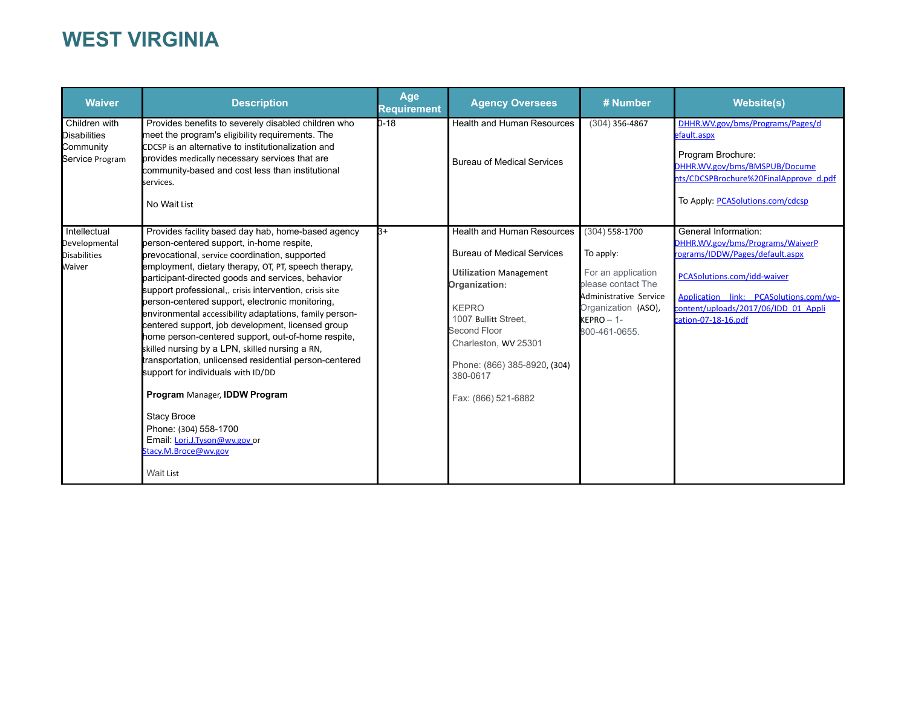# WEST VIRGINIA

| Waiver | Description | Age Requirement | Agency Oversees | # Number | Website(s) |
|---|---|---|---|---|---|
| Children with Disabilities Community Service Program | Provides benefits to severely disabled children who meet the program's eligibility requirements. The CDCSP is an alternative to institutionalization and provides medically necessary services that are community-based and cost less than institutional services.<br><br>No Wait List | 0-18 | Health and Human Resources<br><br>Bureau of Medical Services | (304) 356-4867 | DHHR.WV.gov/bms/Programs/Pages/default.aspx<br><br>Program Brochure: DHHR.WV.gov/bms/BMSPUB/Documents/CDCSPBrochure%20FinalApprove_d.pdf<br><br>To Apply: PCASolutions.com/cdcsp |
| Intellectual Developmental Disabilities Waiver | Provides facility based day hab, home-based agency person-centered support, in-home respite, prevocational, service coordination, supported employment, dietary therapy, OT, PT, speech therapy, participant-directed goods and services, behavior support professional,, crisis intervention, crisis site person-centered support, electronic monitoring, environmental accessibility adaptations, family person-centered support, job development, licensed group home person-centered support, out-of-home respite, skilled nursing by a LPN, skilled nursing a RN, transportation, unlicensed residential person-centered support for individuals with ID/DD<br><br>**Program** Manager, **IDDW Program**<br><br>Stacy Broce<br>Phone: (304) 558-1700<br>Email: Lori.J.Tyson@wv.gov or Stacy.M.Broce@wv.gov<br><br>Wait List | 3+ | Health and Human Resources<br><br>Bureau of Medical Services<br><br>**Utilization** Management **Organization**:<br><br>KEPRO<br>1007 Bullitt Street, Second Floor<br>Charleston, WV 25301<br><br>Phone: (866) 385-8920, (304) 380-0617<br><br>Fax: (866) 521-6882 | (304) 558-1700<br><br>To apply:<br><br>For an application please contact The Administrative Service Organization (ASO), KEPRO – 1-800-461-0655. | General Information: DHHR.WV.gov/bms/Programs/WaiverPrograms/IDDW/Pages/default.aspx<br><br>PCASolutions.com/idd-waiver<br><br>Application link: PCASolutions.com/wp-content/uploads/2017/06/IDD_01_Application-07-18-16.pdf |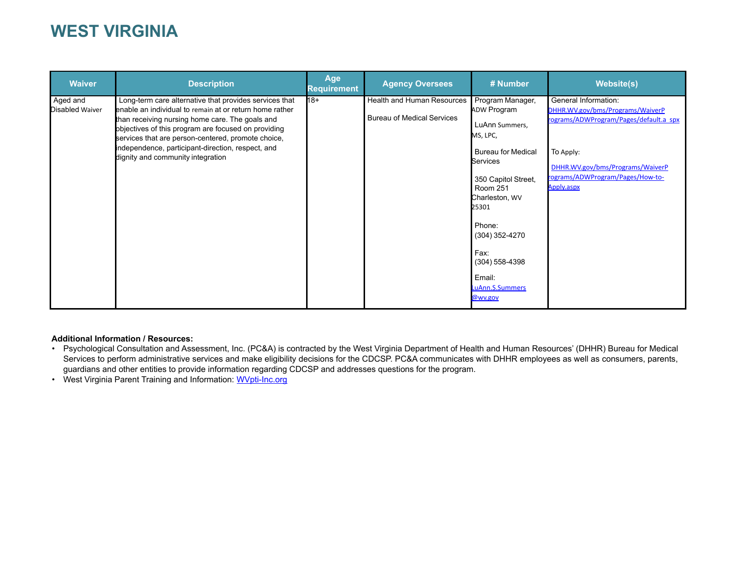# WEST VIRGINIA

| Waiver | Description | Age Requirement | Agency Oversees | # Number | Website(s) |
|---|---|---|---|---|---|
| Aged and Disabled Waiver | Long-term care alternative that provides services that enable an individual to remain at or return home rather than receiving nursing home care. The goals and objectives of this program are focused on providing services that are person-centered, promote choice, independence, participant-direction, respect, and dignity and community integration | 18+ | Health and Human Resources<br><br>Bureau of Medical Services | Program Manager, ADW Program<br><br>LuAnn Summers, MS, LPC,<br><br>Bureau for Medical Services<br><br>350 Capitol Street, Room 251<br>Charleston, WV 25301<br><br>Phone:<br>(304) 352-4270<br><br>Fax:<br>(304) 558-4398<br><br>Email:<br>LuAnn.S.Summers@wv.gov | General Information:<br>DHHR.WV.gov/bms/Programs/WaiverPrograms/ADWProgram/Pages/default.a spx<br><br>To Apply:<br>DHHR.WV.gov/bms/Programs/WaiverPrograms/ADWProgram/Pages/How-to-Apply.aspx |

**Additional Information / Resources:**

- Psychological Consultation and Assessment, Inc. (PC&A) is contracted by the West Virginia Department of Health and Human Resources' (DHHR) Bureau for Medical Services to perform administrative services and make eligibility decisions for the CDCSP. PC&A communicates with DHHR employees as well as consumers, parents, guardians and other entities to provide information regarding CDCSP and addresses questions for the program.
- West Virginia Parent Training and Information: WVpti-Inc.org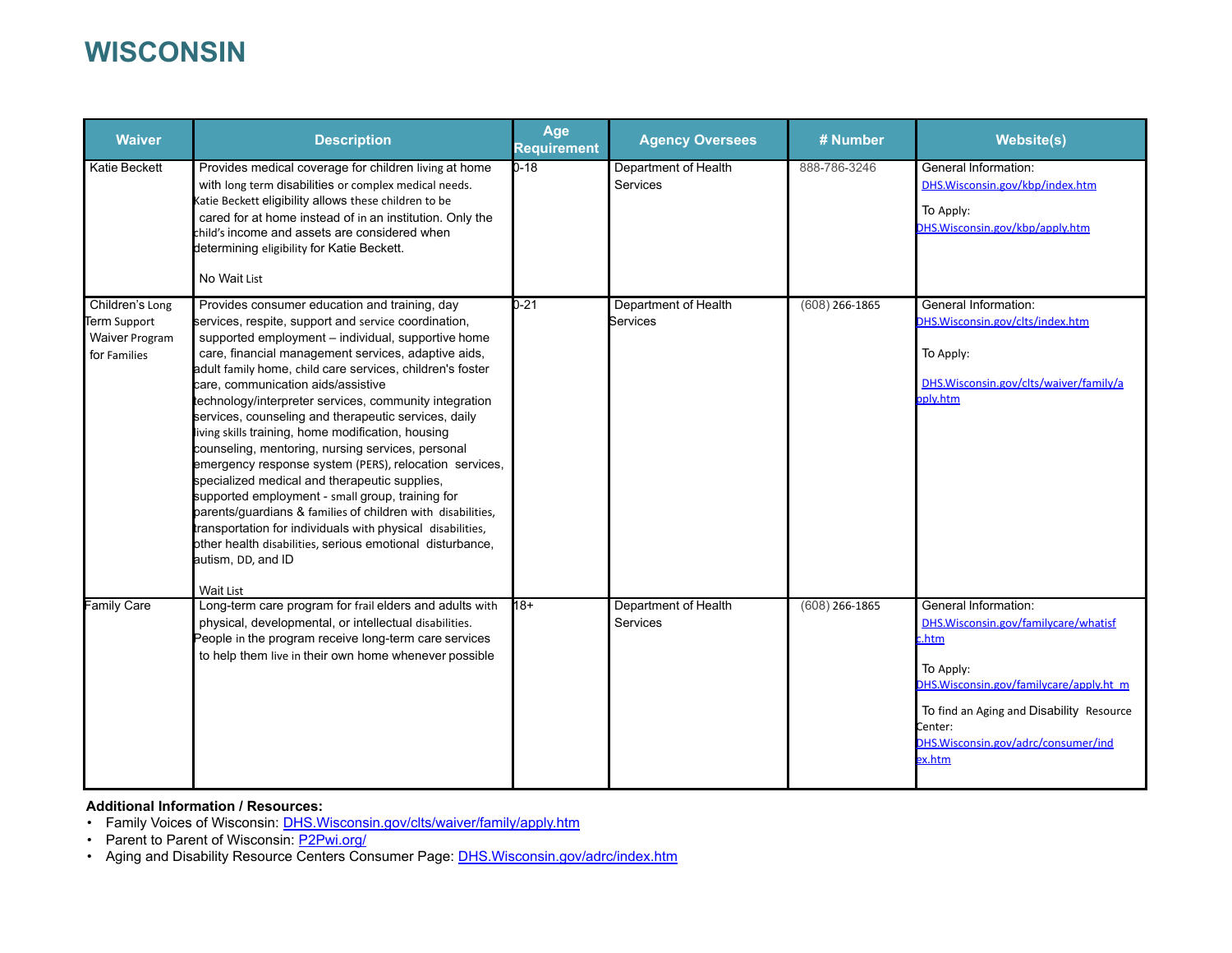# WISCONSIN

| Waiver | Description | Age Requirement | Agency Oversees | # Number | Website(s) |
|---|---|---|---|---|---|
| Katie Beckett | Provides medical coverage for children living at home with long term disabilities or complex medical needs. Katie Beckett eligibility allows these children to be cared for at home instead of in an institution. Only the child's income and assets are considered when determining eligibility for Katie Beckett.<br><br>No Wait List | 0-18 | Department of Health Services | 888-786-3246 | General Information: DHS.Wisconsin.gov/kbp/index.htm<br><br>To Apply: DHS.Wisconsin.gov/kbp/apply.htm |
| Children's Long Term Support Waiver Program for Families | Provides consumer education and training, day services, respite, support and service coordination, supported employment – individual, supportive home care, financial management services, adaptive aids, adult family home, child care services, children's foster care, communication aids/assistive technology/interpreter services, community integration services, counseling and therapeutic services, daily living skills training, home modification, housing counseling, mentoring, nursing services, personal emergency response system (PERS), relocation services, specialized medical and therapeutic supplies, supported employment - small group, training for parents/guardians & families of children with disabilities, transportation for individuals with physical disabilities, other health disabilities, serious emotional disturbance, autism, DD, and ID<br><br>Wait List | 0-21 | Department of Health Services | (608) 266-1865 | General Information: DHS.Wisconsin.gov/clts/index.htm<br><br>To Apply:<br><br>DHS.Wisconsin.gov/clts/waiver/family/apply.htm |
| Family Care | Long-term care program for frail elders and adults with physical, developmental, or intellectual disabilities. People in the program receive long-term care services to help them live in their own home whenever possible | 18+ | Department of Health Services | (608) 266-1865 | General Information: DHS.Wisconsin.gov/familycare/whatisfc.htm<br><br>To Apply: DHS.Wisconsin.gov/familycare/apply.ht m<br><br>To find an Aging and Disability Resource Center: DHS.Wisconsin.gov/adrc/consumer/index.htm |

**Additional Information / Resources:**

- Family Voices of Wisconsin: DHS.Wisconsin.gov/clts/waiver/family/apply.htm
- Parent to Parent of Wisconsin: P2Pwi.org/
- Aging and Disability Resource Centers Consumer Page: DHS.Wisconsin.gov/adrc/index.htm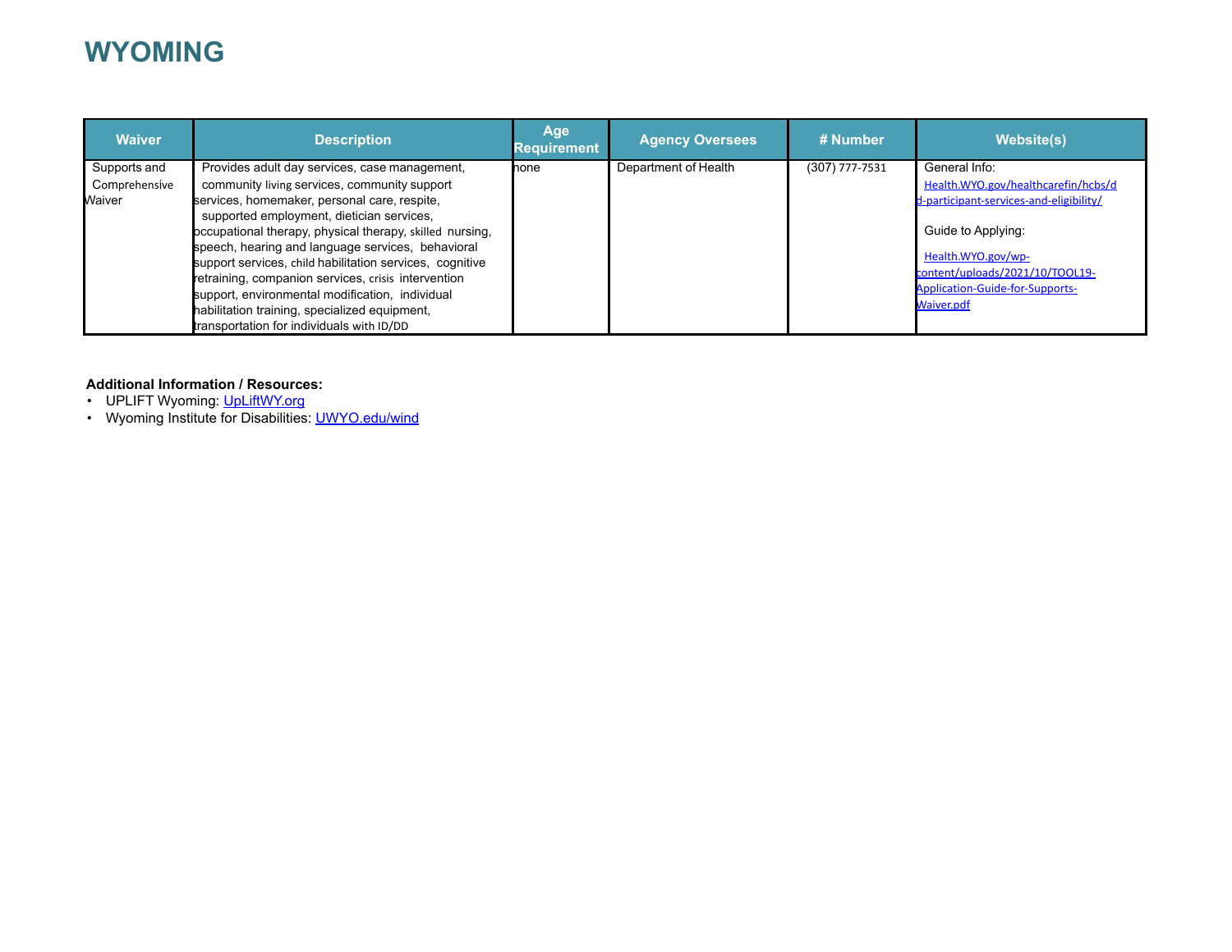# WYOMING

| Waiver | Description | Age Requirement | Agency Oversees | # Number | Website(s) |
|---|---|---|---|---|---|
| Supports and Comprehensive Waiver | Provides adult day services, case management, community living services, community support services, homemaker, personal care, respite, supported employment, dietician services, occupational therapy, physical therapy, skilled nursing, speech, hearing and language services, behavioral support services, child habilitation services, cognitive retraining, companion services, crisis intervention support, environmental modification, individual habilitation training, specialized equipment, transportation for individuals with ID/DD | none | Department of Health | (307) 777-7531 | General Info: Health.WYO.gov/healthcarefin/hcbs/dd-participant-services-and-eligibility/ Guide to Applying: Health.WYO.gov/wp-content/uploads/2021/10/TOOL19-Application-Guide-for-Supports-Waiver.pdf |

**Additional Information / Resources:**

- UPLIFT Wyoming: UpLiftWY.org
- Wyoming Institute for Disabilities: UWYO.edu/wind